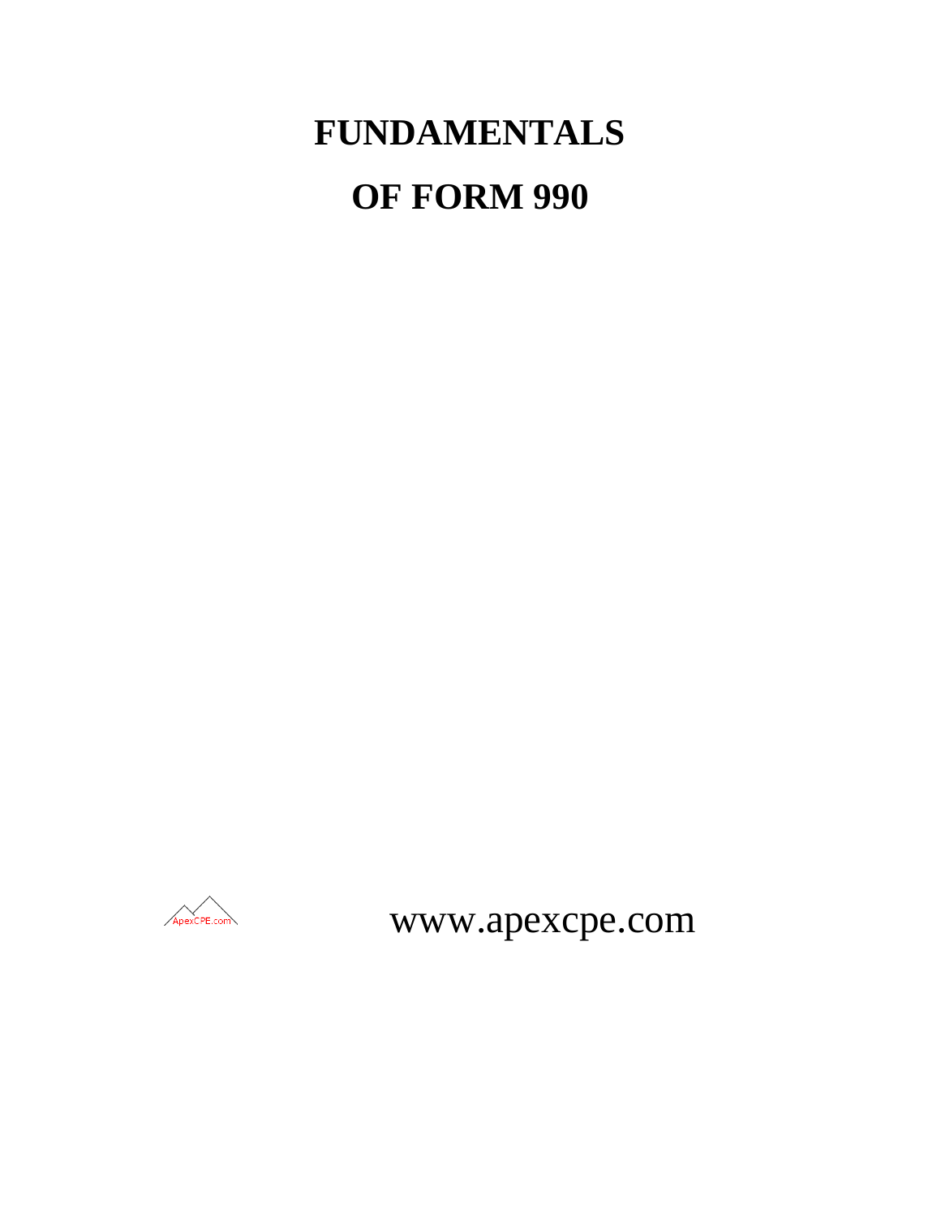# FUNDAMENTALS

# OF FORM 990

ApexCPE.com

www.apexcpe.com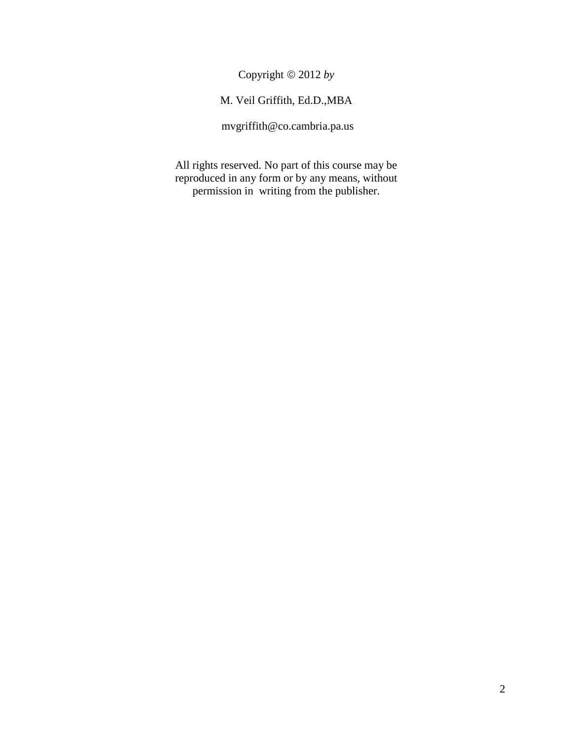Copyright © 2012 *by*

M. Veil Griffith, Ed.D.,MBA

mvgriffith@co.cambria.pa.us

All rights reserved. No part of this course may be reproduced in any form or by any means, without permission in writing from the publisher.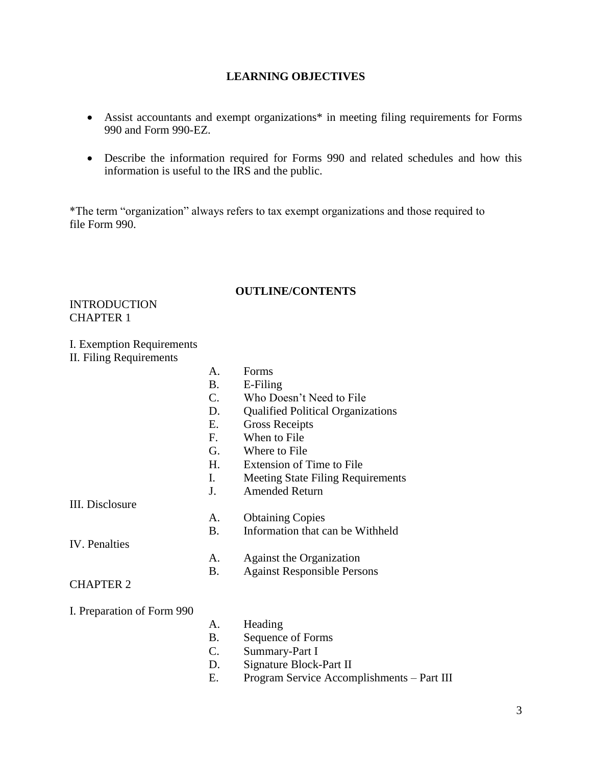## LEARNING OBJECTIVES

- Assist accountants and exempt organizations* in meeting filing requirements for Forms 990 and Form 990-EZ.
- Describe the information required for Forms 990 and related schedules and how this information is useful to the IRS and the public.

*The term "organization" always refers to tax exempt organizations and those required to file Form 990.

## OUTLINE/CONTENTS

INTRODUCTION

CHAPTER 1

I. Exemption Requirements

II. Filing Requirements

- A. Forms
- B. E-Filing
- C. Who Doesn't Need to File
- D. Qualified Political Organizations
- E. Gross Receipts
- F. When to File
- G. Where to File
- H. Extension of Time to File
- I. Meeting State Filing Requirements
- J. Amended Return

III. Disclosure

- A. Obtaining Copies
- B. Information that can be Withheld

IV. Penalties

- A. Against the Organization
- B. Against Responsible Persons

CHAPTER 2

I. Preparation of Form 990

- A. Heading
- B. Sequence of Forms
- C. Summary-Part I
- D. Signature Block-Part II
- E. Program Service Accomplishments – Part III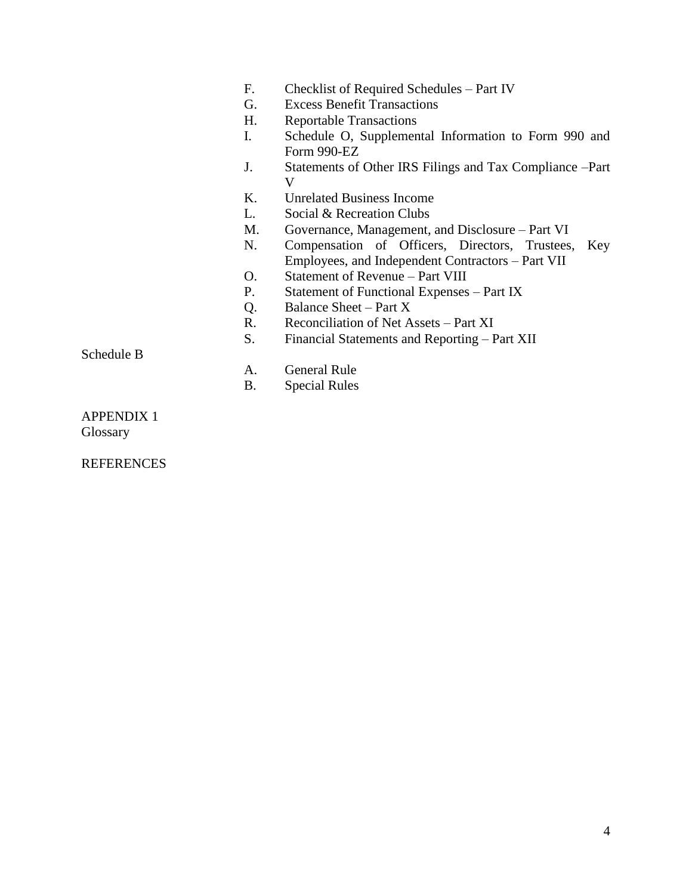- F. Checklist of Required Schedules – Part IV
- G. Excess Benefit Transactions
- H. Reportable Transactions
- I. Schedule O, Supplemental Information to Form 990 and Form 990-EZ
- J. Statements of Other IRS Filings and Tax Compliance –Part V
- K. Unrelated Business Income
- L. Social & Recreation Clubs
- M. Governance, Management, and Disclosure – Part VI
- N. Compensation of Officers, Directors, Trustees, Key Employees, and Independent Contractors – Part VII
- O. Statement of Revenue – Part VIII
- P. Statement of Functional Expenses – Part IX
- Q. Balance Sheet – Part X
- R. Reconciliation of Net Assets – Part XI
- S. Financial Statements and Reporting – Part XII

Schedule B

- A. General Rule
- B. Special Rules

APPENDIX 1
Glossary

REFERENCES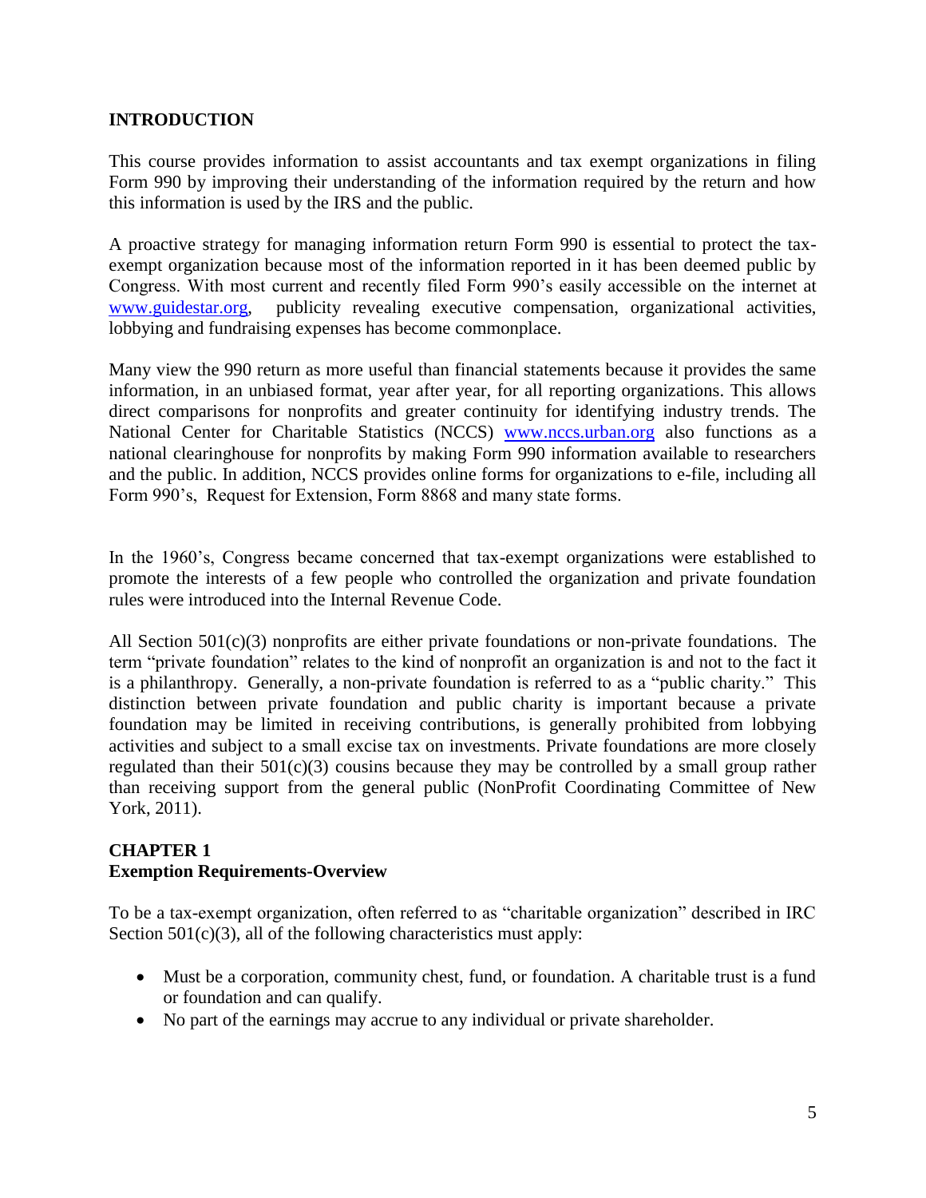## INTRODUCTION

This course provides information to assist accountants and tax exempt organizations in filing Form 990 by improving their understanding of the information required by the return and how this information is used by the IRS and the public.

A proactive strategy for managing information return Form 990 is essential to protect the tax-exempt organization because most of the information reported in it has been deemed public by Congress. With most current and recently filed Form 990's easily accessible on the internet at www.guidestar.org, publicity revealing executive compensation, organizational activities, lobbying and fundraising expenses has become commonplace.

Many view the 990 return as more useful than financial statements because it provides the same information, in an unbiased format, year after year, for all reporting organizations. This allows direct comparisons for nonprofits and greater continuity for identifying industry trends. The National Center for Charitable Statistics (NCCS) www.nccs.urban.org also functions as a national clearinghouse for nonprofits by making Form 990 information available to researchers and the public. In addition, NCCS provides online forms for organizations to e-file, including all Form 990's, Request for Extension, Form 8868 and many state forms.

In the 1960's, Congress became concerned that tax-exempt organizations were established to promote the interests of a few people who controlled the organization and private foundation rules were introduced into the Internal Revenue Code.

All Section 501(c)(3) nonprofits are either private foundations or non-private foundations. The term "private foundation" relates to the kind of nonprofit an organization is and not to the fact it is a philanthropy. Generally, a non-private foundation is referred to as a "public charity." This distinction between private foundation and public charity is important because a private foundation may be limited in receiving contributions, is generally prohibited from lobbying activities and subject to a small excise tax on investments. Private foundations are more closely regulated than their 501(c)(3) cousins because they may be controlled by a small group rather than receiving support from the general public (NonProfit Coordinating Committee of New York, 2011).

## CHAPTER 1
### Exemption Requirements-Overview

To be a tax-exempt organization, often referred to as "charitable organization" described in IRC Section 501(c)(3), all of the following characteristics must apply:

- Must be a corporation, community chest, fund, or foundation. A charitable trust is a fund or foundation and can qualify.
- No part of the earnings may accrue to any individual or private shareholder.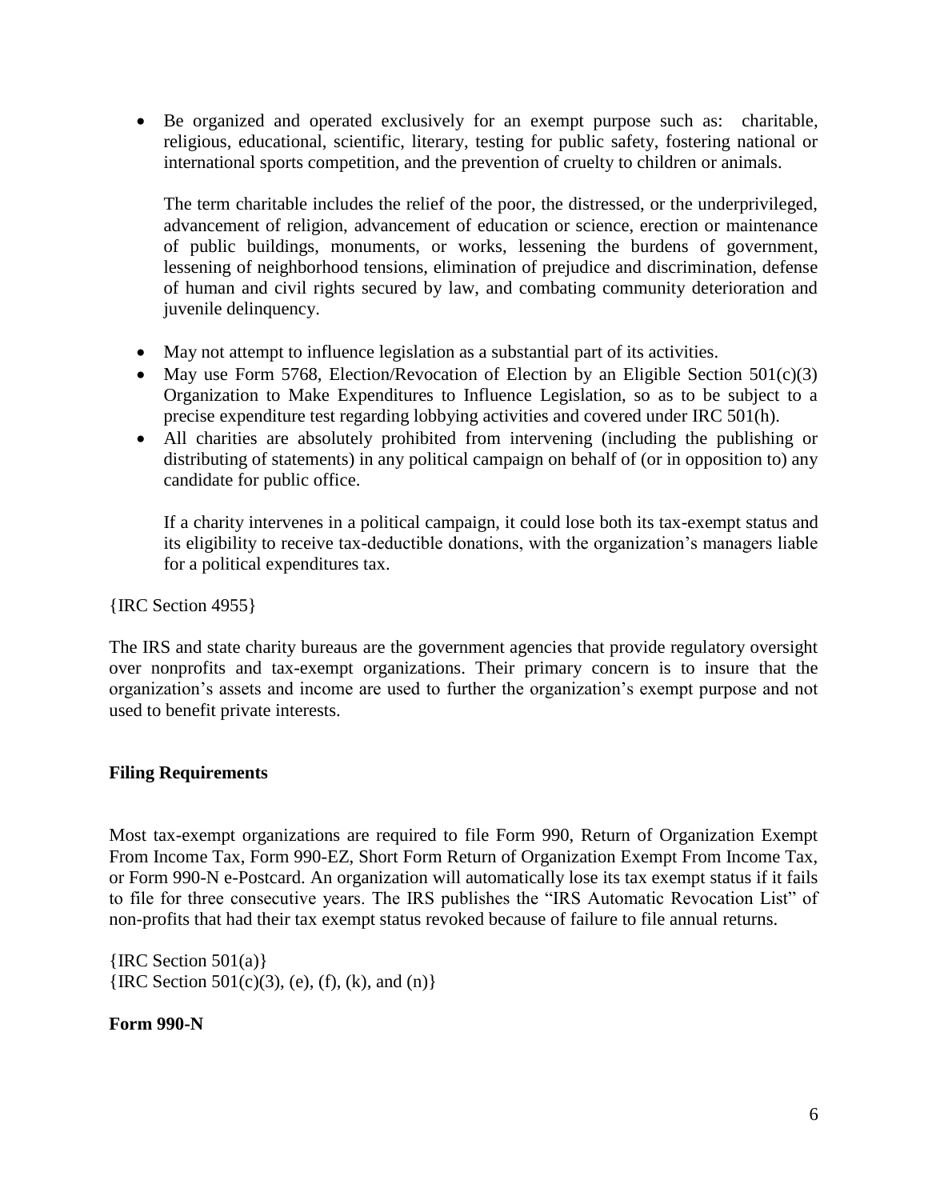- Be organized and operated exclusively for an exempt purpose such as: charitable, religious, educational, scientific, literary, testing for public safety, fostering national or international sports competition, and the prevention of cruelty to children or animals.

  The term charitable includes the relief of the poor, the distressed, or the underprivileged, advancement of religion, advancement of education or science, erection or maintenance of public buildings, monuments, or works, lessening the burdens of government, lessening of neighborhood tensions, elimination of prejudice and discrimination, defense of human and civil rights secured by law, and combating community deterioration and juvenile delinquency.

- May not attempt to influence legislation as a substantial part of its activities.
- May use Form 5768, Election/Revocation of Election by an Eligible Section 501(c)(3) Organization to Make Expenditures to Influence Legislation, so as to be subject to a precise expenditure test regarding lobbying activities and covered under IRC 501(h).
- All charities are absolutely prohibited from intervening (including the publishing or distributing of statements) in any political campaign on behalf of (or in opposition to) any candidate for public office.

  If a charity intervenes in a political campaign, it could lose both its tax-exempt status and its eligibility to receive tax-deductible donations, with the organization's managers liable for a political expenditures tax.

{IRC Section 4955}

The IRS and state charity bureaus are the government agencies that provide regulatory oversight over nonprofits and tax-exempt organizations. Their primary concern is to insure that the organization's assets and income are used to further the organization's exempt purpose and not used to benefit private interests.

**Filing Requirements**

Most tax-exempt organizations are required to file Form 990, Return of Organization Exempt From Income Tax, Form 990-EZ, Short Form Return of Organization Exempt From Income Tax, or Form 990-N e-Postcard. An organization will automatically lose its tax exempt status if it fails to file for three consecutive years. The IRS publishes the "IRS Automatic Revocation List" of non-profits that had their tax exempt status revoked because of failure to file annual returns.

{IRC Section 501(a)}
{IRC Section 501(c)(3), (e), (f), (k), and (n)}

**Form 990-N**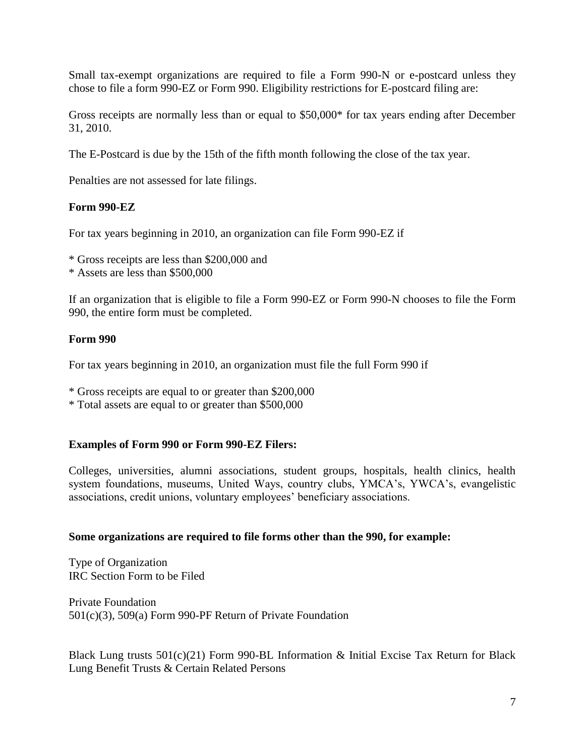Small tax-exempt organizations are required to file a Form 990-N or e-postcard unless they chose to file a form 990-EZ or Form 990. Eligibility restrictions for E-postcard filing are:

Gross receipts are normally less than or equal to $50,000* for tax years ending after December 31, 2010.

The E-Postcard is due by the 15th of the fifth month following the close of the tax year.

Penalties are not assessed for late filings.

**Form 990-EZ**

For tax years beginning in 2010, an organization can file Form 990-EZ if

* Gross receipts are less than $200,000 and
* Assets are less than $500,000

If an organization that is eligible to file a Form 990-EZ or Form 990-N chooses to file the Form 990, the entire form must be completed.

**Form 990**

For tax years beginning in 2010, an organization must file the full Form 990 if

* Gross receipts are equal to or greater than $200,000
* Total assets are equal to or greater than $500,000

**Examples of Form 990 or Form 990-EZ Filers:**

Colleges, universities, alumni associations, student groups, hospitals, health clinics, health system foundations, museums, United Ways, country clubs, YMCA's, YWCA's, evangelistic associations, credit unions, voluntary employees' beneficiary associations.

**Some organizations are required to file forms other than the 990, for example:**

Type of Organization
IRC Section Form to be Filed

Private Foundation
501(c)(3), 509(a) Form 990-PF Return of Private Foundation

Black Lung trusts 501(c)(21) Form 990-BL Information & Initial Excise Tax Return for Black Lung Benefit Trusts & Certain Related Persons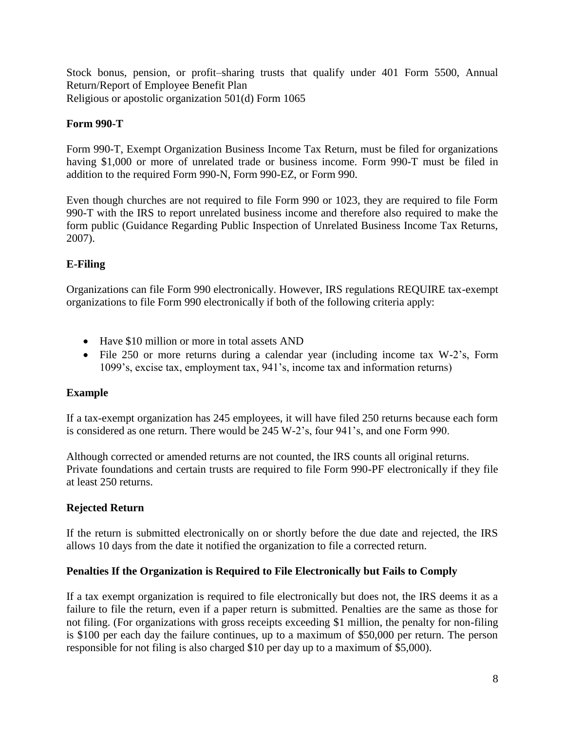Stock bonus, pension, or profit–sharing trusts that qualify under 401 Form 5500, Annual Return/Report of Employee Benefit Plan
Religious or apostolic organization 501(d) Form 1065

**Form 990-T**

Form 990-T, Exempt Organization Business Income Tax Return, must be filed for organizations having $1,000 or more of unrelated trade or business income. Form 990-T must be filed in addition to the required Form 990-N, Form 990-EZ, or Form 990.

Even though churches are not required to file Form 990 or 1023, they are required to file Form 990-T with the IRS to report unrelated business income and therefore also required to make the form public (Guidance Regarding Public Inspection of Unrelated Business Income Tax Returns, 2007).

**E-Filing**

Organizations can file Form 990 electronically. However, IRS regulations REQUIRE tax-exempt organizations to file Form 990 electronically if both of the following criteria apply:

- Have $10 million or more in total assets AND
- File 250 or more returns during a calendar year (including income tax W-2's, Form 1099's, excise tax, employment tax, 941's, income tax and information returns)

**Example**

If a tax-exempt organization has 245 employees, it will have filed 250 returns because each form is considered as one return. There would be 245 W-2's, four 941's, and one Form 990.

Although corrected or amended returns are not counted, the IRS counts all original returns. Private foundations and certain trusts are required to file Form 990-PF electronically if they file at least 250 returns.

**Rejected Return**

If the return is submitted electronically on or shortly before the due date and rejected, the IRS allows 10 days from the date it notified the organization to file a corrected return.

**Penalties If the Organization is Required to File Electronically but Fails to Comply**

If a tax exempt organization is required to file electronically but does not, the IRS deems it as a failure to file the return, even if a paper return is submitted. Penalties are the same as those for not filing. (For organizations with gross receipts exceeding $1 million, the penalty for non-filing is $100 per each day the failure continues, up to a maximum of $50,000 per return. The person responsible for not filing is also charged $10 per day up to a maximum of $5,000).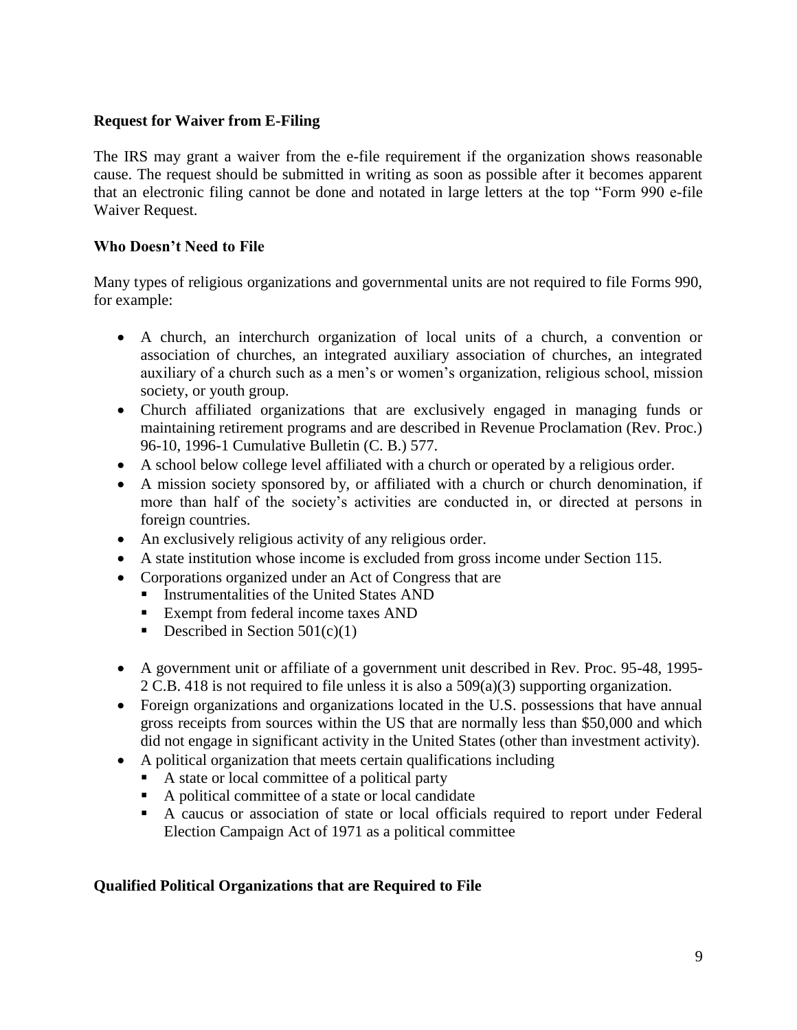**Request for Waiver from E-Filing**

The IRS may grant a waiver from the e-file requirement if the organization shows reasonable cause. The request should be submitted in writing as soon as possible after it becomes apparent that an electronic filing cannot be done and notated in large letters at the top "Form 990 e-file Waiver Request.

**Who Doesn't Need to File**

Many types of religious organizations and governmental units are not required to file Forms 990, for example:

- A church, an interchurch organization of local units of a church, a convention or association of churches, an integrated auxiliary association of churches, an integrated auxiliary of a church such as a men's or women's organization, religious school, mission society, or youth group.
- Church affiliated organizations that are exclusively engaged in managing funds or maintaining retirement programs and are described in Revenue Proclamation (Rev. Proc.) 96-10, 1996-1 Cumulative Bulletin (C. B.) 577.
- A school below college level affiliated with a church or operated by a religious order.
- A mission society sponsored by, or affiliated with a church or church denomination, if more than half of the society's activities are conducted in, or directed at persons in foreign countries.
- An exclusively religious activity of any religious order.
- A state institution whose income is excluded from gross income under Section 115.
- Corporations organized under an Act of Congress that are
  - Instrumentalities of the United States AND
  - Exempt from federal income taxes AND
  - Described in Section 501(c)(1)
- A government unit or affiliate of a government unit described in Rev. Proc. 95-48, 1995-2 C.B. 418 is not required to file unless it is also a 509(a)(3) supporting organization.
- Foreign organizations and organizations located in the U.S. possessions that have annual gross receipts from sources within the US that are normally less than $50,000 and which did not engage in significant activity in the United States (other than investment activity).
- A political organization that meets certain qualifications including
  - A state or local committee of a political party
  - A political committee of a state or local candidate
  - A caucus or association of state or local officials required to report under Federal Election Campaign Act of 1971 as a political committee

**Qualified Political Organizations that are Required to File**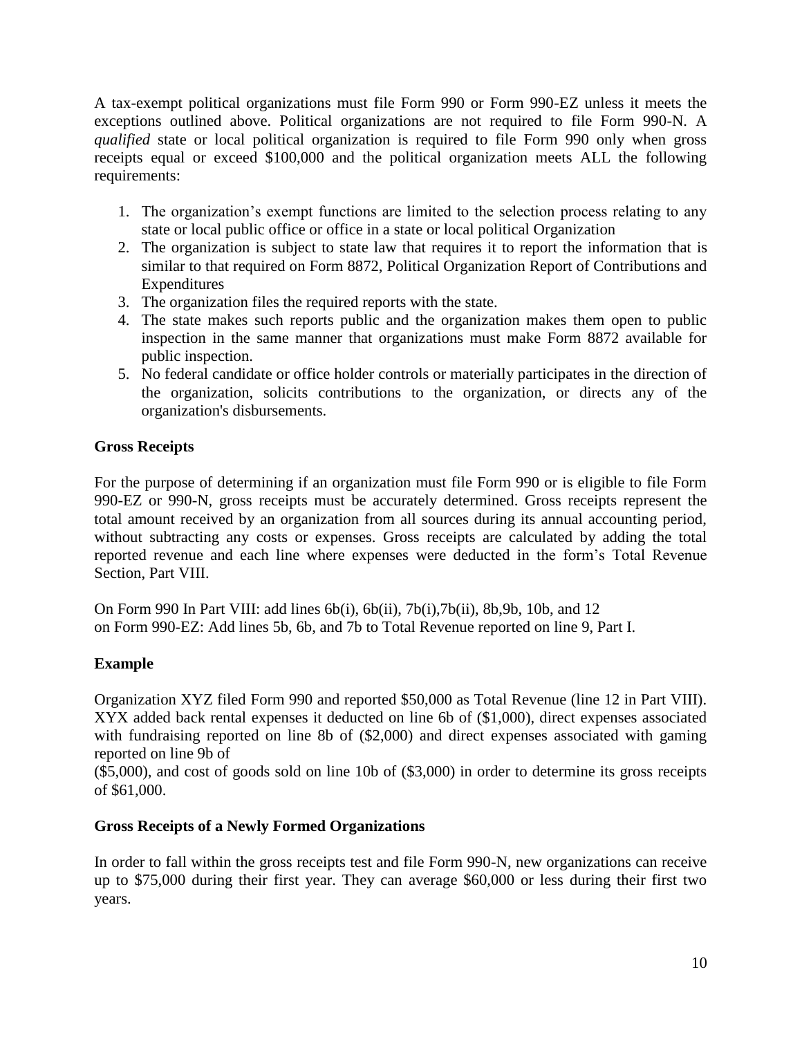A tax-exempt political organizations must file Form 990 or Form 990-EZ unless it meets the exceptions outlined above. Political organizations are not required to file Form 990-N. A *qualified* state or local political organization is required to file Form 990 only when gross receipts equal or exceed $100,000 and the political organization meets ALL the following requirements:

1. The organization's exempt functions are limited to the selection process relating to any state or local public office or office in a state or local political Organization
2. The organization is subject to state law that requires it to report the information that is similar to that required on Form 8872, Political Organization Report of Contributions and Expenditures
3. The organization files the required reports with the state.
4. The state makes such reports public and the organization makes them open to public inspection in the same manner that organizations must make Form 8872 available for public inspection.
5. No federal candidate or office holder controls or materially participates in the direction of the organization, solicits contributions to the organization, or directs any of the organization's disbursements.

**Gross Receipts**

For the purpose of determining if an organization must file Form 990 or is eligible to file Form 990-EZ or 990-N, gross receipts must be accurately determined. Gross receipts represent the total amount received by an organization from all sources during its annual accounting period, without subtracting any costs or expenses. Gross receipts are calculated by adding the total reported revenue and each line where expenses were deducted in the form's Total Revenue Section, Part VIII.

On Form 990 In Part VIII: add lines 6b(i), 6b(ii), 7b(i),7b(ii), 8b,9b, 10b, and 12
on Form 990-EZ: Add lines 5b, 6b, and 7b to Total Revenue reported on line 9, Part I.

**Example**

Organization XYZ filed Form 990 and reported $50,000 as Total Revenue (line 12 in Part VIII). XYX added back rental expenses it deducted on line 6b of ($1,000), direct expenses associated with fundraising reported on line 8b of ($2,000) and direct expenses associated with gaming reported on line 9b of
($5,000), and cost of goods sold on line 10b of ($3,000) in order to determine its gross receipts of $61,000.

**Gross Receipts of a Newly Formed Organizations**

In order to fall within the gross receipts test and file Form 990-N, new organizations can receive up to $75,000 during their first year. They can average $60,000 or less during their first two years.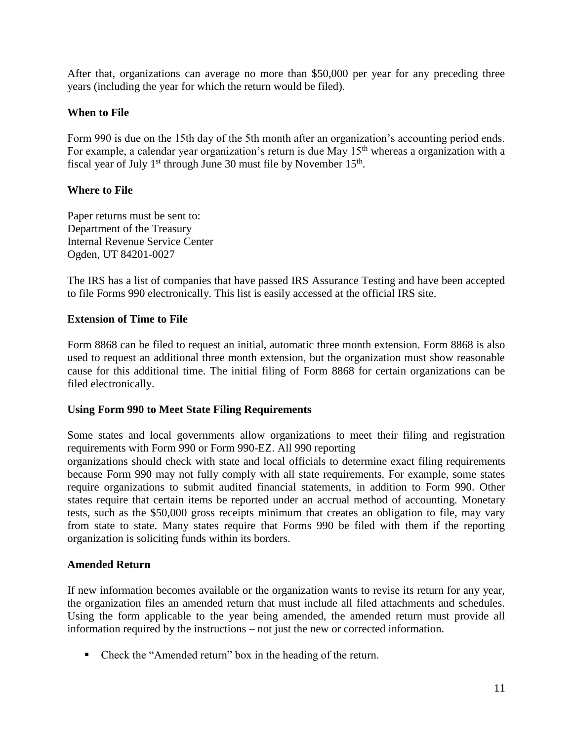After that, organizations can average no more than $50,000 per year for any preceding three years (including the year for which the return would be filed).

### When to File

Form 990 is due on the 15th day of the 5th month after an organization's accounting period ends. For example, a calendar year organization's return is due May 15th whereas a organization with a fiscal year of July 1st through June 30 must file by November 15th.

### Where to File

Paper returns must be sent to:
Department of the Treasury
Internal Revenue Service Center
Ogden, UT 84201-0027

The IRS has a list of companies that have passed IRS Assurance Testing and have been accepted to file Forms 990 electronically. This list is easily accessed at the official IRS site.

### Extension of Time to File

Form 8868 can be filed to request an initial, automatic three month extension. Form 8868 is also used to request an additional three month extension, but the organization must show reasonable cause for this additional time. The initial filing of Form 8868 for certain organizations can be filed electronically.

### Using Form 990 to Meet State Filing Requirements

Some states and local governments allow organizations to meet their filing and registration requirements with Form 990 or Form 990-EZ. All 990 reporting organizations should check with state and local officials to determine exact filing requirements because Form 990 may not fully comply with all state requirements. For example, some states require organizations to submit audited financial statements, in addition to Form 990. Other states require that certain items be reported under an accrual method of accounting. Monetary tests, such as the $50,000 gross receipts minimum that creates an obligation to file, may vary from state to state. Many states require that Forms 990 be filed with them if the reporting organization is soliciting funds within its borders.

### Amended Return

If new information becomes available or the organization wants to revise its return for any year, the organization files an amended return that must include all filed attachments and schedules. Using the form applicable to the year being amended, the amended return must provide all information required by the instructions – not just the new or corrected information.

- Check the "Amended return" box in the heading of the return.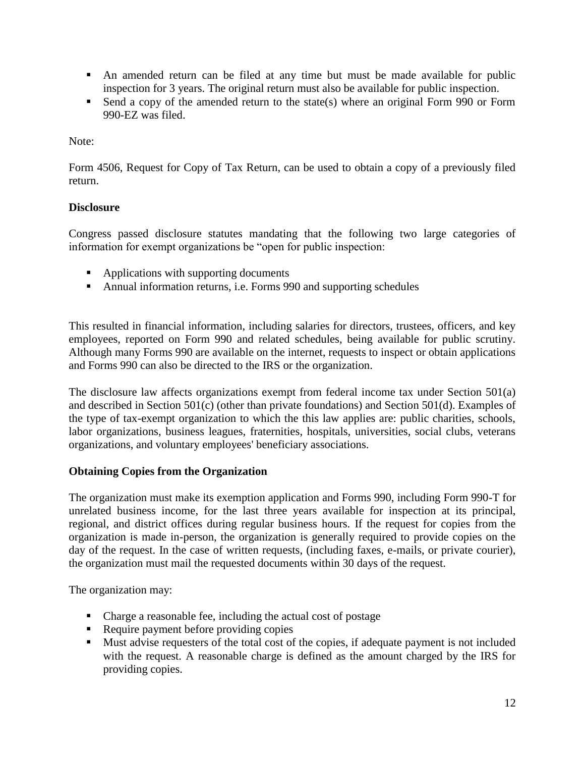- An amended return can be filed at any time but must be made available for public inspection for 3 years. The original return must also be available for public inspection.
- Send a copy of the amended return to the state(s) where an original Form 990 or Form 990-EZ was filed.

Note:

Form 4506, Request for Copy of Tax Return, can be used to obtain a copy of a previously filed return.

**Disclosure**

Congress passed disclosure statutes mandating that the following two large categories of information for exempt organizations be "open for public inspection:

- Applications with supporting documents
- Annual information returns, i.e. Forms 990 and supporting schedules

This resulted in financial information, including salaries for directors, trustees, officers, and key employees, reported on Form 990 and related schedules, being available for public scrutiny. Although many Forms 990 are available on the internet, requests to inspect or obtain applications and Forms 990 can also be directed to the IRS or the organization.

The disclosure law affects organizations exempt from federal income tax under Section 501(a) and described in Section 501(c) (other than private foundations) and Section 501(d). Examples of the type of tax-exempt organization to which the this law applies are: public charities, schools, labor organizations, business leagues, fraternities, hospitals, universities, social clubs, veterans organizations, and voluntary employees' beneficiary associations.

**Obtaining Copies from the Organization**

The organization must make its exemption application and Forms 990, including Form 990-T for unrelated business income, for the last three years available for inspection at its principal, regional, and district offices during regular business hours. If the request for copies from the organization is made in-person, the organization is generally required to provide copies on the day of the request. In the case of written requests, (including faxes, e-mails, or private courier), the organization must mail the requested documents within 30 days of the request.

The organization may:

- Charge a reasonable fee, including the actual cost of postage
- Require payment before providing copies
- Must advise requesters of the total cost of the copies, if adequate payment is not included with the request. A reasonable charge is defined as the amount charged by the IRS for providing copies.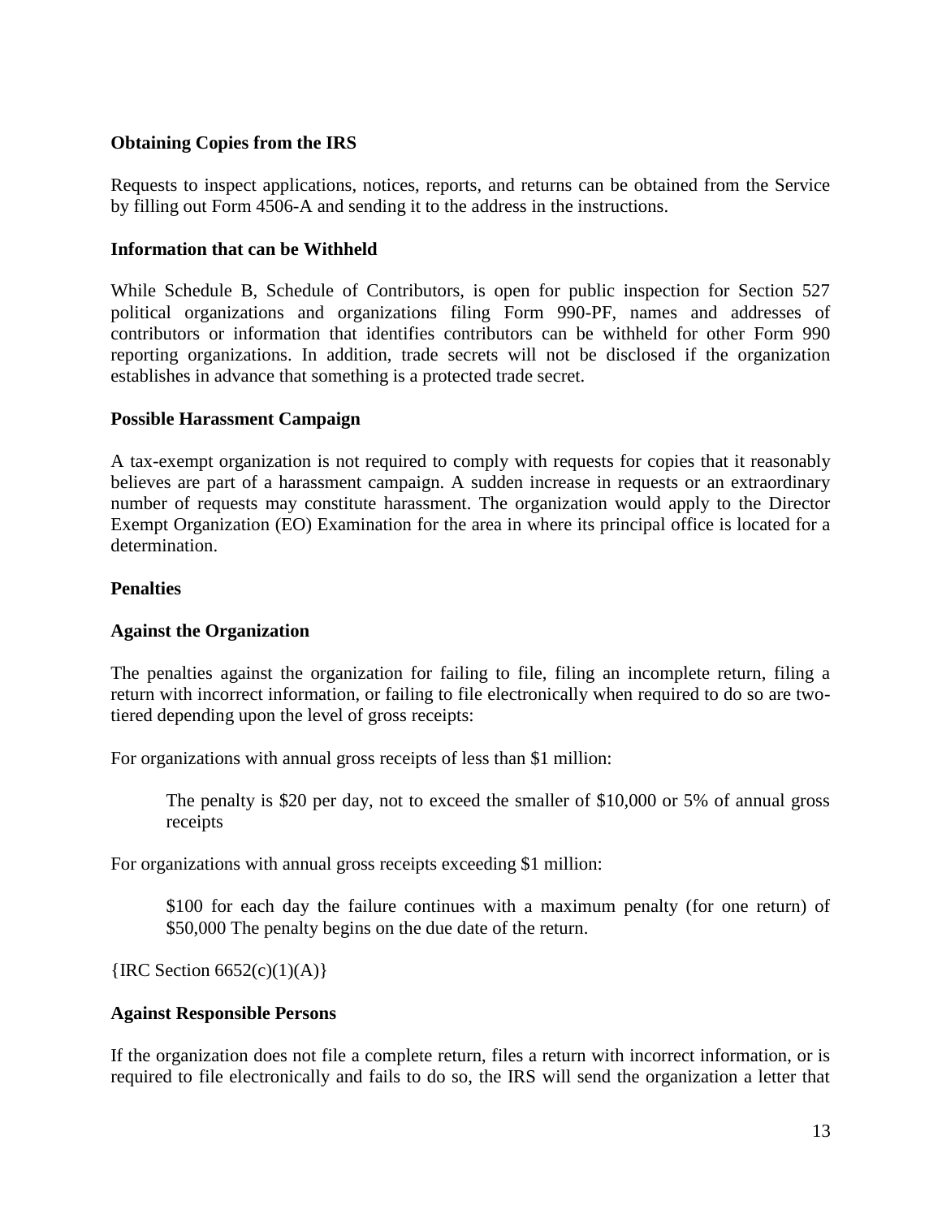**Obtaining Copies from the IRS**

Requests to inspect applications, notices, reports, and returns can be obtained from the Service by filling out Form 4506-A and sending it to the address in the instructions.

**Information that can be Withheld**

While Schedule B, Schedule of Contributors, is open for public inspection for Section 527 political organizations and organizations filing Form 990-PF, names and addresses of contributors or information that identifies contributors can be withheld for other Form 990 reporting organizations. In addition, trade secrets will not be disclosed if the organization establishes in advance that something is a protected trade secret.

**Possible Harassment Campaign**

A tax-exempt organization is not required to comply with requests for copies that it reasonably believes are part of a harassment campaign. A sudden increase in requests or an extraordinary number of requests may constitute harassment. The organization would apply to the Director Exempt Organization (EO) Examination for the area in where its principal office is located for a determination.

**Penalties**

**Against the Organization**

The penalties against the organization for failing to file, filing an incomplete return, filing a return with incorrect information, or failing to file electronically when required to do so are two-tiered depending upon the level of gross receipts:

For organizations with annual gross receipts of less than $1 million:

> The penalty is $20 per day, not to exceed the smaller of $10,000 or 5% of annual gross receipts

For organizations with annual gross receipts exceeding $1 million:

> $100 for each day the failure continues with a maximum penalty (for one return) of $50,000 The penalty begins on the due date of the return.

{IRC Section 6652(c)(1)(A)}

**Against Responsible Persons**

If the organization does not file a complete return, files a return with incorrect information, or is required to file electronically and fails to do so, the IRS will send the organization a letter that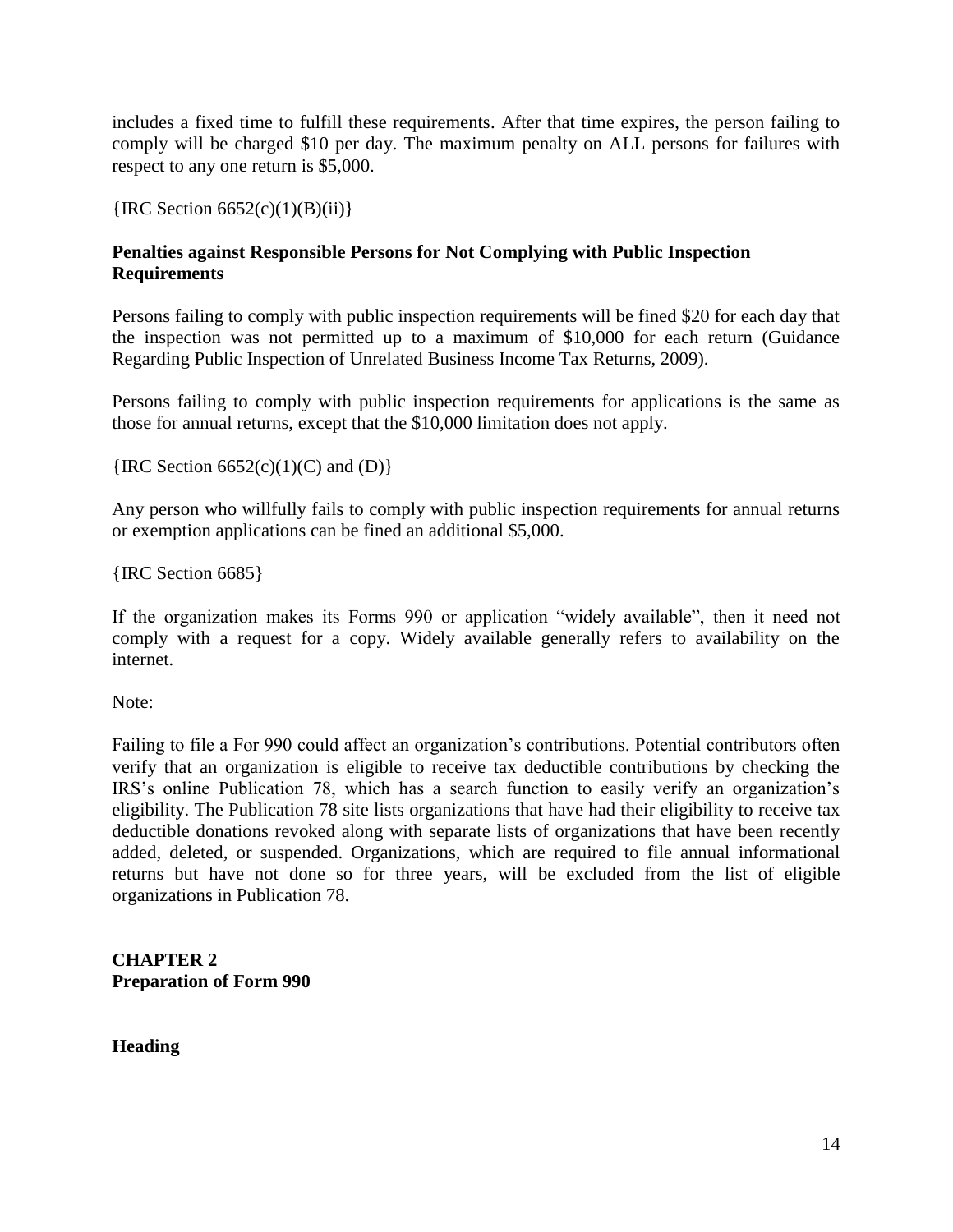includes a fixed time to fulfill these requirements. After that time expires, the person failing to comply will be charged $10 per day. The maximum penalty on ALL persons for failures with respect to any one return is $5,000.

{IRC Section 6652(c)(1)(B)(ii)}

### Penalties against Responsible Persons for Not Complying with Public Inspection Requirements

Persons failing to comply with public inspection requirements will be fined $20 for each day that the inspection was not permitted up to a maximum of $10,000 for each return (Guidance Regarding Public Inspection of Unrelated Business Income Tax Returns, 2009).

Persons failing to comply with public inspection requirements for applications is the same as those for annual returns, except that the $10,000 limitation does not apply.

{IRC Section 6652(c)(1)(C) and (D)}

Any person who willfully fails to comply with public inspection requirements for annual returns or exemption applications can be fined an additional $5,000.

{IRC Section 6685}

If the organization makes its Forms 990 or application "widely available", then it need not comply with a request for a copy. Widely available generally refers to availability on the internet.

Note:

Failing to file a For 990 could affect an organization's contributions. Potential contributors often verify that an organization is eligible to receive tax deductible contributions by checking the IRS's online Publication 78, which has a search function to easily verify an organization's eligibility. The Publication 78 site lists organizations that have had their eligibility to receive tax deductible donations revoked along with separate lists of organizations that have been recently added, deleted, or suspended. Organizations, which are required to file annual informational returns but have not done so for three years, will be excluded from the list of eligible organizations in Publication 78.

## CHAPTER 2
## Preparation of Form 990

### Heading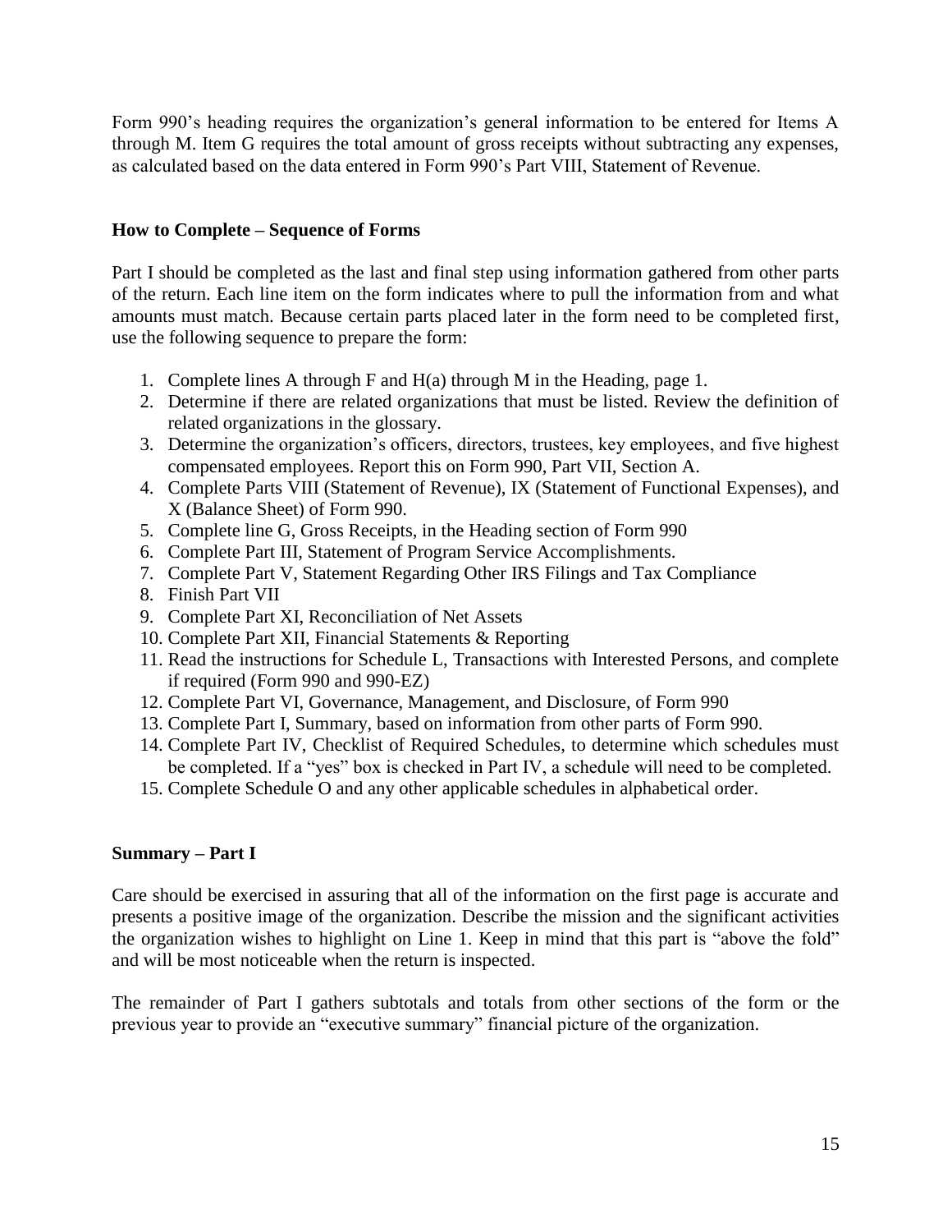Form 990's heading requires the organization's general information to be entered for Items A through M. Item G requires the total amount of gross receipts without subtracting any expenses, as calculated based on the data entered in Form 990's Part VIII, Statement of Revenue.

**How to Complete – Sequence of Forms**

Part I should be completed as the last and final step using information gathered from other parts of the return. Each line item on the form indicates where to pull the information from and what amounts must match. Because certain parts placed later in the form need to be completed first, use the following sequence to prepare the form:

1. Complete lines A through F and H(a) through M in the Heading, page 1.
2. Determine if there are related organizations that must be listed. Review the definition of related organizations in the glossary.
3. Determine the organization's officers, directors, trustees, key employees, and five highest compensated employees. Report this on Form 990, Part VII, Section A.
4. Complete Parts VIII (Statement of Revenue), IX (Statement of Functional Expenses), and X (Balance Sheet) of Form 990.
5. Complete line G, Gross Receipts, in the Heading section of Form 990
6. Complete Part III, Statement of Program Service Accomplishments.
7. Complete Part V, Statement Regarding Other IRS Filings and Tax Compliance
8. Finish Part VII
9. Complete Part XI, Reconciliation of Net Assets
10. Complete Part XII, Financial Statements & Reporting
11. Read the instructions for Schedule L, Transactions with Interested Persons, and complete if required (Form 990 and 990-EZ)
12. Complete Part VI, Governance, Management, and Disclosure, of Form 990
13. Complete Part I, Summary, based on information from other parts of Form 990.
14. Complete Part IV, Checklist of Required Schedules, to determine which schedules must be completed. If a "yes" box is checked in Part IV, a schedule will need to be completed.
15. Complete Schedule O and any other applicable schedules in alphabetical order.

**Summary – Part I**

Care should be exercised in assuring that all of the information on the first page is accurate and presents a positive image of the organization. Describe the mission and the significant activities the organization wishes to highlight on Line 1. Keep in mind that this part is "above the fold" and will be most noticeable when the return is inspected.

The remainder of Part I gathers subtotals and totals from other sections of the form or the previous year to provide an "executive summary" financial picture of the organization.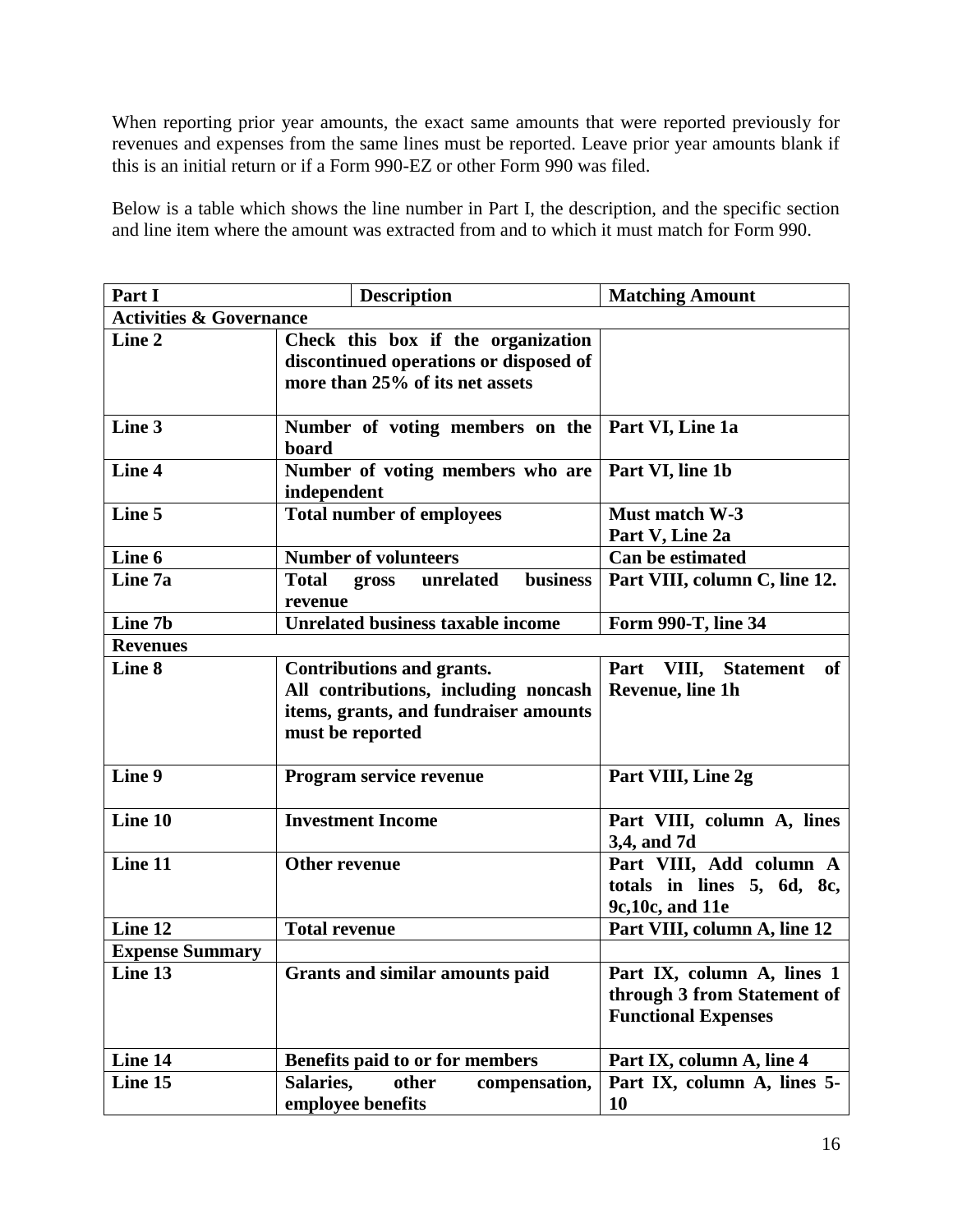When reporting prior year amounts, the exact same amounts that were reported previously for revenues and expenses from the same lines must be reported. Leave prior year amounts blank if this is an initial return or if a Form 990-EZ or other Form 990 was filed.

Below is a table which shows the line number in Part I, the description, and the specific section and line item where the amount was extracted from and to which it must match for Form 990.

| Part I | Description | Matching Amount |
|---|---|---|
| **Activities & Governance** | | |
| **Line 2** | **Check this box if the organization discontinued operations or disposed of more than 25% of its net assets** | |
| **Line 3** | **Number of voting members on the board** | **Part VI, Line 1a** |
| **Line 4** | **Number of voting members who are independent** | **Part VI, line 1b** |
| **Line 5** | **Total number of employees** | **Must match W-3 Part V, Line 2a** |
| **Line 6** | **Number of volunteers** | **Can be estimated** |
| **Line 7a** | **Total gross unrelated business revenue** | **Part VIII, column C, line 12.** |
| **Line 7b** | **Unrelated business taxable income** | **Form 990-T, line 34** |
| **Revenues** | | |
| **Line 8** | **Contributions and grants. All contributions, including noncash items, grants, and fundraiser amounts must be reported** | **Part VIII, Statement of Revenue, line 1h** |
| **Line 9** | **Program service revenue** | **Part VIII, Line 2g** |
| **Line 10** | **Investment Income** | **Part VIII, column A, lines 3,4, and 7d** |
| **Line 11** | **Other revenue** | **Part VIII, Add column A totals in lines 5, 6d, 8c, 9c,10c, and 11e** |
| **Line 12** | **Total revenue** | **Part VIII, column A, line 12** |
| **Expense Summary** | | |
| **Line 13** | **Grants and similar amounts paid** | **Part IX, column A, lines 1 through 3 from Statement of Functional Expenses** |
| **Line 14** | **Benefits paid to or for members** | **Part IX, column A, line 4** |
| **Line 15** | **Salaries, other compensation, employee benefits** | **Part IX, column A, lines 5-10** |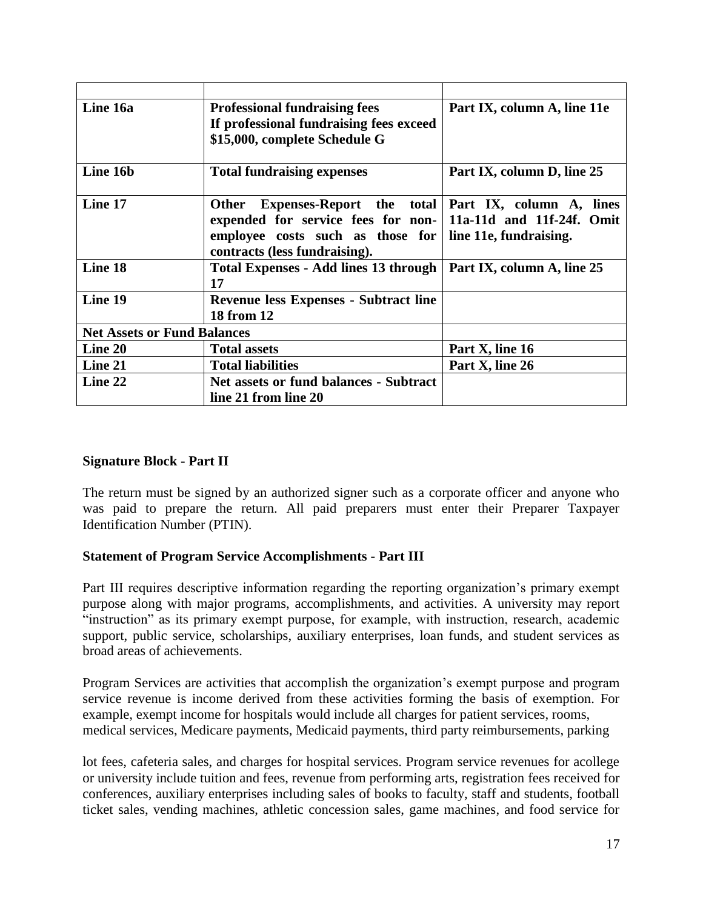| | | |
|---|---|---|
| **Line 16a** | **Professional fundraising fees If professional fundraising fees exceed $15,000, complete Schedule G** | **Part IX, column A, line 11e** |
| **Line 16b** | **Total fundraising expenses** | **Part IX, column D, line 25** |
| **Line 17** | **Other Expenses-Report the total expended for service fees for non-employee costs such as those for contracts (less fundraising).** | **Part IX, column A, lines 11a-11d and 11f-24f. Omit line 11e, fundraising.** |
| **Line 18** | **Total Expenses - Add lines 13 through 17** | **Part IX, column A, line 25** |
| **Line 19** | **Revenue less Expenses - Subtract line 18 from 12** | |
| **Net Assets or Fund Balances** | | |
| **Line 20** | **Total assets** | **Part X, line 16** |
| **Line 21** | **Total liabilities** | **Part X, line 26** |
| **Line 22** | **Net assets or fund balances - Subtract line 21 from line 20** | |

**Signature Block - Part II**

The return must be signed by an authorized signer such as a corporate officer and anyone who was paid to prepare the return. All paid preparers must enter their Preparer Taxpayer Identification Number (PTIN).

**Statement of Program Service Accomplishments - Part III**

Part III requires descriptive information regarding the reporting organization's primary exempt purpose along with major programs, accomplishments, and activities. A university may report "instruction" as its primary exempt purpose, for example, with instruction, research, academic support, public service, scholarships, auxiliary enterprises, loan funds, and student services as broad areas of achievements.

Program Services are activities that accomplish the organization's exempt purpose and program service revenue is income derived from these activities forming the basis of exemption. For example, exempt income for hospitals would include all charges for patient services, rooms, medical services, Medicare payments, Medicaid payments, third party reimbursements, parking lot fees, cafeteria sales, and charges for hospital services. Program service revenues for acollege or university include tuition and fees, revenue from performing arts, registration fees received for conferences, auxiliary enterprises including sales of books to faculty, staff and students, football ticket sales, vending machines, athletic concession sales, game machines, and food service for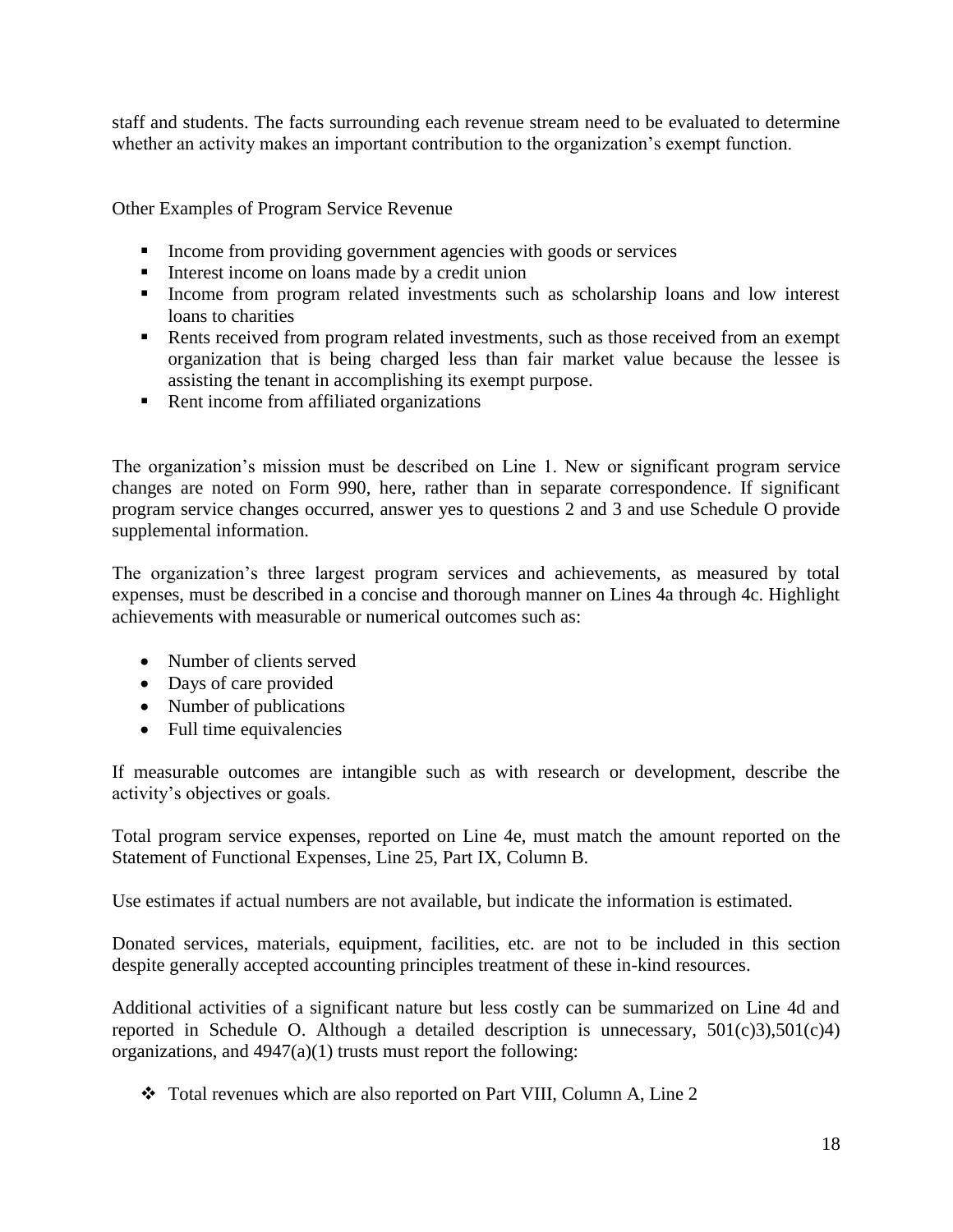staff and students. The facts surrounding each revenue stream need to be evaluated to determine whether an activity makes an important contribution to the organization's exempt function.

Other Examples of Program Service Revenue

- Income from providing government agencies with goods or services
- Interest income on loans made by a credit union
- Income from program related investments such as scholarship loans and low interest loans to charities
- Rents received from program related investments, such as those received from an exempt organization that is being charged less than fair market value because the lessee is assisting the tenant in accomplishing its exempt purpose.
- Rent income from affiliated organizations

The organization's mission must be described on Line 1. New or significant program service changes are noted on Form 990, here, rather than in separate correspondence. If significant program service changes occurred, answer yes to questions 2 and 3 and use Schedule O provide supplemental information.

The organization's three largest program services and achievements, as measured by total expenses, must be described in a concise and thorough manner on Lines 4a through 4c. Highlight achievements with measurable or numerical outcomes such as:

- Number of clients served
- Days of care provided
- Number of publications
- Full time equivalencies

If measurable outcomes are intangible such as with research or development, describe the activity's objectives or goals.

Total program service expenses, reported on Line 4e, must match the amount reported on the Statement of Functional Expenses, Line 25, Part IX, Column B.

Use estimates if actual numbers are not available, but indicate the information is estimated.

Donated services, materials, equipment, facilities, etc. are not to be included in this section despite generally accepted accounting principles treatment of these in-kind resources.

Additional activities of a significant nature but less costly can be summarized on Line 4d and reported in Schedule O. Although a detailed description is unnecessary, 501(c)3),501(c)4) organizations, and 4947(a)(1) trusts must report the following:

- Total revenues which are also reported on Part VIII, Column A, Line 2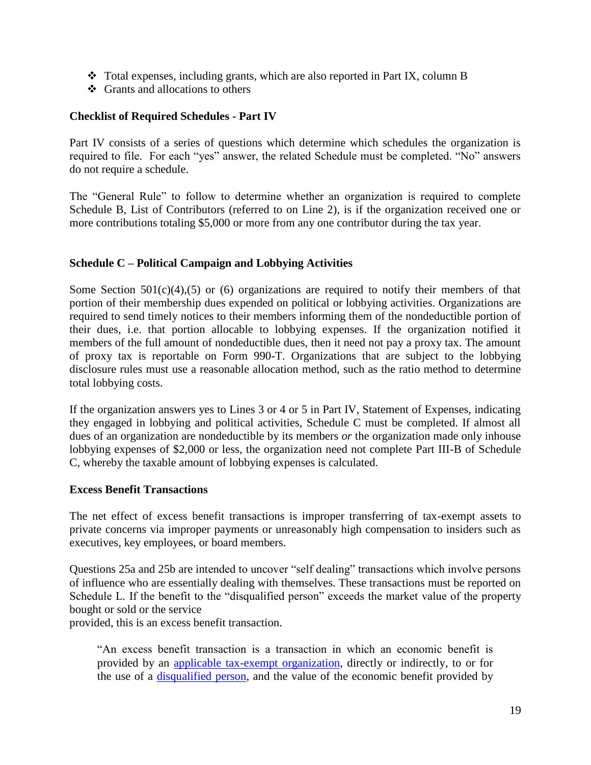- ❖ Total expenses, including grants, which are also reported in Part IX, column B
- ❖ Grants and allocations to others

**Checklist of Required Schedules - Part IV**

Part IV consists of a series of questions which determine which schedules the organization is required to file. For each "yes" answer, the related Schedule must be completed. "No" answers do not require a schedule.

The "General Rule" to follow to determine whether an organization is required to complete Schedule B, List of Contributors (referred to on Line 2), is if the organization received one or more contributions totaling $5,000 or more from any one contributor during the tax year.

**Schedule C – Political Campaign and Lobbying Activities**

Some Section 501(c)(4),(5) or (6) organizations are required to notify their members of that portion of their membership dues expended on political or lobbying activities. Organizations are required to send timely notices to their members informing them of the nondeductible portion of their dues, i.e. that portion allocable to lobbying expenses. If the organization notified it members of the full amount of nondeductible dues, then it need not pay a proxy tax. The amount of proxy tax is reportable on Form 990-T. Organizations that are subject to the lobbying disclosure rules must use a reasonable allocation method, such as the ratio method to determine total lobbying costs.

If the organization answers yes to Lines 3 or 4 or 5 in Part IV, Statement of Expenses, indicating they engaged in lobbying and political activities, Schedule C must be completed. If almost all dues of an organization are nondeductible by its members *or* the organization made only inhouse lobbying expenses of $2,000 or less, the organization need not complete Part III-B of Schedule C, whereby the taxable amount of lobbying expenses is calculated.

**Excess Benefit Transactions**

The net effect of excess benefit transactions is improper transferring of tax-exempt assets to private concerns via improper payments or unreasonably high compensation to insiders such as executives, key employees, or board members.

Questions 25a and 25b are intended to uncover "self dealing" transactions which involve persons of influence who are essentially dealing with themselves. These transactions must be reported on Schedule L. If the benefit to the "disqualified person" exceeds the market value of the property bought or sold or the service provided, this is an excess benefit transaction.

> "An excess benefit transaction is a transaction in which an economic benefit is provided by an applicable tax-exempt organization, directly or indirectly, to or for the use of a disqualified person, and the value of the economic benefit provided by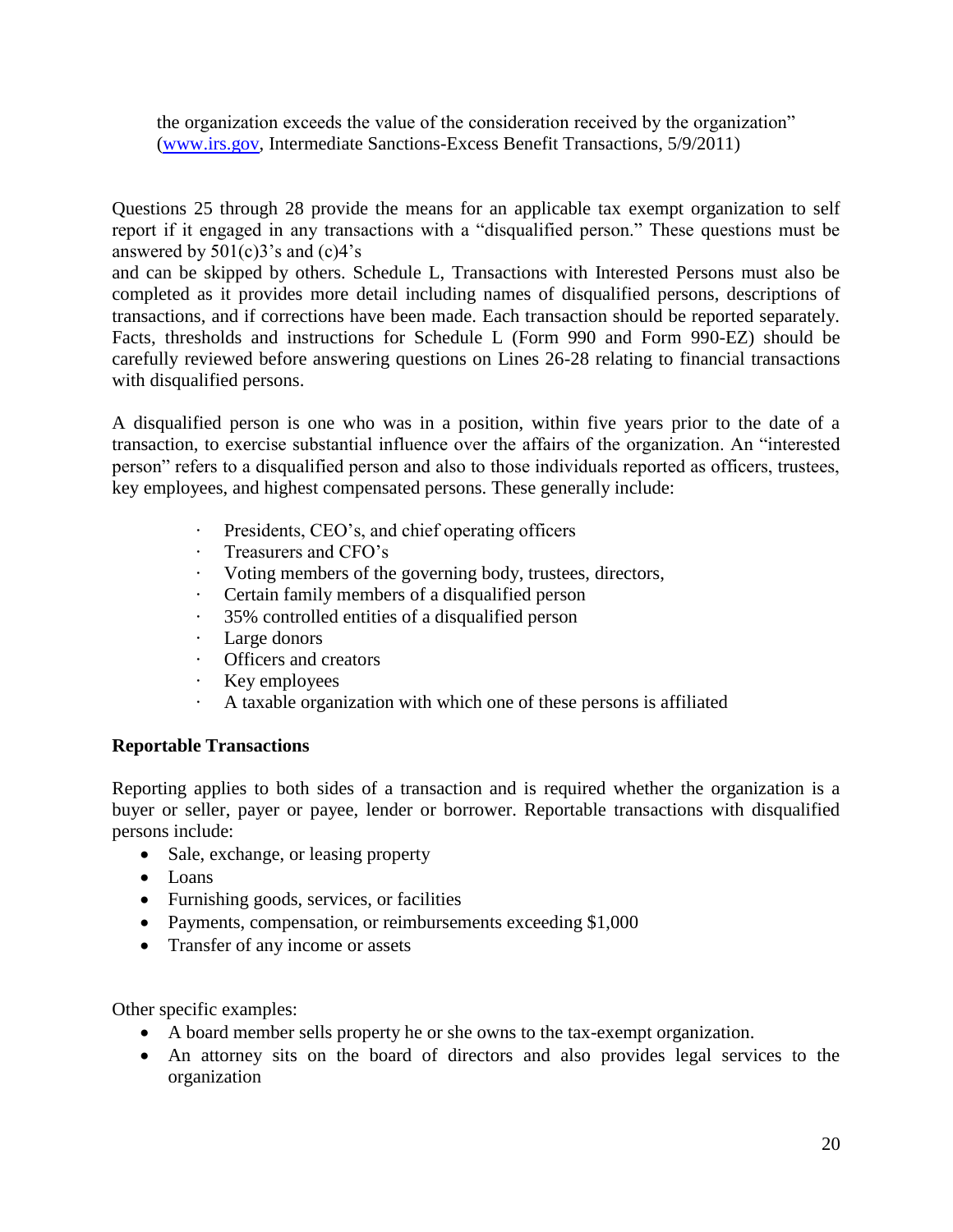the organization exceeds the value of the consideration received by the organization" (www.irs.gov, Intermediate Sanctions-Excess Benefit Transactions, 5/9/2011)

Questions 25 through 28 provide the means for an applicable tax exempt organization to self report if it engaged in any transactions with a "disqualified person." These questions must be answered by 501(c)3's and (c)4's
and can be skipped by others. Schedule L, Transactions with Interested Persons must also be completed as it provides more detail including names of disqualified persons, descriptions of transactions, and if corrections have been made. Each transaction should be reported separately. Facts, thresholds and instructions for Schedule L (Form 990 and Form 990-EZ) should be carefully reviewed before answering questions on Lines 26-28 relating to financial transactions with disqualified persons.

A disqualified person is one who was in a position, within five years prior to the date of a transaction, to exercise substantial influence over the affairs of the organization. An "interested person" refers to a disqualified person and also to those individuals reported as officers, trustees, key employees, and highest compensated persons. These generally include:

- Presidents, CEO's, and chief operating officers
- Treasurers and CFO's
- Voting members of the governing body, trustees, directors,
- Certain family members of a disqualified person
- 35% controlled entities of a disqualified person
- Large donors
- Officers and creators
- Key employees
- A taxable organization with which one of these persons is affiliated

**Reportable Transactions**

Reporting applies to both sides of a transaction and is required whether the organization is a buyer or seller, payer or payee, lender or borrower. Reportable transactions with disqualified persons include:

- Sale, exchange, or leasing property
- Loans
- Furnishing goods, services, or facilities
- Payments, compensation, or reimbursements exceeding $1,000
- Transfer of any income or assets

Other specific examples:

- A board member sells property he or she owns to the tax-exempt organization.
- An attorney sits on the board of directors and also provides legal services to the organization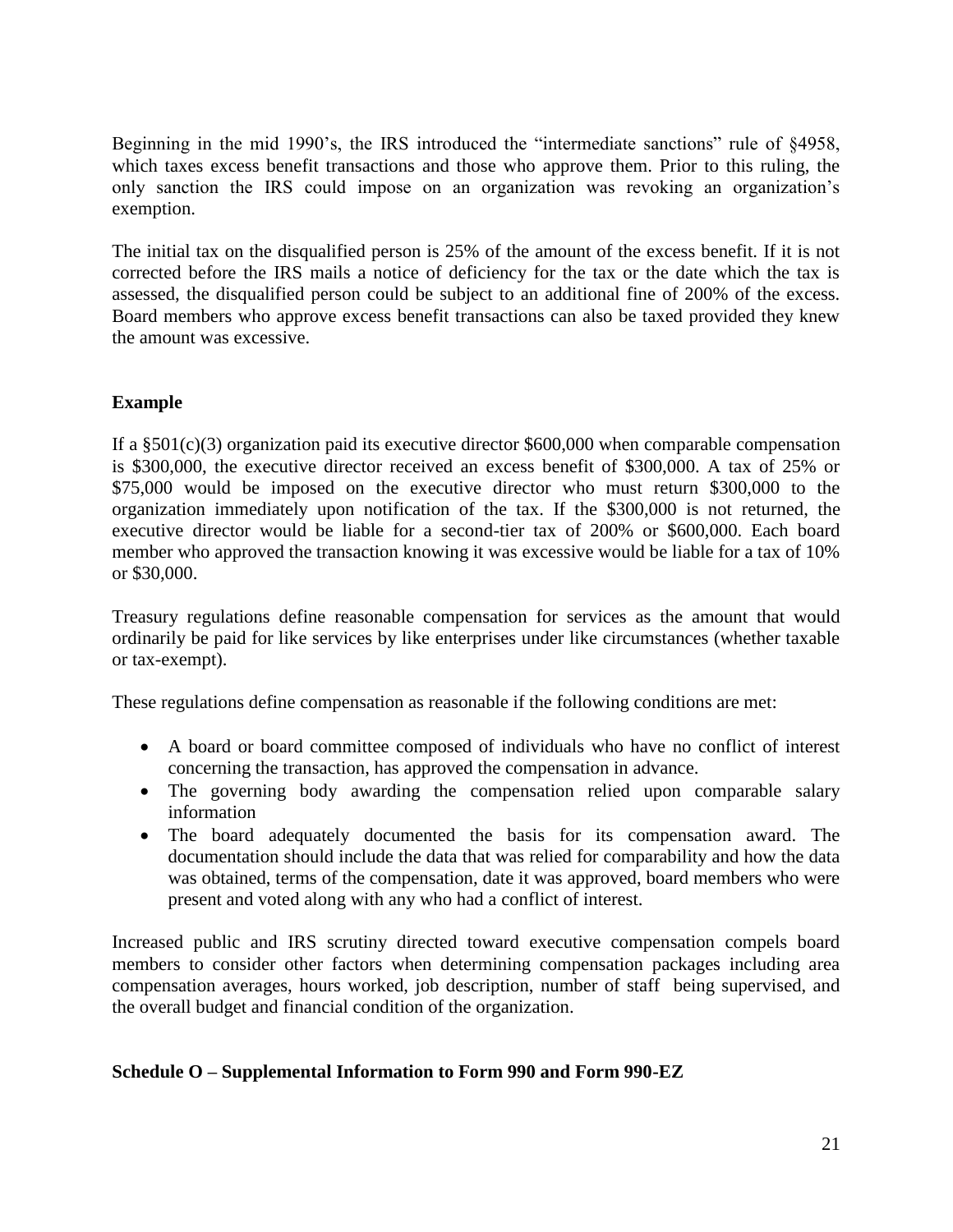Beginning in the mid 1990's, the IRS introduced the "intermediate sanctions" rule of §4958, which taxes excess benefit transactions and those who approve them. Prior to this ruling, the only sanction the IRS could impose on an organization was revoking an organization's exemption.

The initial tax on the disqualified person is 25% of the amount of the excess benefit. If it is not corrected before the IRS mails a notice of deficiency for the tax or the date which the tax is assessed, the disqualified person could be subject to an additional fine of 200% of the excess. Board members who approve excess benefit transactions can also be taxed provided they knew the amount was excessive.

**Example**

If a §501(c)(3) organization paid its executive director $600,000 when comparable compensation is $300,000, the executive director received an excess benefit of $300,000. A tax of 25% or $75,000 would be imposed on the executive director who must return $300,000 to the organization immediately upon notification of the tax. If the $300,000 is not returned, the executive director would be liable for a second-tier tax of 200% or $600,000. Each board member who approved the transaction knowing it was excessive would be liable for a tax of 10% or $30,000.

Treasury regulations define reasonable compensation for services as the amount that would ordinarily be paid for like services by like enterprises under like circumstances (whether taxable or tax-exempt).

These regulations define compensation as reasonable if the following conditions are met:

- A board or board committee composed of individuals who have no conflict of interest concerning the transaction, has approved the compensation in advance.
- The governing body awarding the compensation relied upon comparable salary information
- The board adequately documented the basis for its compensation award. The documentation should include the data that was relied for comparability and how the data was obtained, terms of the compensation, date it was approved, board members who were present and voted along with any who had a conflict of interest.

Increased public and IRS scrutiny directed toward executive compensation compels board members to consider other factors when determining compensation packages including area compensation averages, hours worked, job description, number of staff being supervised, and the overall budget and financial condition of the organization.

**Schedule O – Supplemental Information to Form 990 and Form 990-EZ**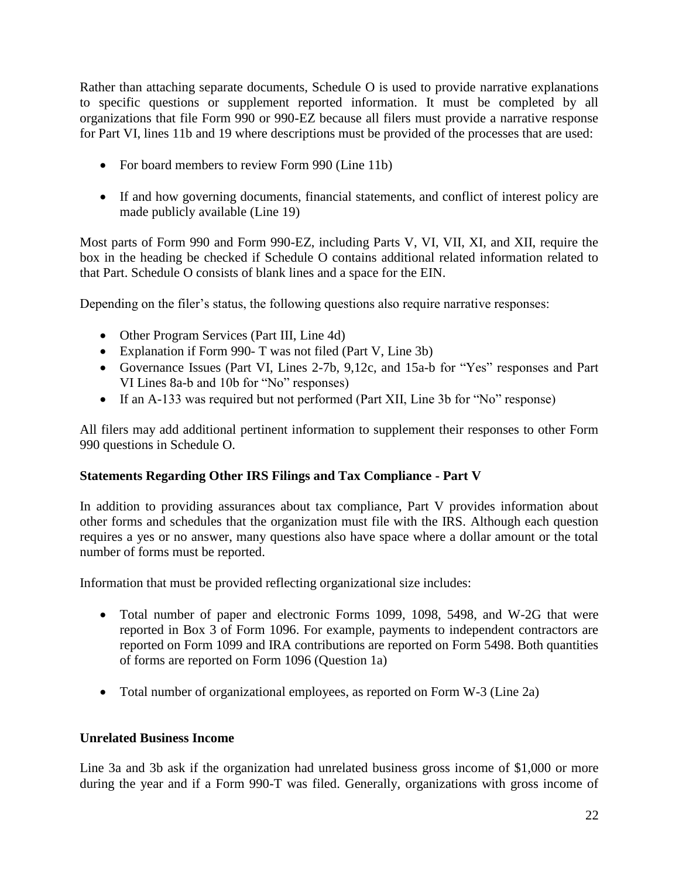Rather than attaching separate documents, Schedule O is used to provide narrative explanations to specific questions or supplement reported information. It must be completed by all organizations that file Form 990 or 990-EZ because all filers must provide a narrative response for Part VI, lines 11b and 19 where descriptions must be provided of the processes that are used:

- For board members to review Form 990 (Line 11b)
- If and how governing documents, financial statements, and conflict of interest policy are made publicly available (Line 19)

Most parts of Form 990 and Form 990-EZ, including Parts V, VI, VII, XI, and XII, require the box in the heading be checked if Schedule O contains additional related information related to that Part. Schedule O consists of blank lines and a space for the EIN.

Depending on the filer's status, the following questions also require narrative responses:

- Other Program Services (Part III, Line 4d)
- Explanation if Form 990- T was not filed (Part V, Line 3b)
- Governance Issues (Part VI, Lines 2-7b, 9,12c, and 15a-b for "Yes" responses and Part VI Lines 8a-b and 10b for "No" responses)
- If an A-133 was required but not performed (Part XII, Line 3b for "No" response)

All filers may add additional pertinent information to supplement their responses to other Form 990 questions in Schedule O.

**Statements Regarding Other IRS Filings and Tax Compliance - Part V**

In addition to providing assurances about tax compliance, Part V provides information about other forms and schedules that the organization must file with the IRS. Although each question requires a yes or no answer, many questions also have space where a dollar amount or the total number of forms must be reported.

Information that must be provided reflecting organizational size includes:

- Total number of paper and electronic Forms 1099, 1098, 5498, and W-2G that were reported in Box 3 of Form 1096. For example, payments to independent contractors are reported on Form 1099 and IRA contributions are reported on Form 5498. Both quantities of forms are reported on Form 1096 (Question 1a)
- Total number of organizational employees, as reported on Form W-3 (Line 2a)

**Unrelated Business Income**

Line 3a and 3b ask if the organization had unrelated business gross income of $1,000 or more during the year and if a Form 990-T was filed. Generally, organizations with gross income of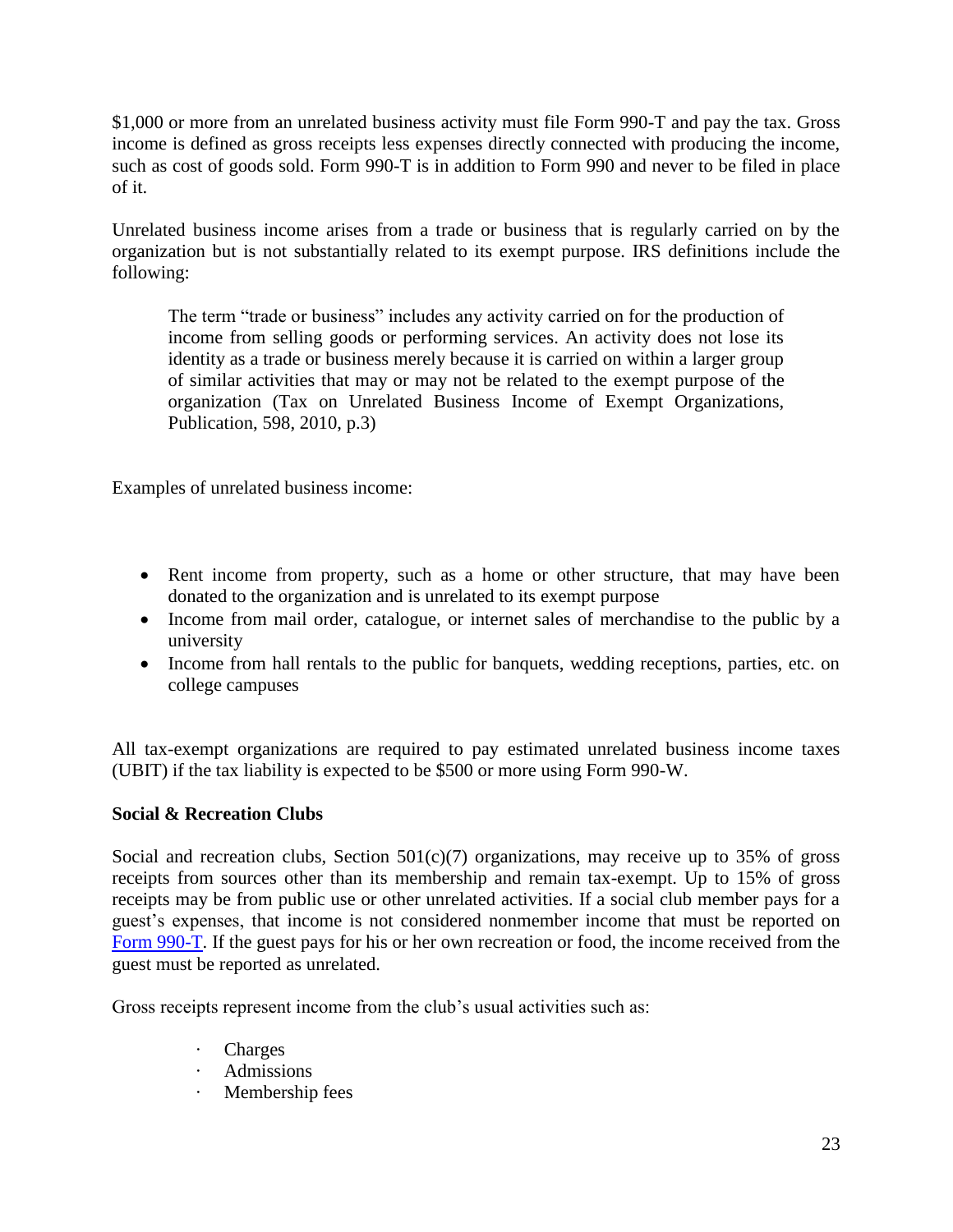$1,000 or more from an unrelated business activity must file Form 990-T and pay the tax. Gross income is defined as gross receipts less expenses directly connected with producing the income, such as cost of goods sold. Form 990-T is in addition to Form 990 and never to be filed in place of it.

Unrelated business income arises from a trade or business that is regularly carried on by the organization but is not substantially related to its exempt purpose. IRS definitions include the following:

> The term "trade or business" includes any activity carried on for the production of income from selling goods or performing services. An activity does not lose its identity as a trade or business merely because it is carried on within a larger group of similar activities that may or may not be related to the exempt purpose of the organization (Tax on Unrelated Business Income of Exempt Organizations, Publication, 598, 2010, p.3)

Examples of unrelated business income:

- Rent income from property, such as a home or other structure, that may have been donated to the organization and is unrelated to its exempt purpose
- Income from mail order, catalogue, or internet sales of merchandise to the public by a university
- Income from hall rentals to the public for banquets, wedding receptions, parties, etc. on college campuses

All tax-exempt organizations are required to pay estimated unrelated business income taxes (UBIT) if the tax liability is expected to be $500 or more using Form 990-W.

**Social & Recreation Clubs**

Social and recreation clubs, Section 501(c)(7) organizations, may receive up to 35% of gross receipts from sources other than its membership and remain tax-exempt. Up to 15% of gross receipts may be from public use or other unrelated activities. If a social club member pays for a guest's expenses, that income is not considered nonmember income that must be reported on Form 990-T. If the guest pays for his or her own recreation or food, the income received from the guest must be reported as unrelated.

Gross receipts represent income from the club's usual activities such as:

- Charges
- Admissions
- Membership fees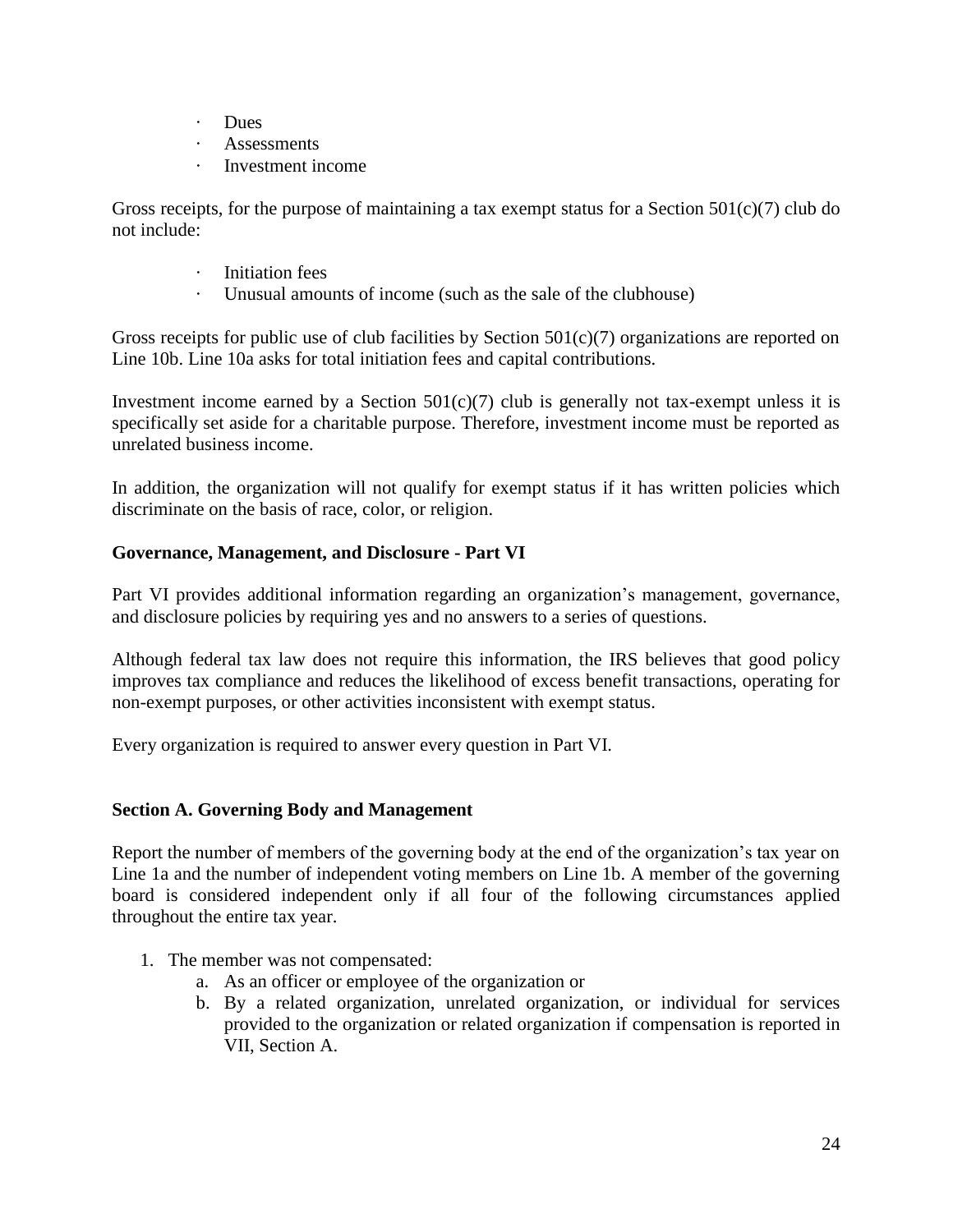- Dues
- Assessments
- Investment income

Gross receipts, for the purpose of maintaining a tax exempt status for a Section 501(c)(7) club do not include:

- Initiation fees
- Unusual amounts of income (such as the sale of the clubhouse)

Gross receipts for public use of club facilities by Section 501(c)(7) organizations are reported on Line 10b. Line 10a asks for total initiation fees and capital contributions.

Investment income earned by a Section 501(c)(7) club is generally not tax-exempt unless it is specifically set aside for a charitable purpose. Therefore, investment income must be reported as unrelated business income.

In addition, the organization will not qualify for exempt status if it has written policies which discriminate on the basis of race, color, or religion.

**Governance, Management, and Disclosure - Part VI**

Part VI provides additional information regarding an organization's management, governance, and disclosure policies by requiring yes and no answers to a series of questions.

Although federal tax law does not require this information, the IRS believes that good policy improves tax compliance and reduces the likelihood of excess benefit transactions, operating for non-exempt purposes, or other activities inconsistent with exempt status.

Every organization is required to answer every question in Part VI.

**Section A. Governing Body and Management**

Report the number of members of the governing body at the end of the organization's tax year on Line 1a and the number of independent voting members on Line 1b. A member of the governing board is considered independent only if all four of the following circumstances applied throughout the entire tax year.

1. The member was not compensated:
    a. As an officer or employee of the organization or
    b. By a related organization, unrelated organization, or individual for services provided to the organization or related organization if compensation is reported in VII, Section A.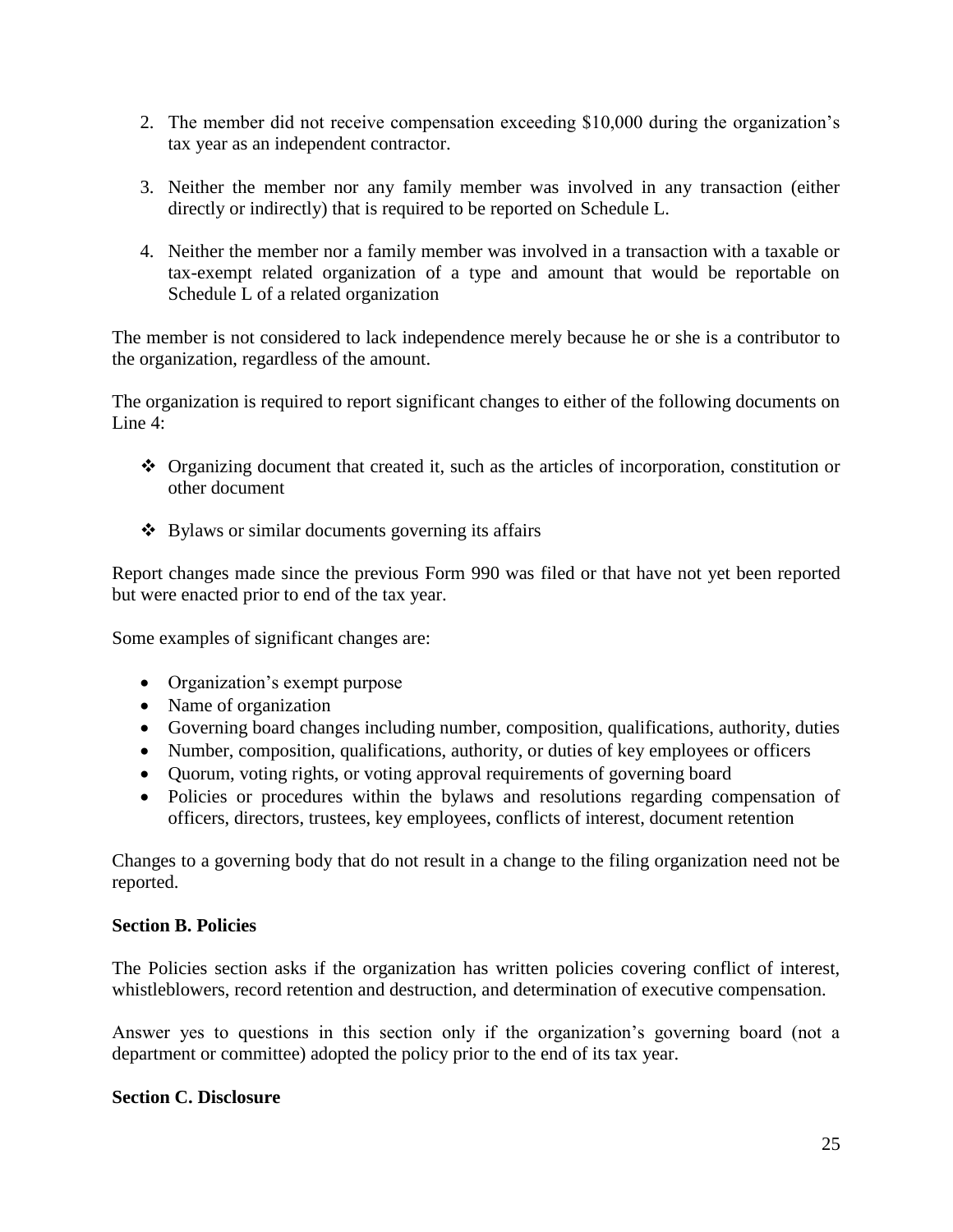2. The member did not receive compensation exceeding $10,000 during the organization's tax year as an independent contractor.

3. Neither the member nor any family member was involved in any transaction (either directly or indirectly) that is required to be reported on Schedule L.

4. Neither the member nor a family member was involved in a transaction with a taxable or tax-exempt related organization of a type and amount that would be reportable on Schedule L of a related organization

The member is not considered to lack independence merely because he or she is a contributor to the organization, regardless of the amount.

The organization is required to report significant changes to either of the following documents on Line 4:

- Organizing document that created it, such as the articles of incorporation, constitution or other document

- Bylaws or similar documents governing its affairs

Report changes made since the previous Form 990 was filed or that have not yet been reported but were enacted prior to end of the tax year.

Some examples of significant changes are:

- Organization's exempt purpose
- Name of organization
- Governing board changes including number, composition, qualifications, authority, duties
- Number, composition, qualifications, authority, or duties of key employees or officers
- Quorum, voting rights, or voting approval requirements of governing board
- Policies or procedures within the bylaws and resolutions regarding compensation of officers, directors, trustees, key employees, conflicts of interest, document retention

Changes to a governing body that do not result in a change to the filing organization need not be reported.

**Section B. Policies**

The Policies section asks if the organization has written policies covering conflict of interest, whistleblowers, record retention and destruction, and determination of executive compensation.

Answer yes to questions in this section only if the organization's governing board (not a department or committee) adopted the policy prior to the end of its tax year.

**Section C. Disclosure**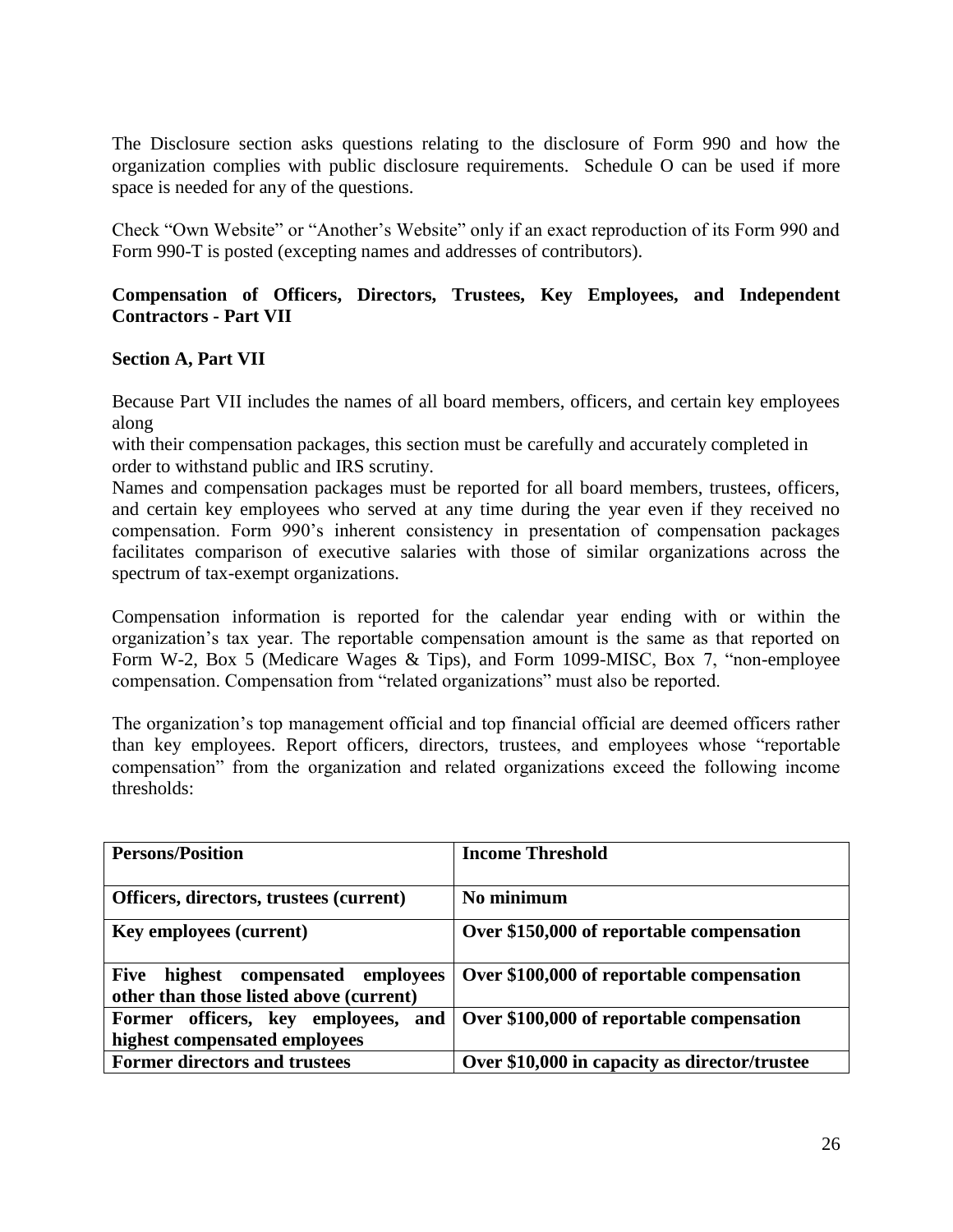The Disclosure section asks questions relating to the disclosure of Form 990 and how the organization complies with public disclosure requirements. Schedule O can be used if more space is needed for any of the questions.

Check "Own Website" or "Another's Website" only if an exact reproduction of its Form 990 and Form 990-T is posted (excepting names and addresses of contributors).

**Compensation of Officers, Directors, Trustees, Key Employees, and Independent Contractors - Part VII**

**Section A, Part VII**

Because Part VII includes the names of all board members, officers, and certain key employees along
with their compensation packages, this section must be carefully and accurately completed in order to withstand public and IRS scrutiny.
Names and compensation packages must be reported for all board members, trustees, officers, and certain key employees who served at any time during the year even if they received no compensation. Form 990's inherent consistency in presentation of compensation packages facilitates comparison of executive salaries with those of similar organizations across the spectrum of tax-exempt organizations.

Compensation information is reported for the calendar year ending with or within the organization's tax year. The reportable compensation amount is the same as that reported on Form W-2, Box 5 (Medicare Wages & Tips), and Form 1099-MISC, Box 7, "non-employee compensation. Compensation from "related organizations" must also be reported.

The organization's top management official and top financial official are deemed officers rather than key employees. Report officers, directors, trustees, and employees whose "reportable compensation" from the organization and related organizations exceed the following income thresholds:

| **Persons/Position** | **Income Threshold** |
|---|---|
| **Officers, directors, trustees (current)** | **No minimum** |
| **Key employees (current)** | **Over $150,000 of reportable compensation** |
| **Five highest compensated employees other than those listed above (current)** | **Over $100,000 of reportable compensation** |
| **Former officers, key employees, and highest compensated employees** | **Over $100,000 of reportable compensation** |
| **Former directors and trustees** | **Over $10,000 in capacity as director/trustee** |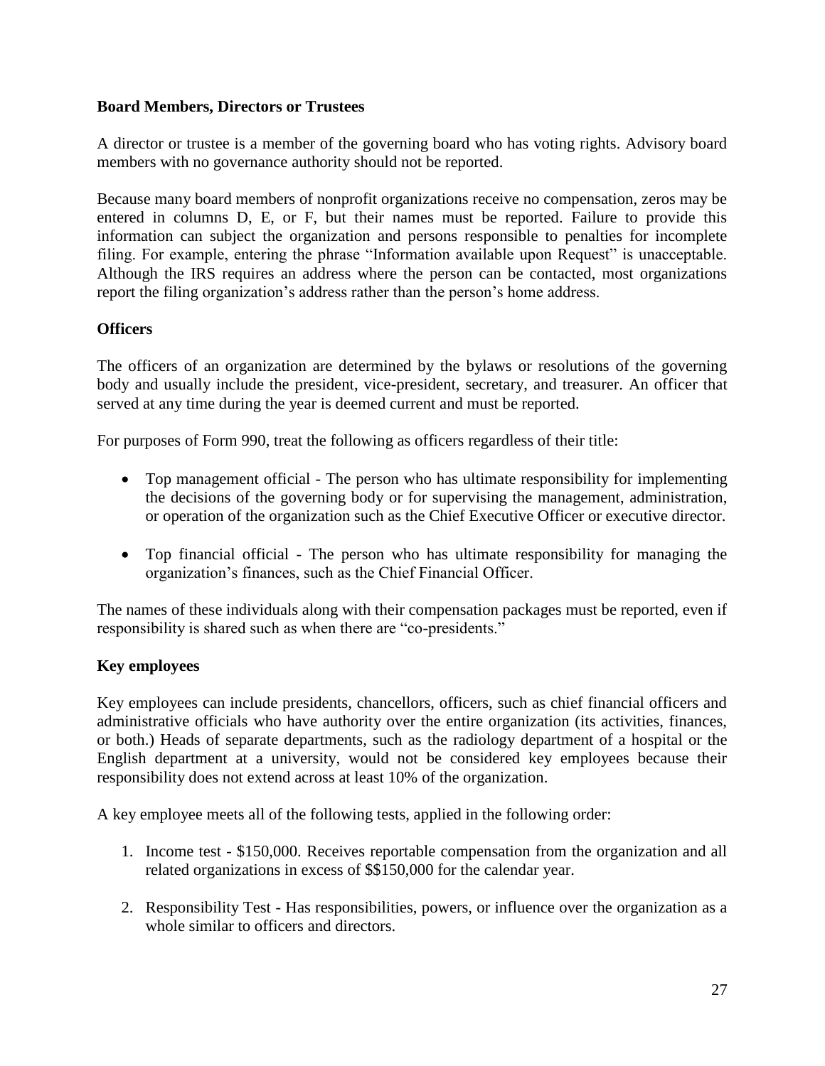**Board Members, Directors or Trustees**

A director or trustee is a member of the governing board who has voting rights. Advisory board members with no governance authority should not be reported.

Because many board members of nonprofit organizations receive no compensation, zeros may be entered in columns D, E, or F, but their names must be reported. Failure to provide this information can subject the organization and persons responsible to penalties for incomplete filing. For example, entering the phrase "Information available upon Request" is unacceptable. Although the IRS requires an address where the person can be contacted, most organizations report the filing organization's address rather than the person's home address.

**Officers**

The officers of an organization are determined by the bylaws or resolutions of the governing body and usually include the president, vice-president, secretary, and treasurer. An officer that served at any time during the year is deemed current and must be reported.

For purposes of Form 990, treat the following as officers regardless of their title:

- Top management official - The person who has ultimate responsibility for implementing the decisions of the governing body or for supervising the management, administration, or operation of the organization such as the Chief Executive Officer or executive director.
- Top financial official - The person who has ultimate responsibility for managing the organization's finances, such as the Chief Financial Officer.

The names of these individuals along with their compensation packages must be reported, even if responsibility is shared such as when there are "co-presidents."

**Key employees**

Key employees can include presidents, chancellors, officers, such as chief financial officers and administrative officials who have authority over the entire organization (its activities, finances, or both.) Heads of separate departments, such as the radiology department of a hospital or the English department at a university, would not be considered key employees because their responsibility does not extend across at least 10% of the organization.

A key employee meets all of the following tests, applied in the following order:

1. Income test - $150,000. Receives reportable compensation from the organization and all related organizations in excess of $$150,000 for the calendar year.
2. Responsibility Test - Has responsibilities, powers, or influence over the organization as a whole similar to officers and directors.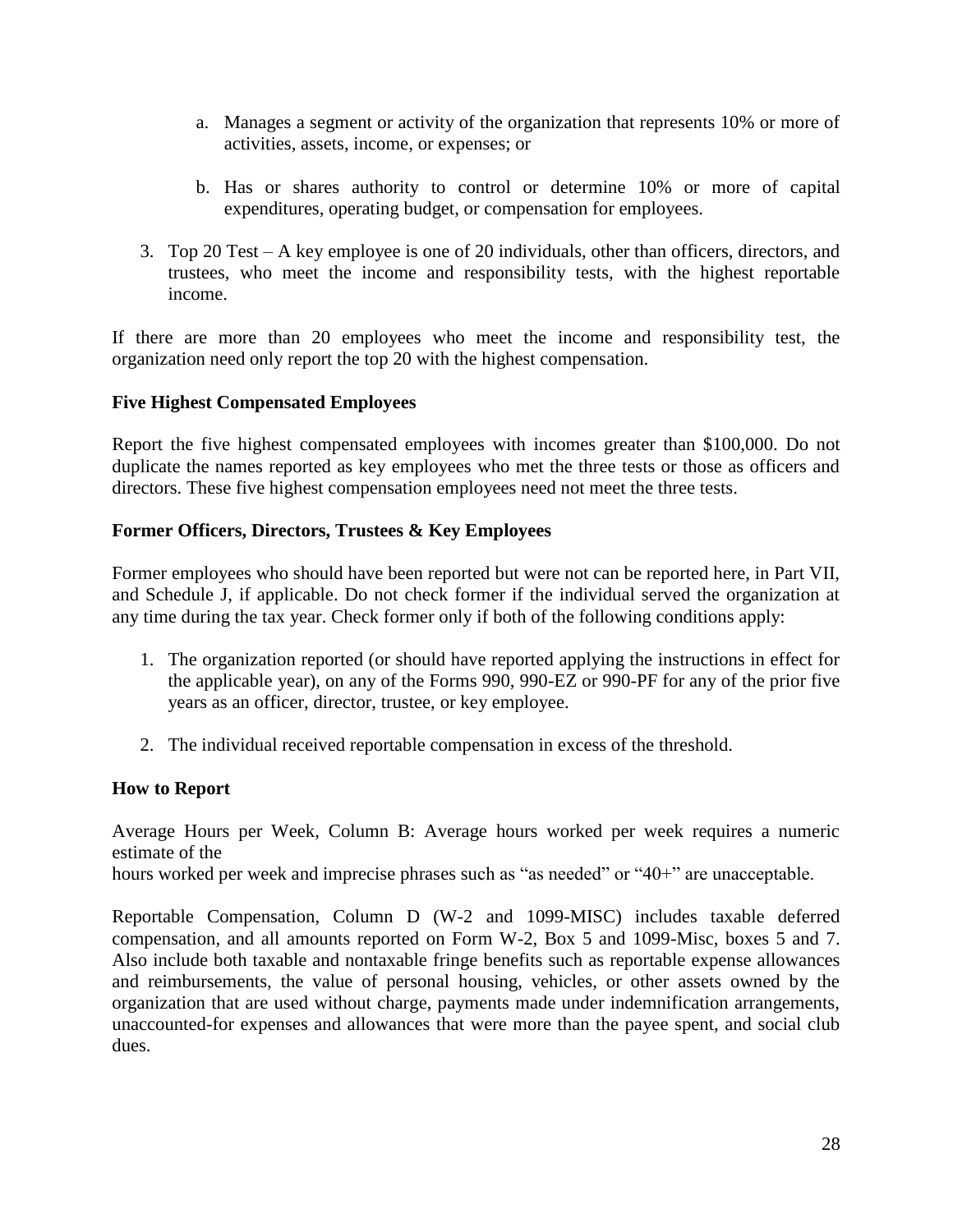a. Manages a segment or activity of the organization that represents 10% or more of activities, assets, income, or expenses; or

   b. Has or shares authority to control or determine 10% or more of capital expenditures, operating budget, or compensation for employees.

3. Top 20 Test – A key employee is one of 20 individuals, other than officers, directors, and trustees, who meet the income and responsibility tests, with the highest reportable income.

If there are more than 20 employees who meet the income and responsibility test, the organization need only report the top 20 with the highest compensation.

**Five Highest Compensated Employees**

Report the five highest compensated employees with incomes greater than $100,000. Do not duplicate the names reported as key employees who met the three tests or those as officers and directors. These five highest compensation employees need not meet the three tests.

**Former Officers, Directors, Trustees & Key Employees**

Former employees who should have been reported but were not can be reported here, in Part VII, and Schedule J, if applicable. Do not check former if the individual served the organization at any time during the tax year. Check former only if both of the following conditions apply:

1. The organization reported (or should have reported applying the instructions in effect for the applicable year), on any of the Forms 990, 990-EZ or 990-PF for any of the prior five years as an officer, director, trustee, or key employee.

2. The individual received reportable compensation in excess of the threshold.

**How to Report**

Average Hours per Week, Column B: Average hours worked per week requires a numeric estimate of the hours worked per week and imprecise phrases such as “as needed” or “40+” are unacceptable.

Reportable Compensation, Column D (W-2 and 1099-MISC) includes taxable deferred compensation, and all amounts reported on Form W-2, Box 5 and 1099-Misc, boxes 5 and 7. Also include both taxable and nontaxable fringe benefits such as reportable expense allowances and reimbursements, the value of personal housing, vehicles, or other assets owned by the organization that are used without charge, payments made under indemnification arrangements, unaccounted-for expenses and allowances that were more than the payee spent, and social club dues.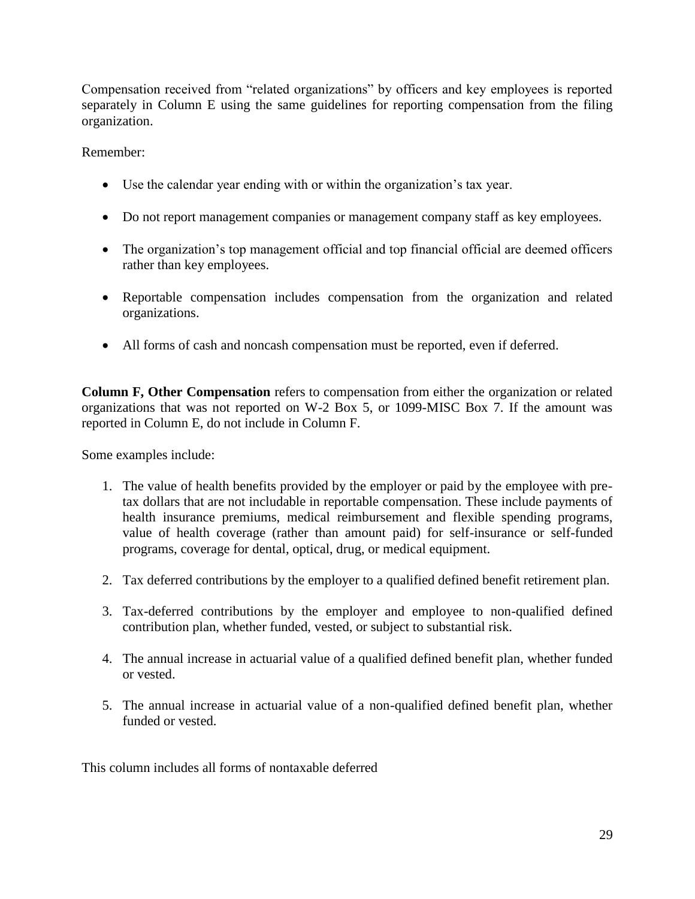Compensation received from “related organizations” by officers and key employees is reported separately in Column E using the same guidelines for reporting compensation from the filing organization.

Remember:

- Use the calendar year ending with or within the organization’s tax year.
- Do not report management companies or management company staff as key employees.
- The organization’s top management official and top financial official are deemed officers rather than key employees.
- Reportable compensation includes compensation from the organization and related organizations.
- All forms of cash and noncash compensation must be reported, even if deferred.

**Column F, Other Compensation** refers to compensation from either the organization or related organizations that was not reported on W-2 Box 5, or 1099-MISC Box 7. If the amount was reported in Column E, do not include in Column F.

Some examples include:

1. The value of health benefits provided by the employer or paid by the employee with pre-tax dollars that are not includable in reportable compensation. These include payments of health insurance premiums, medical reimbursement and flexible spending programs, value of health coverage (rather than amount paid) for self-insurance or self-funded programs, coverage for dental, optical, drug, or medical equipment.
2. Tax deferred contributions by the employer to a qualified defined benefit retirement plan.
3. Tax-deferred contributions by the employer and employee to non-qualified defined contribution plan, whether funded, vested, or subject to substantial risk.
4. The annual increase in actuarial value of a qualified defined benefit plan, whether funded or vested.
5. The annual increase in actuarial value of a non-qualified defined benefit plan, whether funded or vested.

This column includes all forms of nontaxable deferred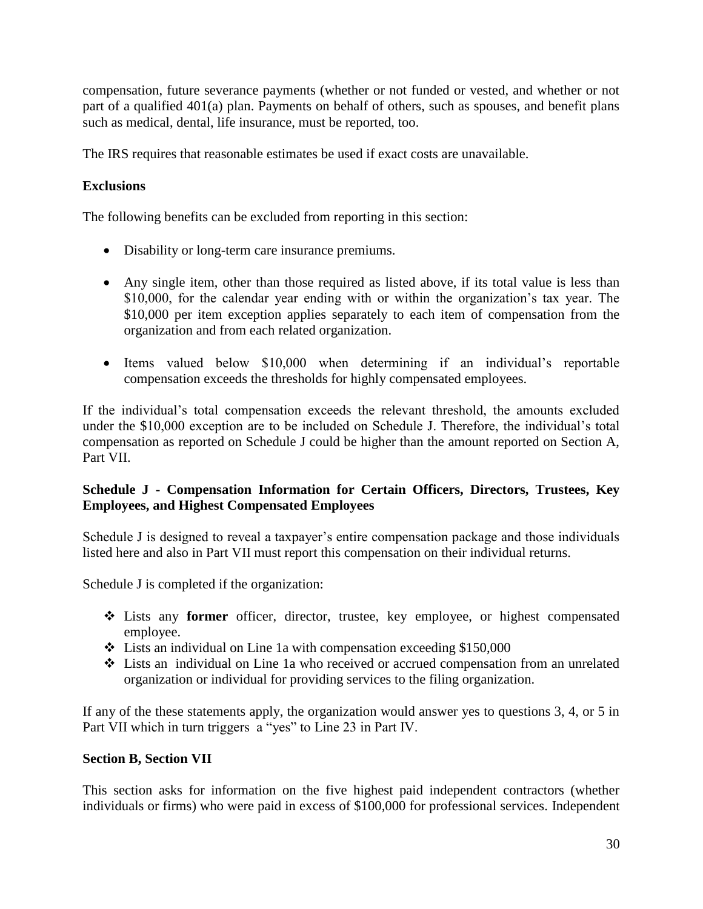compensation, future severance payments (whether or not funded or vested, and whether or not part of a qualified 401(a) plan. Payments on behalf of others, such as spouses, and benefit plans such as medical, dental, life insurance, must be reported, too.

The IRS requires that reasonable estimates be used if exact costs are unavailable.

**Exclusions**

The following benefits can be excluded from reporting in this section:

- Disability or long-term care insurance premiums.
- Any single item, other than those required as listed above, if its total value is less than \$10,000, for the calendar year ending with or within the organization's tax year. The \$10,000 per item exception applies separately to each item of compensation from the organization and from each related organization.
- Items valued below \$10,000 when determining if an individual's reportable compensation exceeds the thresholds for highly compensated employees.

If the individual's total compensation exceeds the relevant threshold, the amounts excluded under the \$10,000 exception are to be included on Schedule J. Therefore, the individual's total compensation as reported on Schedule J could be higher than the amount reported on Section A, Part VII.

**Schedule J - Compensation Information for Certain Officers, Directors, Trustees, Key Employees, and Highest Compensated Employees**

Schedule J is designed to reveal a taxpayer's entire compensation package and those individuals listed here and also in Part VII must report this compensation on their individual returns.

Schedule J is completed if the organization:

- Lists any **former** officer, director, trustee, key employee, or highest compensated employee.
- Lists an individual on Line 1a with compensation exceeding \$150,000
- Lists an individual on Line 1a who received or accrued compensation from an unrelated organization or individual for providing services to the filing organization.

If any of the these statements apply, the organization would answer yes to questions 3, 4, or 5 in Part VII which in turn triggers a "yes" to Line 23 in Part IV.

**Section B, Section VII**

This section asks for information on the five highest paid independent contractors (whether individuals or firms) who were paid in excess of \$100,000 for professional services. Independent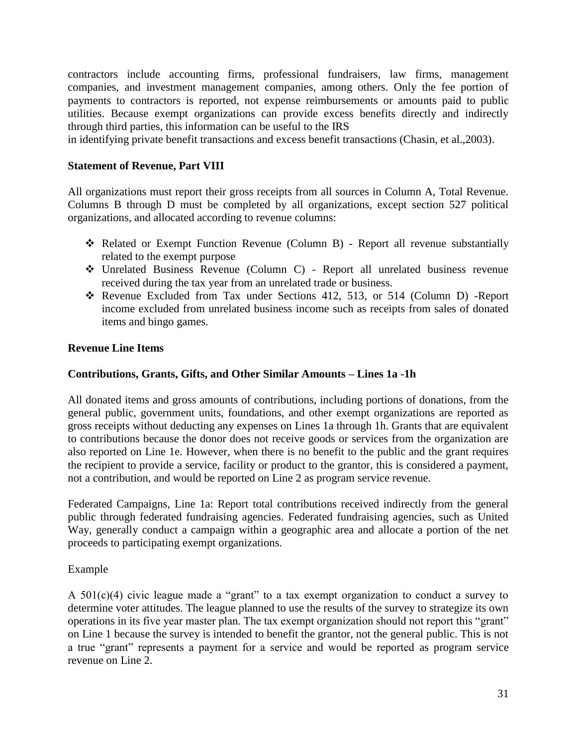contractors include accounting firms, professional fundraisers, law firms, management companies, and investment management companies, among others. Only the fee portion of payments to contractors is reported, not expense reimbursements or amounts paid to public utilities. Because exempt organizations can provide excess benefits directly and indirectly through third parties, this information can be useful to the IRS
in identifying private benefit transactions and excess benefit transactions (Chasin, et al.,2003).

**Statement of Revenue, Part VIII**

All organizations must report their gross receipts from all sources in Column A, Total Revenue. Columns B through D must be completed by all organizations, except section 527 political organizations, and allocated according to revenue columns:

- Related or Exempt Function Revenue (Column B) - Report all revenue substantially related to the exempt purpose
- Unrelated Business Revenue (Column C) - Report all unrelated business revenue received during the tax year from an unrelated trade or business.
- Revenue Excluded from Tax under Sections 412, 513, or 514 (Column D) -Report income excluded from unrelated business income such as receipts from sales of donated items and bingo games.

**Revenue Line Items**

**Contributions, Grants, Gifts, and Other Similar Amounts – Lines 1a -1h**

All donated items and gross amounts of contributions, including portions of donations, from the general public, government units, foundations, and other exempt organizations are reported as gross receipts without deducting any expenses on Lines 1a through 1h. Grants that are equivalent to contributions because the donor does not receive goods or services from the organization are also reported on Line 1e. However, when there is no benefit to the public and the grant requires the recipient to provide a service, facility or product to the grantor, this is considered a payment, not a contribution, and would be reported on Line 2 as program service revenue.

Federated Campaigns, Line 1a: Report total contributions received indirectly from the general public through federated fundraising agencies. Federated fundraising agencies, such as United Way, generally conduct a campaign within a geographic area and allocate a portion of the net proceeds to participating exempt organizations.

Example

A 501(c)(4) civic league made a "grant" to a tax exempt organization to conduct a survey to determine voter attitudes. The league planned to use the results of the survey to strategize its own operations in its five year master plan. The tax exempt organization should not report this "grant" on Line 1 because the survey is intended to benefit the grantor, not the general public. This is not a true "grant" represents a payment for a service and would be reported as program service revenue on Line 2.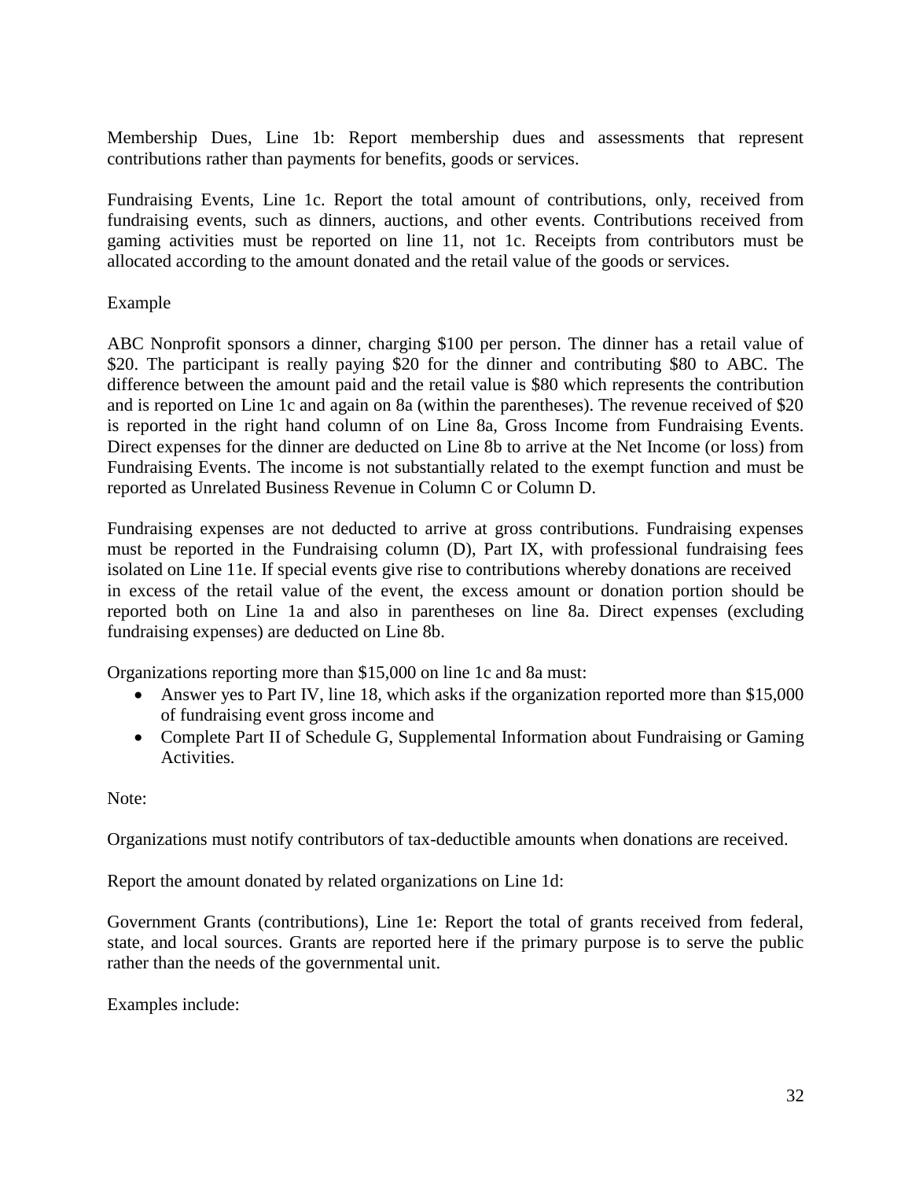Membership Dues, Line 1b: Report membership dues and assessments that represent contributions rather than payments for benefits, goods or services.

Fundraising Events, Line 1c. Report the total amount of contributions, only, received from fundraising events, such as dinners, auctions, and other events. Contributions received from gaming activities must be reported on line 11, not 1c. Receipts from contributors must be allocated according to the amount donated and the retail value of the goods or services.

Example

ABC Nonprofit sponsors a dinner, charging $100 per person. The dinner has a retail value of $20. The participant is really paying $20 for the dinner and contributing $80 to ABC. The difference between the amount paid and the retail value is $80 which represents the contribution and is reported on Line 1c and again on 8a (within the parentheses). The revenue received of $20 is reported in the right hand column of on Line 8a, Gross Income from Fundraising Events. Direct expenses for the dinner are deducted on Line 8b to arrive at the Net Income (or loss) from Fundraising Events. The income is not substantially related to the exempt function and must be reported as Unrelated Business Revenue in Column C or Column D.

Fundraising expenses are not deducted to arrive at gross contributions. Fundraising expenses must be reported in the Fundraising column (D), Part IX, with professional fundraising fees isolated on Line 11e. If special events give rise to contributions whereby donations are received in excess of the retail value of the event, the excess amount or donation portion should be reported both on Line 1a and also in parentheses on line 8a. Direct expenses (excluding fundraising expenses) are deducted on Line 8b.

Organizations reporting more than $15,000 on line 1c and 8a must:

- Answer yes to Part IV, line 18, which asks if the organization reported more than $15,000 of fundraising event gross income and
- Complete Part II of Schedule G, Supplemental Information about Fundraising or Gaming Activities.

Note:

Organizations must notify contributors of tax-deductible amounts when donations are received.

Report the amount donated by related organizations on Line 1d:

Government Grants (contributions), Line 1e: Report the total of grants received from federal, state, and local sources. Grants are reported here if the primary purpose is to serve the public rather than the needs of the governmental unit.

Examples include: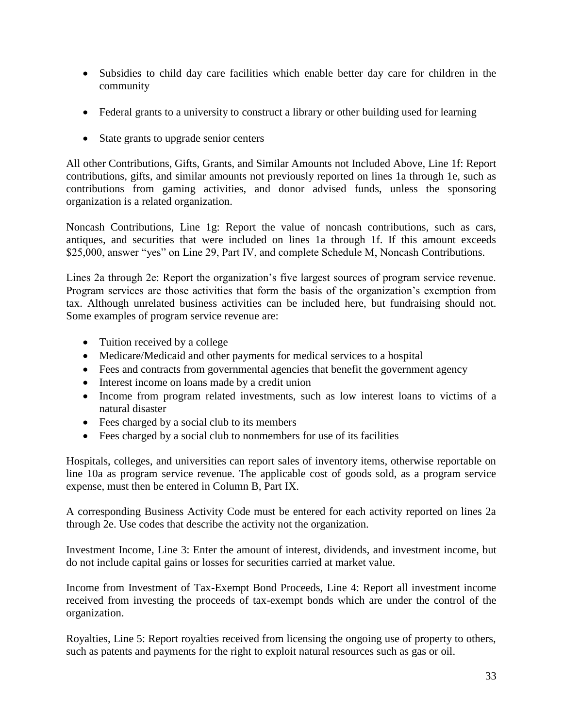- Subsidies to child day care facilities which enable better day care for children in the community

- Federal grants to a university to construct a library or other building used for learning

- State grants to upgrade senior centers

All other Contributions, Gifts, Grants, and Similar Amounts not Included Above, Line 1f: Report contributions, gifts, and similar amounts not previously reported on lines 1a through 1e, such as contributions from gaming activities, and donor advised funds, unless the sponsoring organization is a related organization.

Noncash Contributions, Line 1g: Report the value of noncash contributions, such as cars, antiques, and securities that were included on lines 1a through 1f. If this amount exceeds \$25,000, answer "yes" on Line 29, Part IV, and complete Schedule M, Noncash Contributions.

Lines 2a through 2e: Report the organization's five largest sources of program service revenue. Program services are those activities that form the basis of the organization's exemption from tax. Although unrelated business activities can be included here, but fundraising should not. Some examples of program service revenue are:

- Tuition received by a college
- Medicare/Medicaid and other payments for medical services to a hospital
- Fees and contracts from governmental agencies that benefit the government agency
- Interest income on loans made by a credit union
- Income from program related investments, such as low interest loans to victims of a natural disaster
- Fees charged by a social club to its members
- Fees charged by a social club to nonmembers for use of its facilities

Hospitals, colleges, and universities can report sales of inventory items, otherwise reportable on line 10a as program service revenue. The applicable cost of goods sold, as a program service expense, must then be entered in Column B, Part IX.

A corresponding Business Activity Code must be entered for each activity reported on lines 2a through 2e. Use codes that describe the activity not the organization.

Investment Income, Line 3: Enter the amount of interest, dividends, and investment income, but do not include capital gains or losses for securities carried at market value.

Income from Investment of Tax-Exempt Bond Proceeds, Line 4: Report all investment income received from investing the proceeds of tax-exempt bonds which are under the control of the organization.

Royalties, Line 5: Report royalties received from licensing the ongoing use of property to others, such as patents and payments for the right to exploit natural resources such as gas or oil.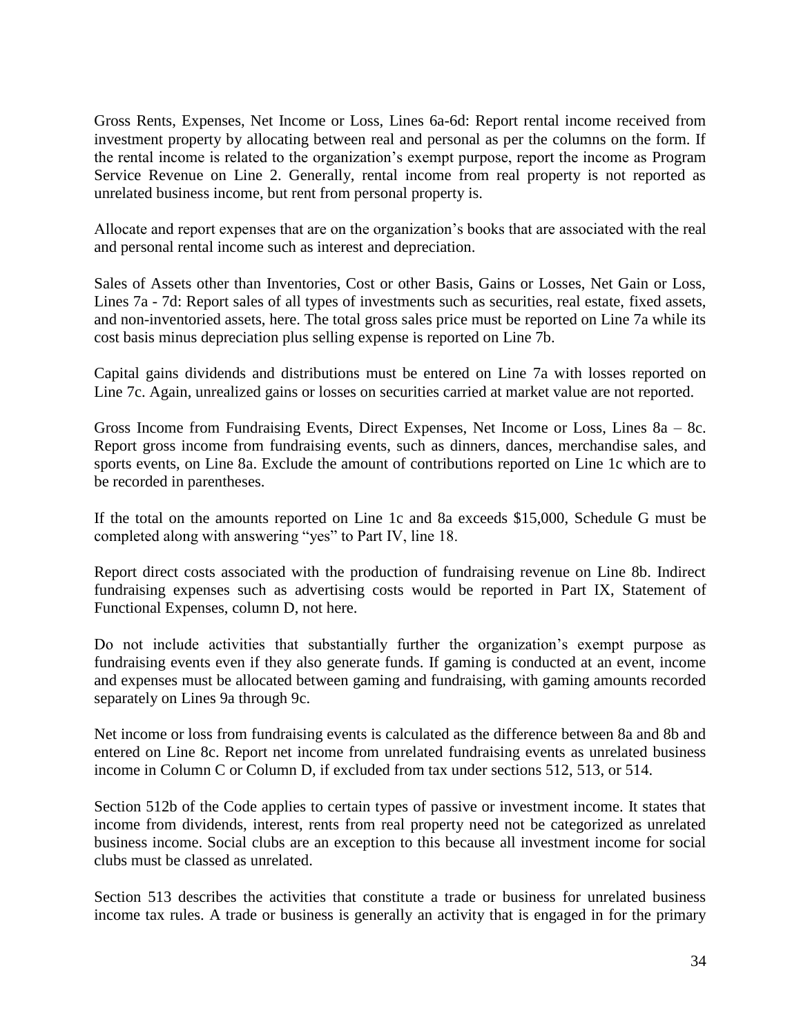Gross Rents, Expenses, Net Income or Loss, Lines 6a-6d: Report rental income received from investment property by allocating between real and personal as per the columns on the form. If the rental income is related to the organization's exempt purpose, report the income as Program Service Revenue on Line 2. Generally, rental income from real property is not reported as unrelated business income, but rent from personal property is.

Allocate and report expenses that are on the organization's books that are associated with the real and personal rental income such as interest and depreciation.

Sales of Assets other than Inventories, Cost or other Basis, Gains or Losses, Net Gain or Loss, Lines 7a - 7d: Report sales of all types of investments such as securities, real estate, fixed assets, and non-inventoried assets, here. The total gross sales price must be reported on Line 7a while its cost basis minus depreciation plus selling expense is reported on Line 7b.

Capital gains dividends and distributions must be entered on Line 7a with losses reported on Line 7c. Again, unrealized gains or losses on securities carried at market value are not reported.

Gross Income from Fundraising Events, Direct Expenses, Net Income or Loss, Lines 8a – 8c. Report gross income from fundraising events, such as dinners, dances, merchandise sales, and sports events, on Line 8a. Exclude the amount of contributions reported on Line 1c which are to be recorded in parentheses.

If the total on the amounts reported on Line 1c and 8a exceeds $15,000, Schedule G must be completed along with answering "yes" to Part IV, line 18.

Report direct costs associated with the production of fundraising revenue on Line 8b. Indirect fundraising expenses such as advertising costs would be reported in Part IX, Statement of Functional Expenses, column D, not here.

Do not include activities that substantially further the organization's exempt purpose as fundraising events even if they also generate funds. If gaming is conducted at an event, income and expenses must be allocated between gaming and fundraising, with gaming amounts recorded separately on Lines 9a through 9c.

Net income or loss from fundraising events is calculated as the difference between 8a and 8b and entered on Line 8c. Report net income from unrelated fundraising events as unrelated business income in Column C or Column D, if excluded from tax under sections 512, 513, or 514.

Section 512b of the Code applies to certain types of passive or investment income. It states that income from dividends, interest, rents from real property need not be categorized as unrelated business income. Social clubs are an exception to this because all investment income for social clubs must be classed as unrelated.

Section 513 describes the activities that constitute a trade or business for unrelated business income tax rules. A trade or business is generally an activity that is engaged in for the primary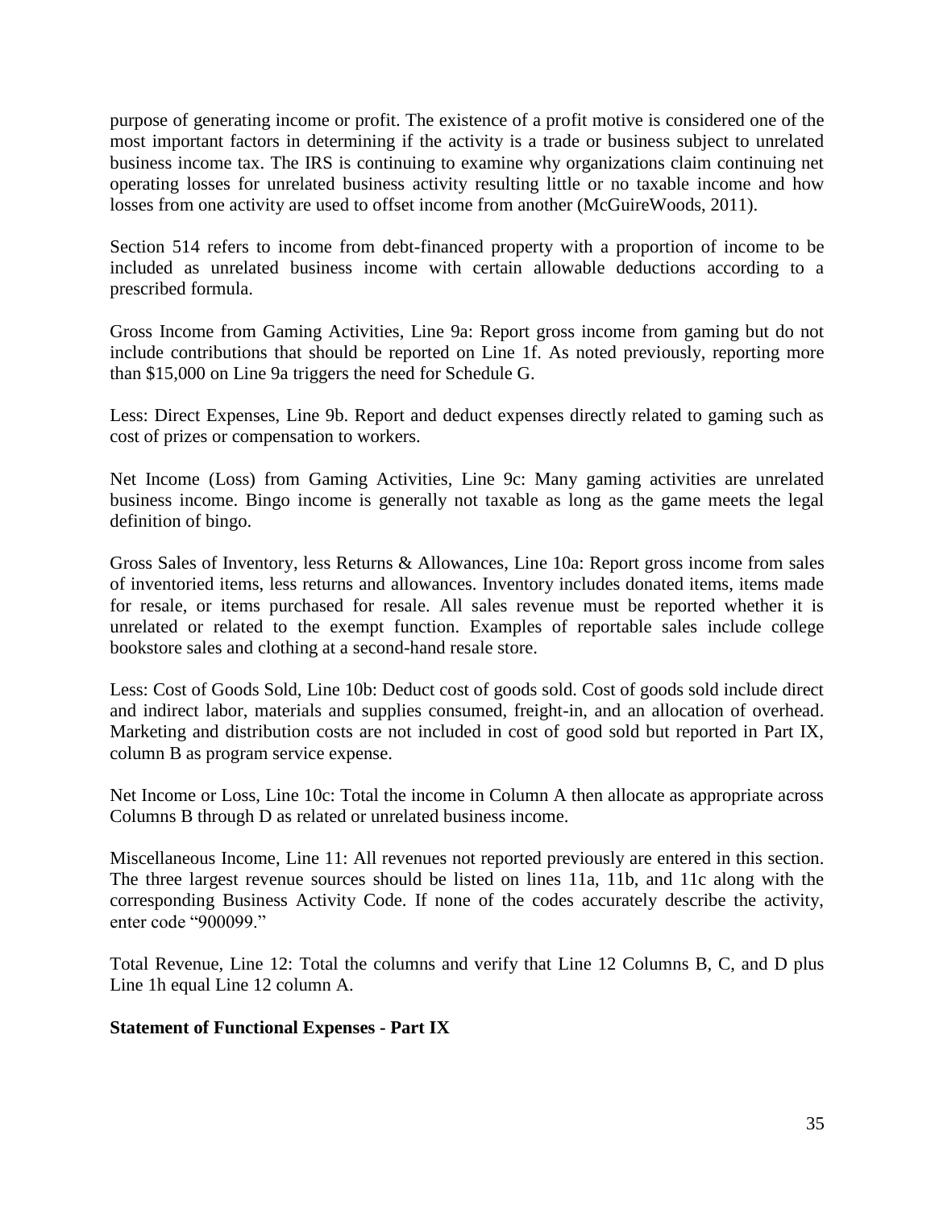purpose of generating income or profit. The existence of a profit motive is considered one of the most important factors in determining if the activity is a trade or business subject to unrelated business income tax. The IRS is continuing to examine why organizations claim continuing net operating losses for unrelated business activity resulting little or no taxable income and how losses from one activity are used to offset income from another (McGuireWoods, 2011).

Section 514 refers to income from debt-financed property with a proportion of income to be included as unrelated business income with certain allowable deductions according to a prescribed formula.

Gross Income from Gaming Activities, Line 9a: Report gross income from gaming but do not include contributions that should be reported on Line 1f. As noted previously, reporting more than $15,000 on Line 9a triggers the need for Schedule G.

Less: Direct Expenses, Line 9b. Report and deduct expenses directly related to gaming such as cost of prizes or compensation to workers.

Net Income (Loss) from Gaming Activities, Line 9c: Many gaming activities are unrelated business income. Bingo income is generally not taxable as long as the game meets the legal definition of bingo.

Gross Sales of Inventory, less Returns & Allowances, Line 10a: Report gross income from sales of inventoried items, less returns and allowances. Inventory includes donated items, items made for resale, or items purchased for resale. All sales revenue must be reported whether it is unrelated or related to the exempt function. Examples of reportable sales include college bookstore sales and clothing at a second-hand resale store.

Less: Cost of Goods Sold, Line 10b: Deduct cost of goods sold. Cost of goods sold include direct and indirect labor, materials and supplies consumed, freight-in, and an allocation of overhead. Marketing and distribution costs are not included in cost of good sold but reported in Part IX, column B as program service expense.

Net Income or Loss, Line 10c: Total the income in Column A then allocate as appropriate across Columns B through D as related or unrelated business income.

Miscellaneous Income, Line 11: All revenues not reported previously are entered in this section. The three largest revenue sources should be listed on lines 11a, 11b, and 11c along with the corresponding Business Activity Code. If none of the codes accurately describe the activity, enter code "900099."

Total Revenue, Line 12: Total the columns and verify that Line 12 Columns B, C, and D plus Line 1h equal Line 12 column A.

**Statement of Functional Expenses - Part IX**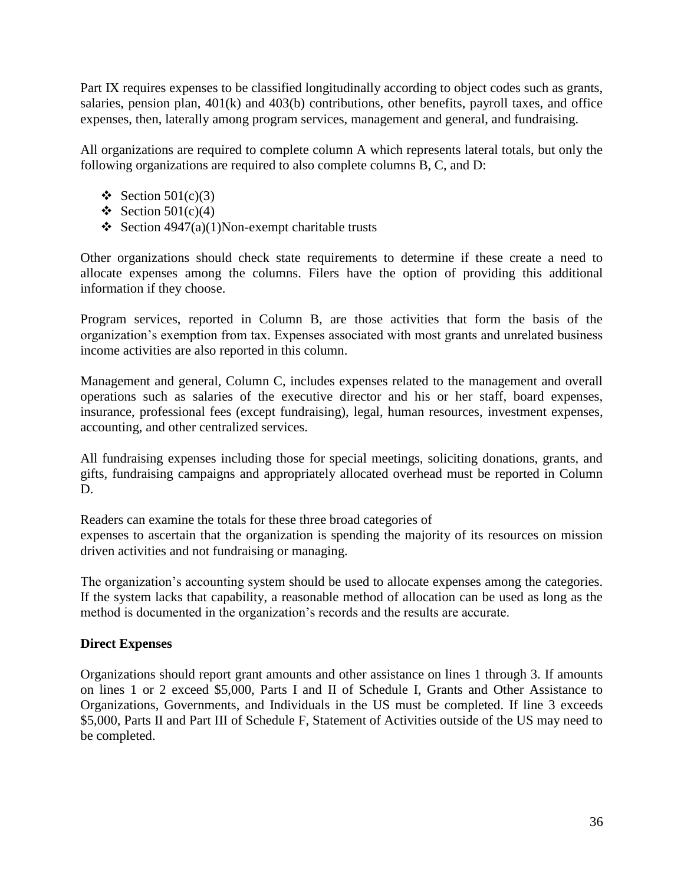Part IX requires expenses to be classified longitudinally according to object codes such as grants, salaries, pension plan, 401(k) and 403(b) contributions, other benefits, payroll taxes, and office expenses, then, laterally among program services, management and general, and fundraising.

All organizations are required to complete column A which represents lateral totals, but only the following organizations are required to also complete columns B, C, and D:

- Section 501(c)(3)
- Section 501(c)(4)
- Section 4947(a)(1)Non-exempt charitable trusts

Other organizations should check state requirements to determine if these create a need to allocate expenses among the columns. Filers have the option of providing this additional information if they choose.

Program services, reported in Column B, are those activities that form the basis of the organization's exemption from tax. Expenses associated with most grants and unrelated business income activities are also reported in this column.

Management and general, Column C, includes expenses related to the management and overall operations such as salaries of the executive director and his or her staff, board expenses, insurance, professional fees (except fundraising), legal, human resources, investment expenses, accounting, and other centralized services.

All fundraising expenses including those for special meetings, soliciting donations, grants, and gifts, fundraising campaigns and appropriately allocated overhead must be reported in Column D.

Readers can examine the totals for these three broad categories of expenses to ascertain that the organization is spending the majority of its resources on mission driven activities and not fundraising or managing.

The organization's accounting system should be used to allocate expenses among the categories. If the system lacks that capability, a reasonable method of allocation can be used as long as the method is documented in the organization's records and the results are accurate.

**Direct Expenses**

Organizations should report grant amounts and other assistance on lines 1 through 3. If amounts on lines 1 or 2 exceed \$5,000, Parts I and II of Schedule I, Grants and Other Assistance to Organizations, Governments, and Individuals in the US must be completed. If line 3 exceeds \$5,000, Parts II and Part III of Schedule F, Statement of Activities outside of the US may need to be completed.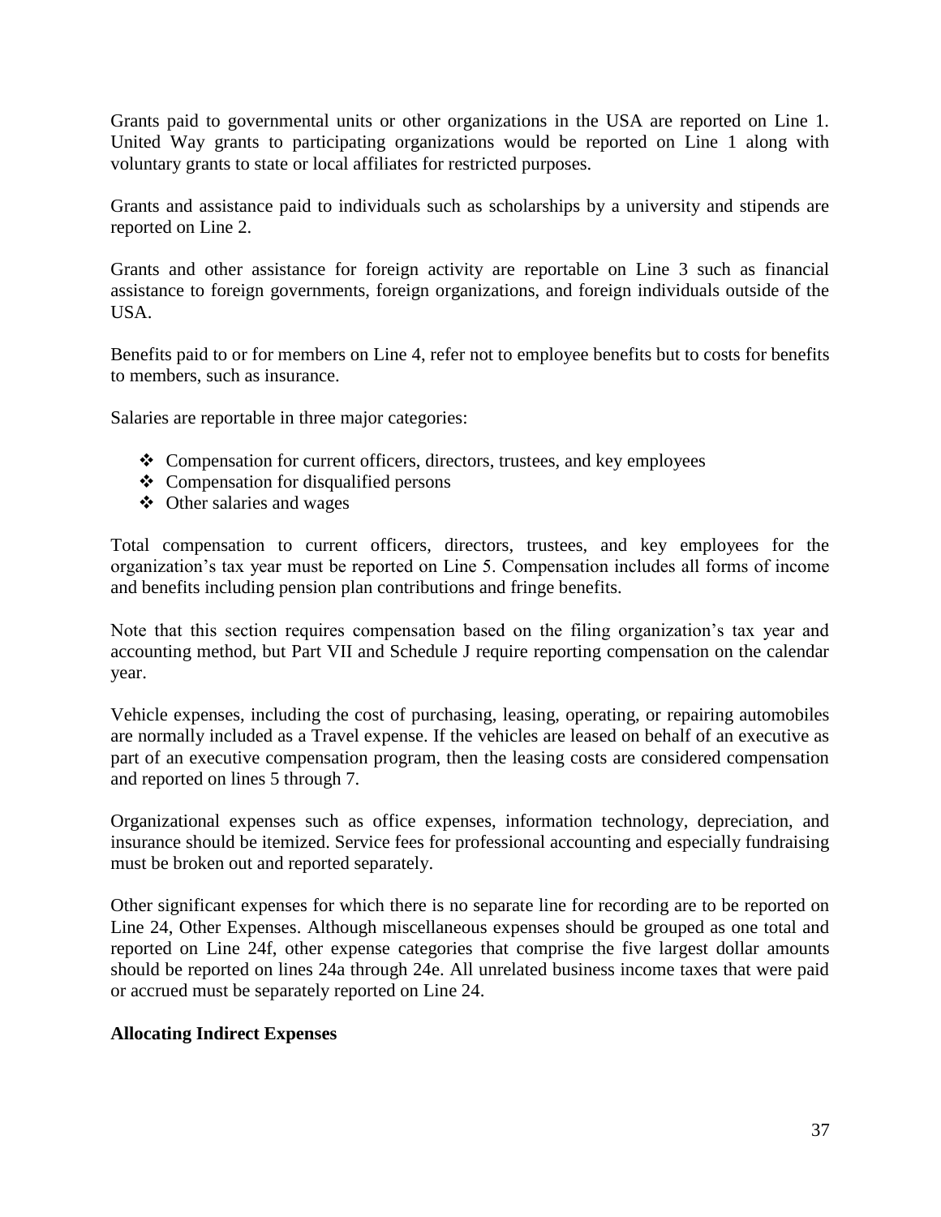Grants paid to governmental units or other organizations in the USA are reported on Line 1. United Way grants to participating organizations would be reported on Line 1 along with voluntary grants to state or local affiliates for restricted purposes.

Grants and assistance paid to individuals such as scholarships by a university and stipends are reported on Line 2.

Grants and other assistance for foreign activity are reportable on Line 3 such as financial assistance to foreign governments, foreign organizations, and foreign individuals outside of the USA.

Benefits paid to or for members on Line 4, refer not to employee benefits but to costs for benefits to members, such as insurance.

Salaries are reportable in three major categories:

- Compensation for current officers, directors, trustees, and key employees
- Compensation for disqualified persons
- Other salaries and wages

Total compensation to current officers, directors, trustees, and key employees for the organization's tax year must be reported on Line 5. Compensation includes all forms of income and benefits including pension plan contributions and fringe benefits.

Note that this section requires compensation based on the filing organization's tax year and accounting method, but Part VII and Schedule J require reporting compensation on the calendar year.

Vehicle expenses, including the cost of purchasing, leasing, operating, or repairing automobiles are normally included as a Travel expense. If the vehicles are leased on behalf of an executive as part of an executive compensation program, then the leasing costs are considered compensation and reported on lines 5 through 7.

Organizational expenses such as office expenses, information technology, depreciation, and insurance should be itemized. Service fees for professional accounting and especially fundraising must be broken out and reported separately.

Other significant expenses for which there is no separate line for recording are to be reported on Line 24, Other Expenses. Although miscellaneous expenses should be grouped as one total and reported on Line 24f, other expense categories that comprise the five largest dollar amounts should be reported on lines 24a through 24e. All unrelated business income taxes that were paid or accrued must be separately reported on Line 24.

**Allocating Indirect Expenses**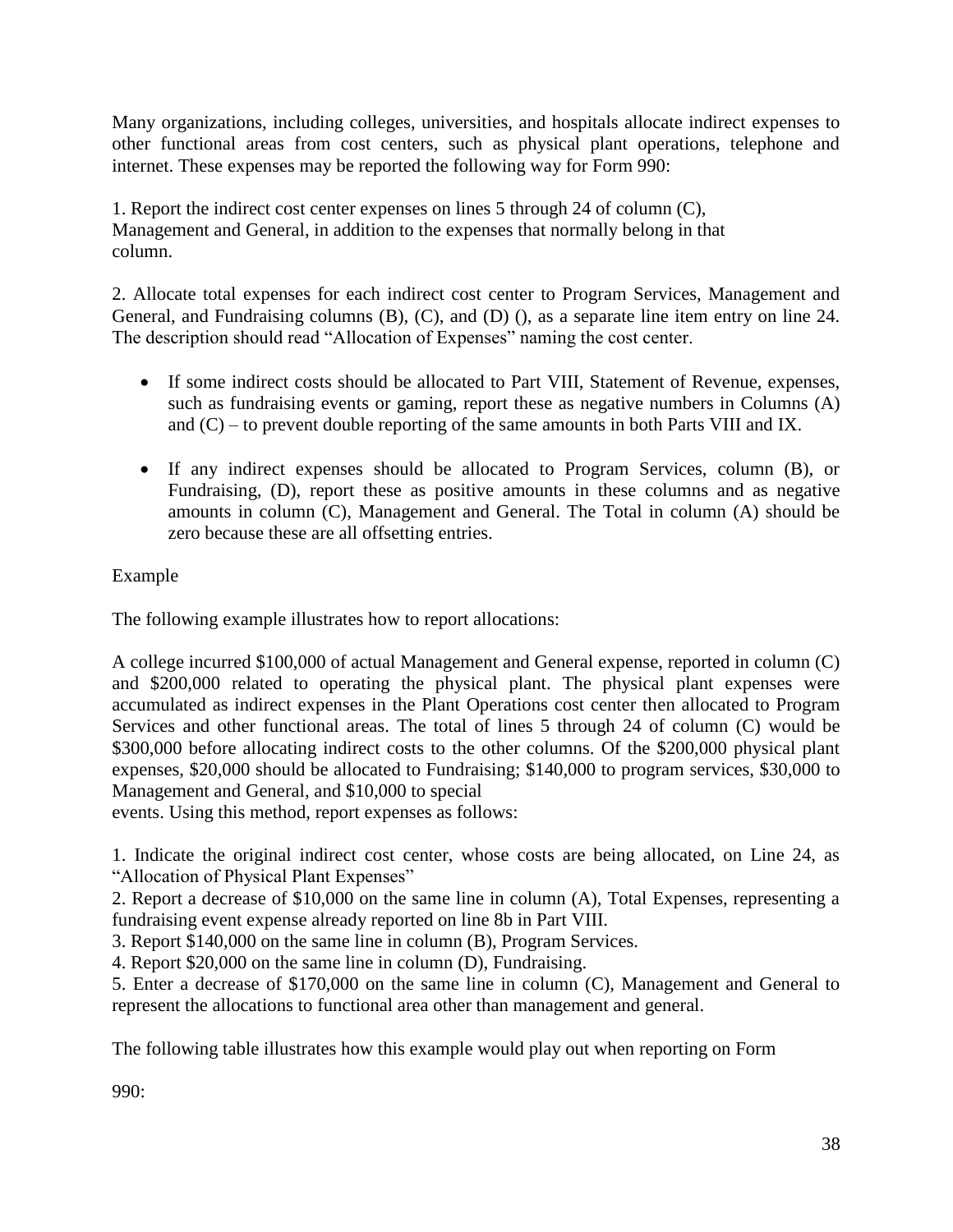Many organizations, including colleges, universities, and hospitals allocate indirect expenses to other functional areas from cost centers, such as physical plant operations, telephone and internet. These expenses may be reported the following way for Form 990:

1. Report the indirect cost center expenses on lines 5 through 24 of column (C), Management and General, in addition to the expenses that normally belong in that column.

2. Allocate total expenses for each indirect cost center to Program Services, Management and General, and Fundraising columns (B), (C), and (D) (), as a separate line item entry on line 24. The description should read "Allocation of Expenses" naming the cost center.

- If some indirect costs should be allocated to Part VIII, Statement of Revenue, expenses, such as fundraising events or gaming, report these as negative numbers in Columns (A) and (C) – to prevent double reporting of the same amounts in both Parts VIII and IX.

- If any indirect expenses should be allocated to Program Services, column (B), or Fundraising, (D), report these as positive amounts in these columns and as negative amounts in column (C), Management and General. The Total in column (A) should be zero because these are all offsetting entries.

Example

The following example illustrates how to report allocations:

A college incurred $100,000 of actual Management and General expense, reported in column (C) and $200,000 related to operating the physical plant. The physical plant expenses were accumulated as indirect expenses in the Plant Operations cost center then allocated to Program Services and other functional areas. The total of lines 5 through 24 of column (C) would be $300,000 before allocating indirect costs to the other columns. Of the $200,000 physical plant expenses, $20,000 should be allocated to Fundraising; $140,000 to program services, $30,000 to Management and General, and $10,000 to special events. Using this method, report expenses as follows:

1. Indicate the original indirect cost center, whose costs are being allocated, on Line 24, as "Allocation of Physical Plant Expenses"
2. Report a decrease of $10,000 on the same line in column (A), Total Expenses, representing a fundraising event expense already reported on line 8b in Part VIII.
3. Report $140,000 on the same line in column (B), Program Services.
4. Report $20,000 on the same line in column (D), Fundraising.
5. Enter a decrease of $170,000 on the same line in column (C), Management and General to represent the allocations to functional area other than management and general.

The following table illustrates how this example would play out when reporting on Form 990: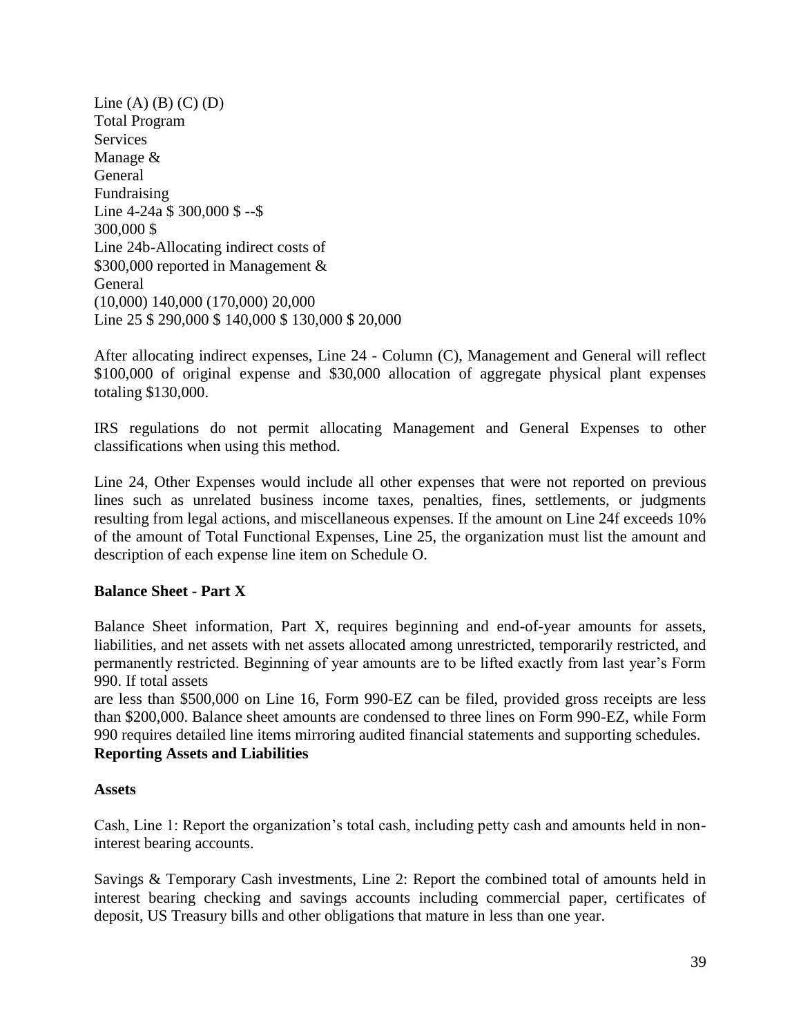| Line | (A) Total | (B) Program Services | (C) Manage & General | (D) Fundraising |
|---|---|---|---|---|
| Line 4-24a | $ 300,000 | $ -- | $ 300,000 | $ |
| Line 24b-Allocating indirect costs of $300,000 reported in Management & General | (10,000) | 140,000 | (170,000) | 20,000 |
| Line 25 | $ 290,000 | $ 140,000 | $ 130,000 | $ 20,000 |

After allocating indirect expenses, Line 24 - Column (C), Management and General will reflect $100,000 of original expense and $30,000 allocation of aggregate physical plant expenses totaling $130,000.

IRS regulations do not permit allocating Management and General Expenses to other classifications when using this method.

Line 24, Other Expenses would include all other expenses that were not reported on previous lines such as unrelated business income taxes, penalties, fines, settlements, or judgments resulting from legal actions, and miscellaneous expenses. If the amount on Line 24f exceeds 10% of the amount of Total Functional Expenses, Line 25, the organization must list the amount and description of each expense line item on Schedule O.

**Balance Sheet - Part X**

Balance Sheet information, Part X, requires beginning and end-of-year amounts for assets, liabilities, and net assets with net assets allocated among unrestricted, temporarily restricted, and permanently restricted. Beginning of year amounts are to be lifted exactly from last year's Form 990. If total assets are less than $500,000 on Line 16, Form 990-EZ can be filed, provided gross receipts are less than $200,000. Balance sheet amounts are condensed to three lines on Form 990-EZ, while Form 990 requires detailed line items mirroring audited financial statements and supporting schedules.

**Reporting Assets and Liabilities**

**Assets**

Cash, Line 1: Report the organization's total cash, including petty cash and amounts held in non-interest bearing accounts.

Savings & Temporary Cash investments, Line 2: Report the combined total of amounts held in interest bearing checking and savings accounts including commercial paper, certificates of deposit, US Treasury bills and other obligations that mature in less than one year.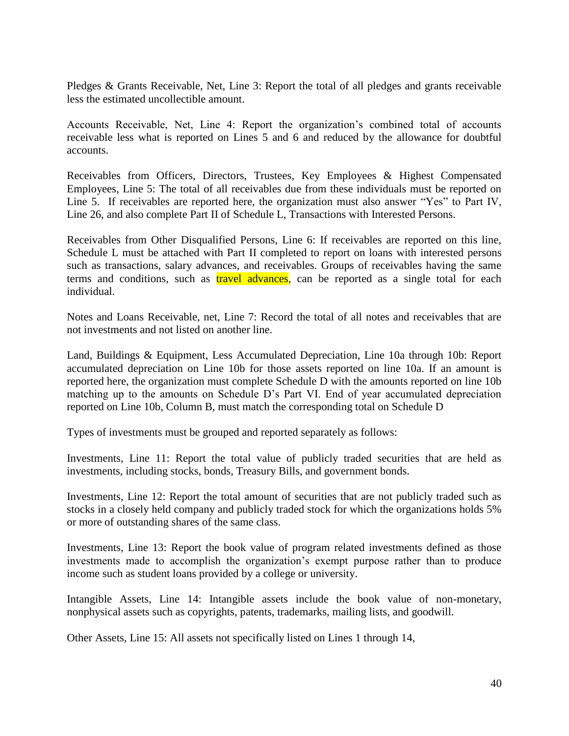Pledges & Grants Receivable, Net, Line 3: Report the total of all pledges and grants receivable less the estimated uncollectible amount.

Accounts Receivable, Net, Line 4: Report the organization's combined total of accounts receivable less what is reported on Lines 5 and 6 and reduced by the allowance for doubtful accounts.

Receivables from Officers, Directors, Trustees, Key Employees & Highest Compensated Employees, Line 5: The total of all receivables due from these individuals must be reported on Line 5. If receivables are reported here, the organization must also answer "Yes" to Part IV, Line 26, and also complete Part II of Schedule L, Transactions with Interested Persons.

Receivables from Other Disqualified Persons, Line 6: If receivables are reported on this line, Schedule L must be attached with Part II completed to report on loans with interested persons such as transactions, salary advances, and receivables. Groups of receivables having the same terms and conditions, such as travel advances, can be reported as a single total for each individual.

Notes and Loans Receivable, net, Line 7: Record the total of all notes and receivables that are not investments and not listed on another line.

Land, Buildings & Equipment, Less Accumulated Depreciation, Line 10a through 10b: Report accumulated depreciation on Line 10b for those assets reported on line 10a. If an amount is reported here, the organization must complete Schedule D with the amounts reported on line 10b matching up to the amounts on Schedule D's Part VI. End of year accumulated depreciation reported on Line 10b, Column B, must match the corresponding total on Schedule D

Types of investments must be grouped and reported separately as follows:

Investments, Line 11: Report the total value of publicly traded securities that are held as investments, including stocks, bonds, Treasury Bills, and government bonds.

Investments, Line 12: Report the total amount of securities that are not publicly traded such as stocks in a closely held company and publicly traded stock for which the organizations holds 5% or more of outstanding shares of the same class.

Investments, Line 13: Report the book value of program related investments defined as those investments made to accomplish the organization's exempt purpose rather than to produce income such as student loans provided by a college or university.

Intangible Assets, Line 14: Intangible assets include the book value of non-monetary, nonphysical assets such as copyrights, patents, trademarks, mailing lists, and goodwill.

Other Assets, Line 15: All assets not specifically listed on Lines 1 through 14,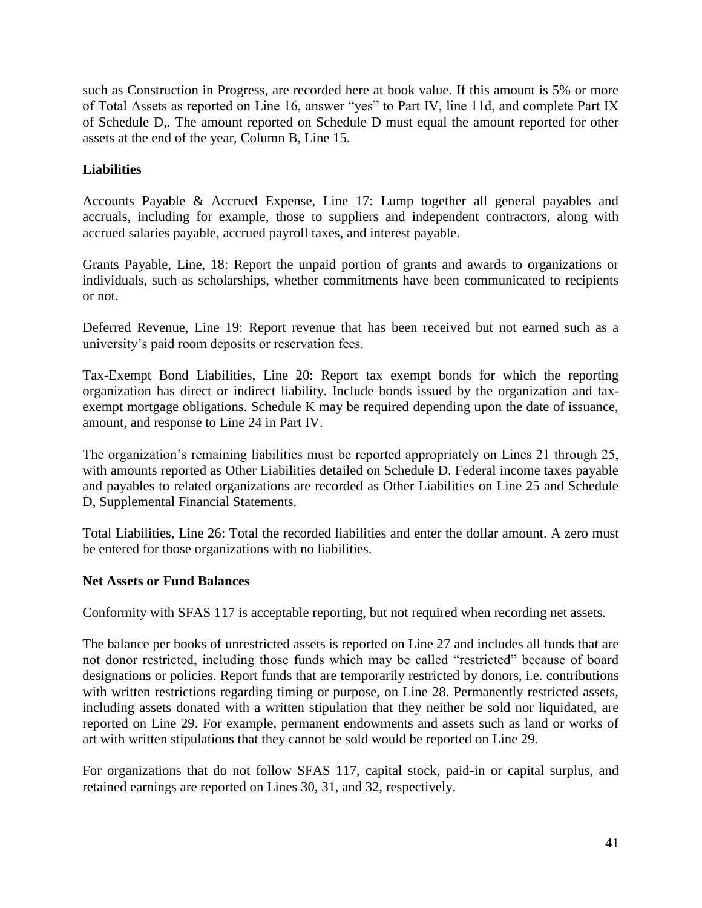such as Construction in Progress, are recorded here at book value. If this amount is 5% or more of Total Assets as reported on Line 16, answer "yes" to Part IV, line 11d, and complete Part IX of Schedule D,. The amount reported on Schedule D must equal the amount reported for other assets at the end of the year, Column B, Line 15.

**Liabilities**

Accounts Payable & Accrued Expense, Line 17: Lump together all general payables and accruals, including for example, those to suppliers and independent contractors, along with accrued salaries payable, accrued payroll taxes, and interest payable.

Grants Payable, Line, 18: Report the unpaid portion of grants and awards to organizations or individuals, such as scholarships, whether commitments have been communicated to recipients or not.

Deferred Revenue, Line 19: Report revenue that has been received but not earned such as a university's paid room deposits or reservation fees.

Tax-Exempt Bond Liabilities, Line 20: Report tax exempt bonds for which the reporting organization has direct or indirect liability. Include bonds issued by the organization and tax-exempt mortgage obligations. Schedule K may be required depending upon the date of issuance, amount, and response to Line 24 in Part IV.

The organization's remaining liabilities must be reported appropriately on Lines 21 through 25, with amounts reported as Other Liabilities detailed on Schedule D. Federal income taxes payable and payables to related organizations are recorded as Other Liabilities on Line 25 and Schedule D, Supplemental Financial Statements.

Total Liabilities, Line 26: Total the recorded liabilities and enter the dollar amount. A zero must be entered for those organizations with no liabilities.

**Net Assets or Fund Balances**

Conformity with SFAS 117 is acceptable reporting, but not required when recording net assets.

The balance per books of unrestricted assets is reported on Line 27 and includes all funds that are not donor restricted, including those funds which may be called "restricted" because of board designations or policies. Report funds that are temporarily restricted by donors, i.e. contributions with written restrictions regarding timing or purpose, on Line 28. Permanently restricted assets, including assets donated with a written stipulation that they neither be sold nor liquidated, are reported on Line 29. For example, permanent endowments and assets such as land or works of art with written stipulations that they cannot be sold would be reported on Line 29.

For organizations that do not follow SFAS 117, capital stock, paid-in or capital surplus, and retained earnings are reported on Lines 30, 31, and 32, respectively.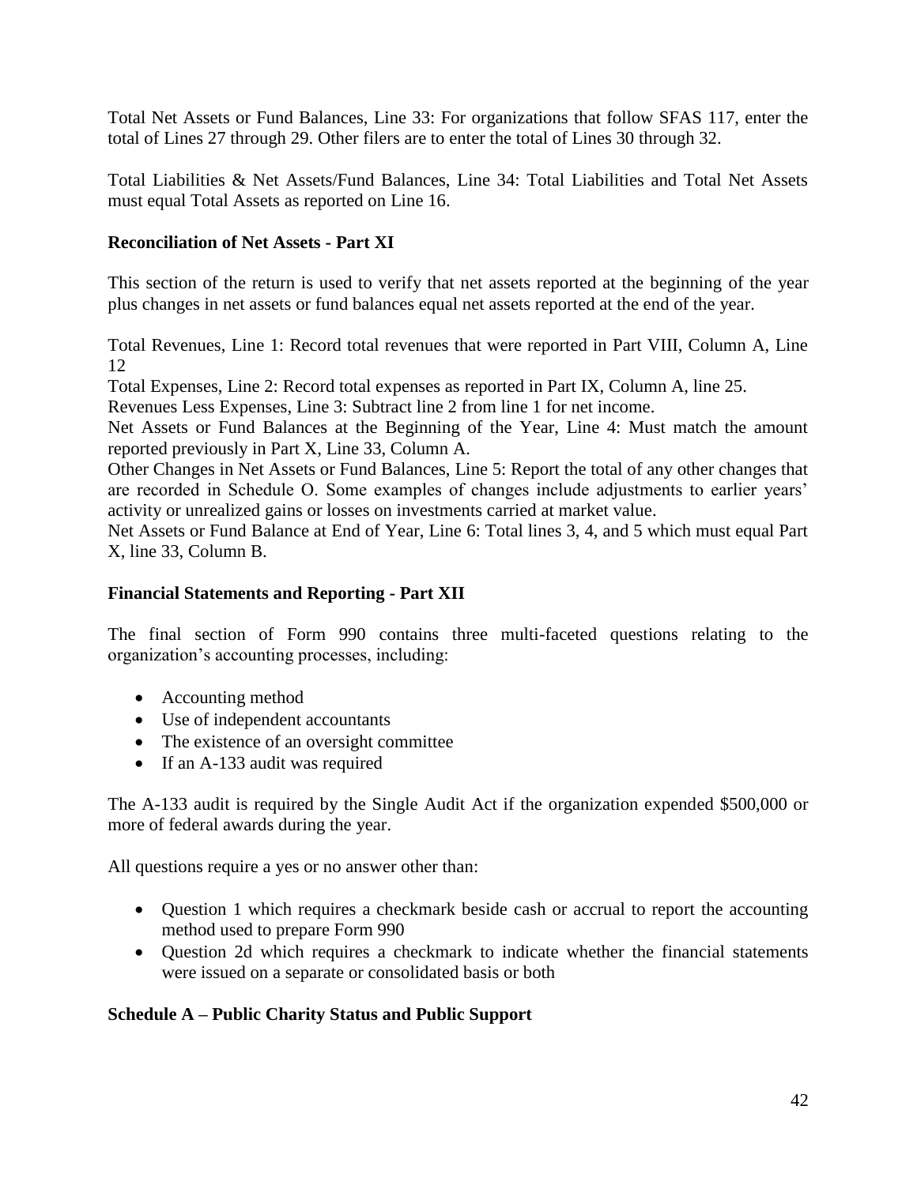Total Net Assets or Fund Balances, Line 33: For organizations that follow SFAS 117, enter the total of Lines 27 through 29. Other filers are to enter the total of Lines 30 through 32.

Total Liabilities & Net Assets/Fund Balances, Line 34: Total Liabilities and Total Net Assets must equal Total Assets as reported on Line 16.

**Reconciliation of Net Assets - Part XI**

This section of the return is used to verify that net assets reported at the beginning of the year plus changes in net assets or fund balances equal net assets reported at the end of the year.

Total Revenues, Line 1: Record total revenues that were reported in Part VIII, Column A, Line 12
Total Expenses, Line 2: Record total expenses as reported in Part IX, Column A, line 25.
Revenues Less Expenses, Line 3: Subtract line 2 from line 1 for net income.
Net Assets or Fund Balances at the Beginning of the Year, Line 4: Must match the amount reported previously in Part X, Line 33, Column A.
Other Changes in Net Assets or Fund Balances, Line 5: Report the total of any other changes that are recorded in Schedule O. Some examples of changes include adjustments to earlier years' activity or unrealized gains or losses on investments carried at market value.
Net Assets or Fund Balance at End of Year, Line 6: Total lines 3, 4, and 5 which must equal Part X, line 33, Column B.

**Financial Statements and Reporting - Part XII**

The final section of Form 990 contains three multi-faceted questions relating to the organization's accounting processes, including:

- Accounting method
- Use of independent accountants
- The existence of an oversight committee
- If an A-133 audit was required

The A-133 audit is required by the Single Audit Act if the organization expended $500,000 or more of federal awards during the year.

All questions require a yes or no answer other than:

- Question 1 which requires a checkmark beside cash or accrual to report the accounting method used to prepare Form 990
- Question 2d which requires a checkmark to indicate whether the financial statements were issued on a separate or consolidated basis or both

**Schedule A – Public Charity Status and Public Support**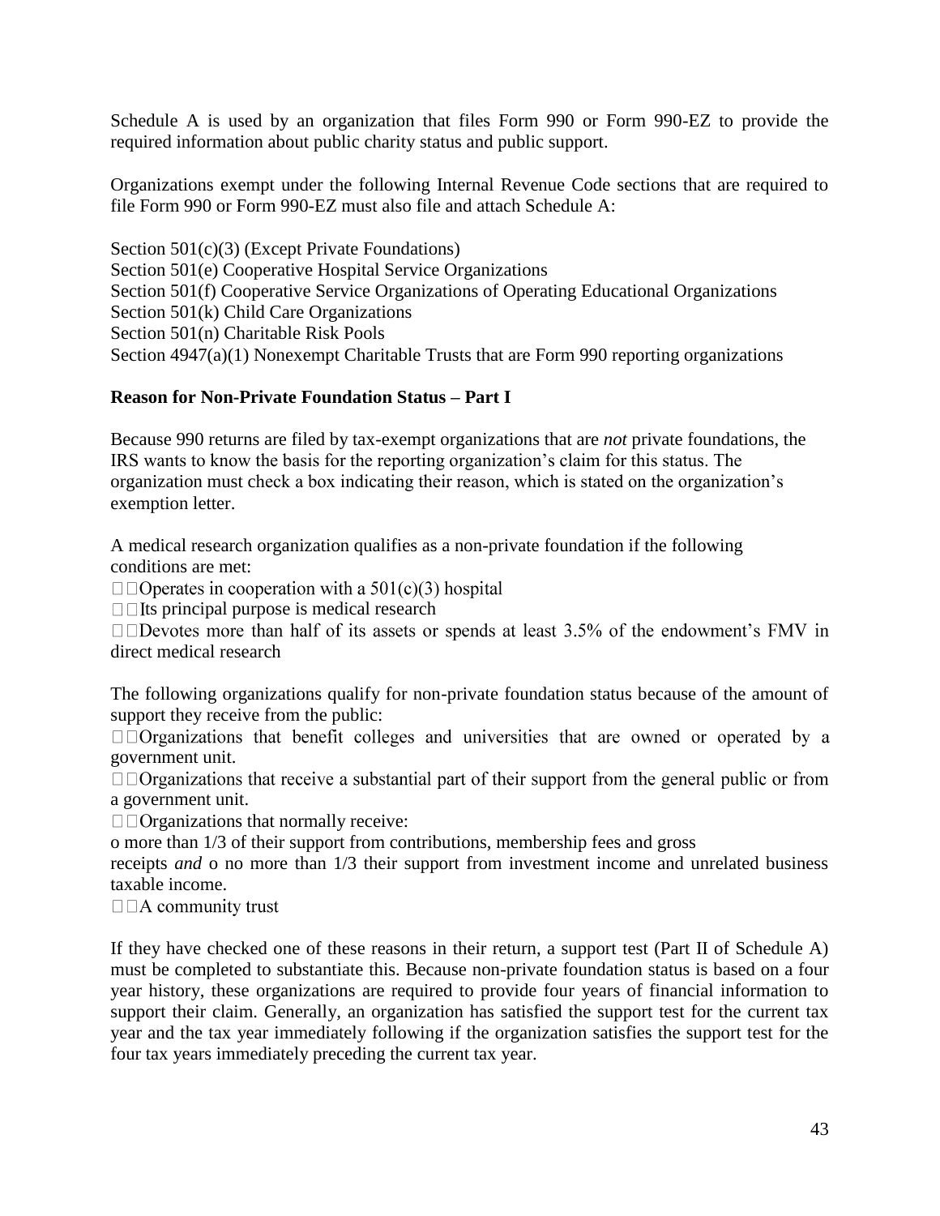Schedule A is used by an organization that files Form 990 or Form 990-EZ to provide the required information about public charity status and public support.

Organizations exempt under the following Internal Revenue Code sections that are required to file Form 990 or Form 990-EZ must also file and attach Schedule A:

Section 501(c)(3) (Except Private Foundations)
Section 501(e) Cooperative Hospital Service Organizations
Section 501(f) Cooperative Service Organizations of Operating Educational Organizations
Section 501(k) Child Care Organizations
Section 501(n) Charitable Risk Pools
Section 4947(a)(1) Nonexempt Charitable Trusts that are Form 990 reporting organizations

**Reason for Non-Private Foundation Status – Part I**

Because 990 returns are filed by tax-exempt organizations that are *not* private foundations, the IRS wants to know the basis for the reporting organization's claim for this status. The organization must check a box indicating their reason, which is stated on the organization's exemption letter.

A medical research organization qualifies as a non-private foundation if the following conditions are met:

- Operates in cooperation with a 501(c)(3) hospital
- Its principal purpose is medical research
- Devotes more than half of its assets or spends at least 3.5% of the endowment's FMV in direct medical research

The following organizations qualify for non-private foundation status because of the amount of support they receive from the public:

- Organizations that benefit colleges and universities that are owned or operated by a government unit.
- Organizations that receive a substantial part of their support from the general public or from a government unit.
- Organizations that normally receive:
  - more than 1/3 of their support from contributions, membership fees and gross receipts *and*
  - no more than 1/3 their support from investment income and unrelated business taxable income.
- A community trust

If they have checked one of these reasons in their return, a support test (Part II of Schedule A) must be completed to substantiate this. Because non-private foundation status is based on a four year history, these organizations are required to provide four years of financial information to support their claim. Generally, an organization has satisfied the support test for the current tax year and the tax year immediately following if the organization satisfies the support test for the four tax years immediately preceding the current tax year.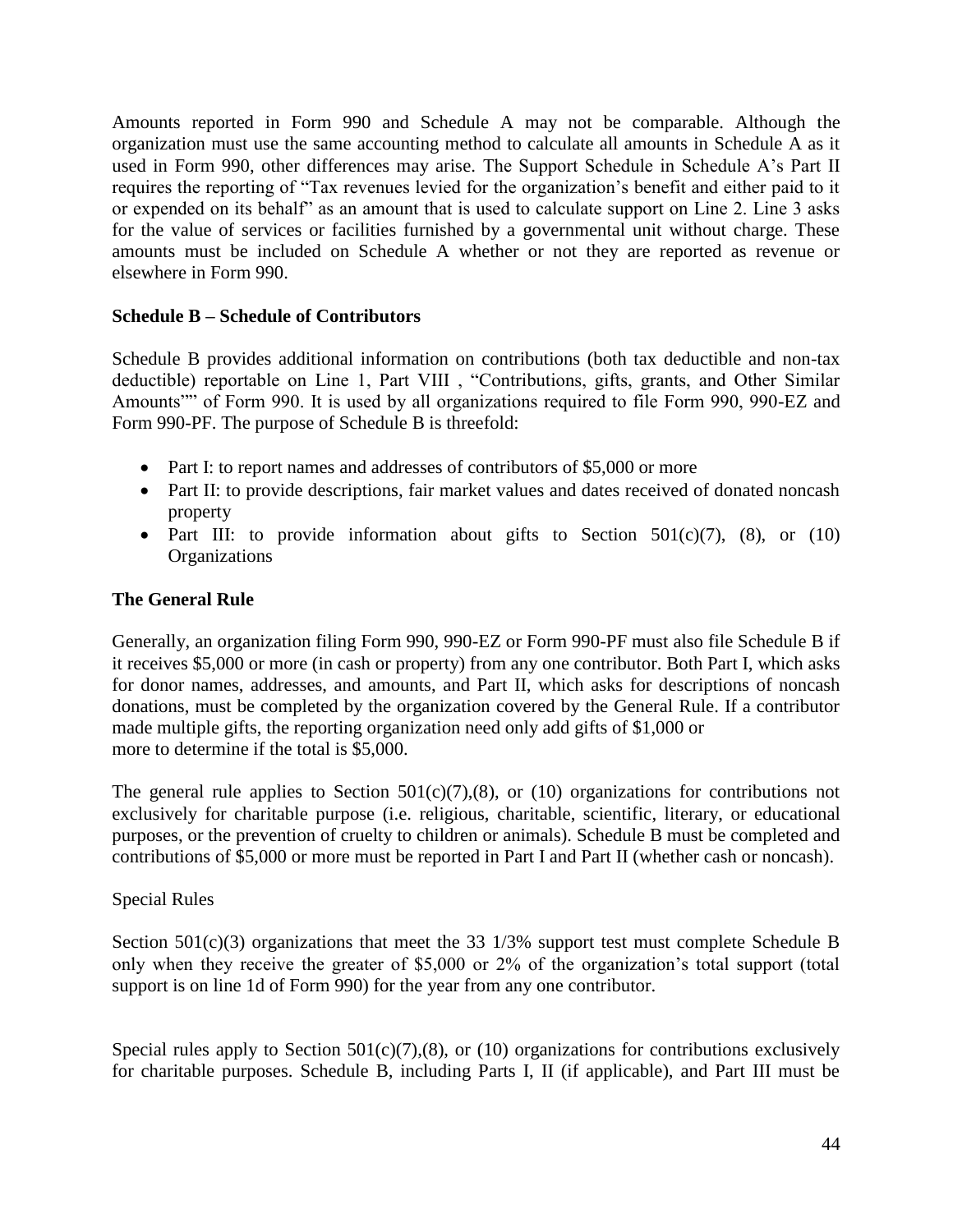Amounts reported in Form 990 and Schedule A may not be comparable. Although the organization must use the same accounting method to calculate all amounts in Schedule A as it used in Form 990, other differences may arise. The Support Schedule in Schedule A's Part II requires the reporting of "Tax revenues levied for the organization's benefit and either paid to it or expended on its behalf" as an amount that is used to calculate support on Line 2. Line 3 asks for the value of services or facilities furnished by a governmental unit without charge. These amounts must be included on Schedule A whether or not they are reported as revenue or elsewhere in Form 990.

**Schedule B – Schedule of Contributors**

Schedule B provides additional information on contributions (both tax deductible and non-tax deductible) reportable on Line 1, Part VIII , "Contributions, gifts, grants, and Other Similar Amounts"" of Form 990. It is used by all organizations required to file Form 990, 990-EZ and Form 990-PF. The purpose of Schedule B is threefold:

- Part I: to report names and addresses of contributors of $5,000 or more
- Part II: to provide descriptions, fair market values and dates received of donated noncash property
- Part III: to provide information about gifts to Section 501(c)(7), (8), or (10) Organizations

**The General Rule**

Generally, an organization filing Form 990, 990-EZ or Form 990-PF must also file Schedule B if it receives $5,000 or more (in cash or property) from any one contributor. Both Part I, which asks for donor names, addresses, and amounts, and Part II, which asks for descriptions of noncash donations, must be completed by the organization covered by the General Rule. If a contributor made multiple gifts, the reporting organization need only add gifts of $1,000 or more to determine if the total is $5,000.

The general rule applies to Section 501(c)(7),(8), or (10) organizations for contributions not exclusively for charitable purpose (i.e. religious, charitable, scientific, literary, or educational purposes, or the prevention of cruelty to children or animals). Schedule B must be completed and contributions of $5,000 or more must be reported in Part I and Part II (whether cash or noncash).

Special Rules

Section 501(c)(3) organizations that meet the 33 1/3% support test must complete Schedule B only when they receive the greater of $5,000 or 2% of the organization's total support (total support is on line 1d of Form 990) for the year from any one contributor.

Special rules apply to Section 501(c)(7),(8), or (10) organizations for contributions exclusively for charitable purposes. Schedule B, including Parts I, II (if applicable), and Part III must be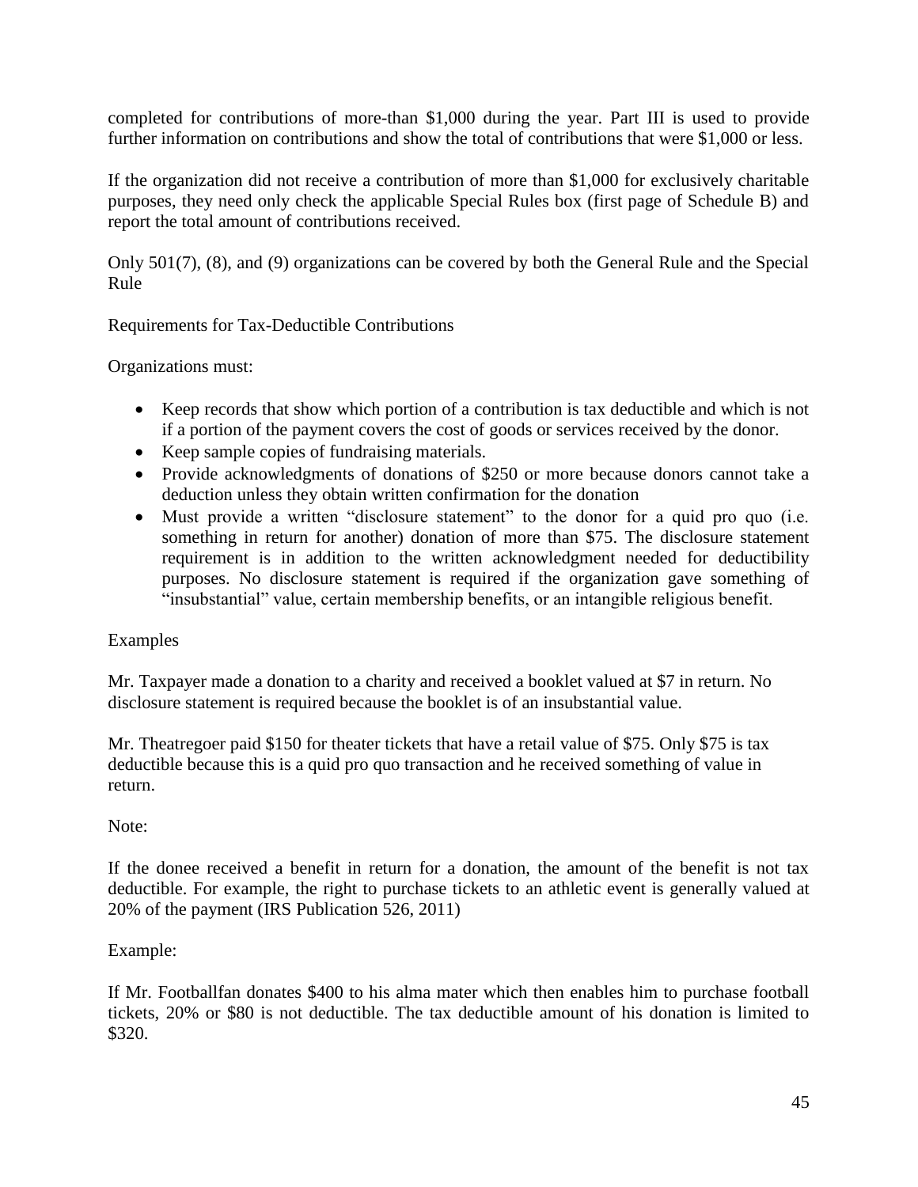completed for contributions of more-than $1,000 during the year. Part III is used to provide further information on contributions and show the total of contributions that were $1,000 or less.

If the organization did not receive a contribution of more than $1,000 for exclusively charitable purposes, they need only check the applicable Special Rules box (first page of Schedule B) and report the total amount of contributions received.

Only 501(7), (8), and (9) organizations can be covered by both the General Rule and the Special Rule

Requirements for Tax-Deductible Contributions

Organizations must:

- Keep records that show which portion of a contribution is tax deductible and which is not if a portion of the payment covers the cost of goods or services received by the donor.
- Keep sample copies of fundraising materials.
- Provide acknowledgments of donations of $250 or more because donors cannot take a deduction unless they obtain written confirmation for the donation
- Must provide a written "disclosure statement" to the donor for a quid pro quo (i.e. something in return for another) donation of more than $75. The disclosure statement requirement is in addition to the written acknowledgment needed for deductibility purposes. No disclosure statement is required if the organization gave something of "insubstantial" value, certain membership benefits, or an intangible religious benefit.

Examples

Mr. Taxpayer made a donation to a charity and received a booklet valued at $7 in return. No disclosure statement is required because the booklet is of an insubstantial value.

Mr. Theatregoer paid $150 for theater tickets that have a retail value of $75. Only $75 is tax deductible because this is a quid pro quo transaction and he received something of value in return.

Note:

If the donee received a benefit in return for a donation, the amount of the benefit is not tax deductible. For example, the right to purchase tickets to an athletic event is generally valued at 20% of the payment (IRS Publication 526, 2011)

Example:

If Mr. Footballfan donates $400 to his alma mater which then enables him to purchase football tickets, 20% or $80 is not deductible. The tax deductible amount of his donation is limited to $320.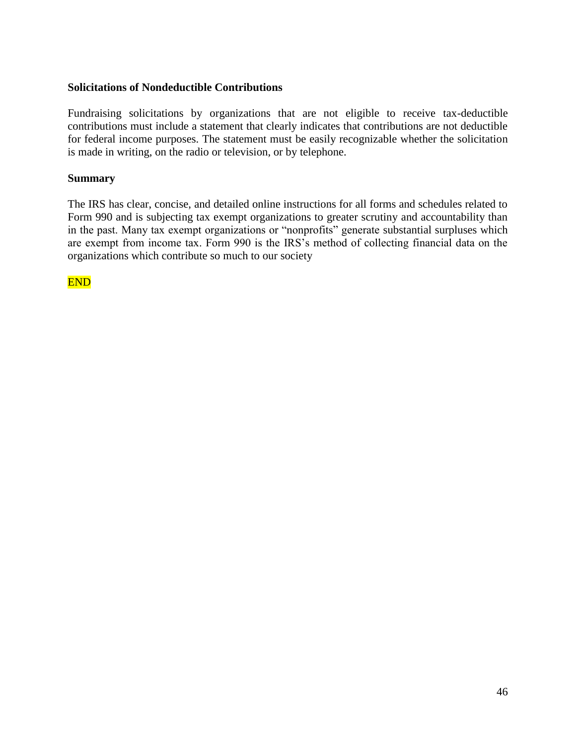**Solicitations of Nondeductible Contributions**

Fundraising solicitations by organizations that are not eligible to receive tax-deductible contributions must include a statement that clearly indicates that contributions are not deductible for federal income purposes. The statement must be easily recognizable whether the solicitation is made in writing, on the radio or television, or by telephone.

**Summary**

The IRS has clear, concise, and detailed online instructions for all forms and schedules related to Form 990 and is subjecting tax exempt organizations to greater scrutiny and accountability than in the past. Many tax exempt organizations or "nonprofits" generate substantial surpluses which are exempt from income tax. Form 990 is the IRS's method of collecting financial data on the organizations which contribute so much to our society

END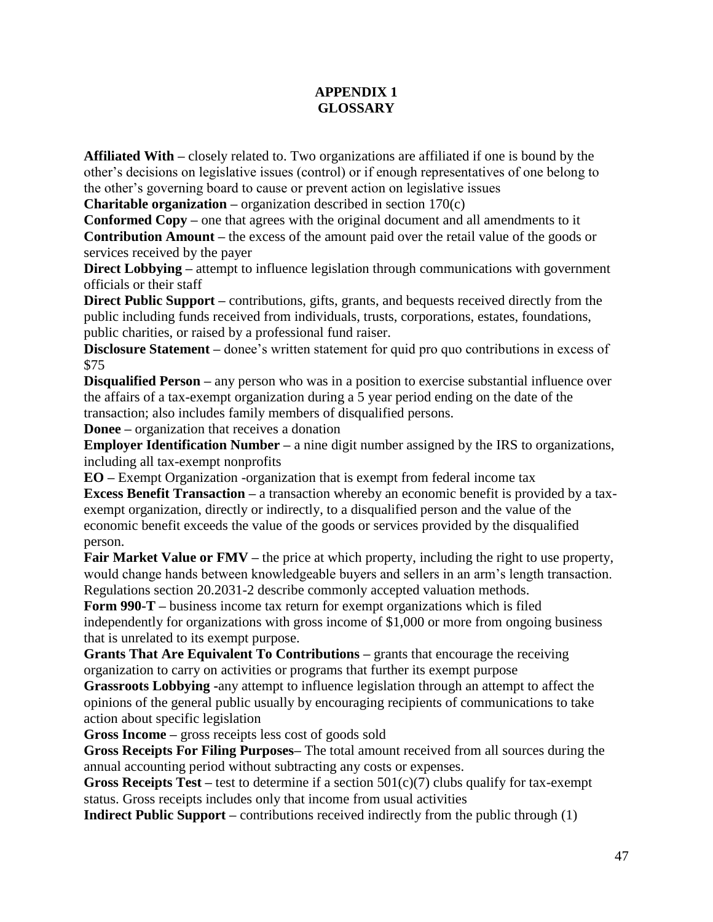# APPENDIX 1
# GLOSSARY

**Affiliated With –** closely related to. Two organizations are affiliated if one is bound by the other's decisions on legislative issues (control) or if enough representatives of one belong to the other's governing board to cause or prevent action on legislative issues

**Charitable organization –** organization described in section 170(c)

**Conformed Copy –** one that agrees with the original document and all amendments to it

**Contribution Amount –** the excess of the amount paid over the retail value of the goods or services received by the payer

**Direct Lobbying –** attempt to influence legislation through communications with government officials or their staff

**Direct Public Support –** contributions, gifts, grants, and bequests received directly from the public including funds received from individuals, trusts, corporations, estates, foundations, public charities, or raised by a professional fund raiser.

**Disclosure Statement –** donee's written statement for quid pro quo contributions in excess of $75

**Disqualified Person –** any person who was in a position to exercise substantial influence over the affairs of a tax-exempt organization during a 5 year period ending on the date of the transaction; also includes family members of disqualified persons.

**Donee –** organization that receives a donation

**Employer Identification Number –** a nine digit number assigned by the IRS to organizations, including all tax-exempt nonprofits

**EO –** Exempt Organization -organization that is exempt from federal income tax

**Excess Benefit Transaction –** a transaction whereby an economic benefit is provided by a tax-exempt organization, directly or indirectly, to a disqualified person and the value of the economic benefit exceeds the value of the goods or services provided by the disqualified person.

**Fair Market Value or FMV –** the price at which property, including the right to use property, would change hands between knowledgeable buyers and sellers in an arm's length transaction. Regulations section 20.2031-2 describe commonly accepted valuation methods.

**Form 990-T –** business income tax return for exempt organizations which is filed independently for organizations with gross income of $1,000 or more from ongoing business that is unrelated to its exempt purpose.

**Grants That Are Equivalent To Contributions –** grants that encourage the receiving organization to carry on activities or programs that further its exempt purpose

**Grassroots Lobbying -**any attempt to influence legislation through an attempt to affect the opinions of the general public usually by encouraging recipients of communications to take action about specific legislation

**Gross Income –** gross receipts less cost of goods sold

**Gross Receipts For Filing Purposes–** The total amount received from all sources during the annual accounting period without subtracting any costs or expenses.

**Gross Receipts Test –** test to determine if a section 501(c)(7) clubs qualify for tax-exempt status. Gross receipts includes only that income from usual activities

**Indirect Public Support –** contributions received indirectly from the public through (1)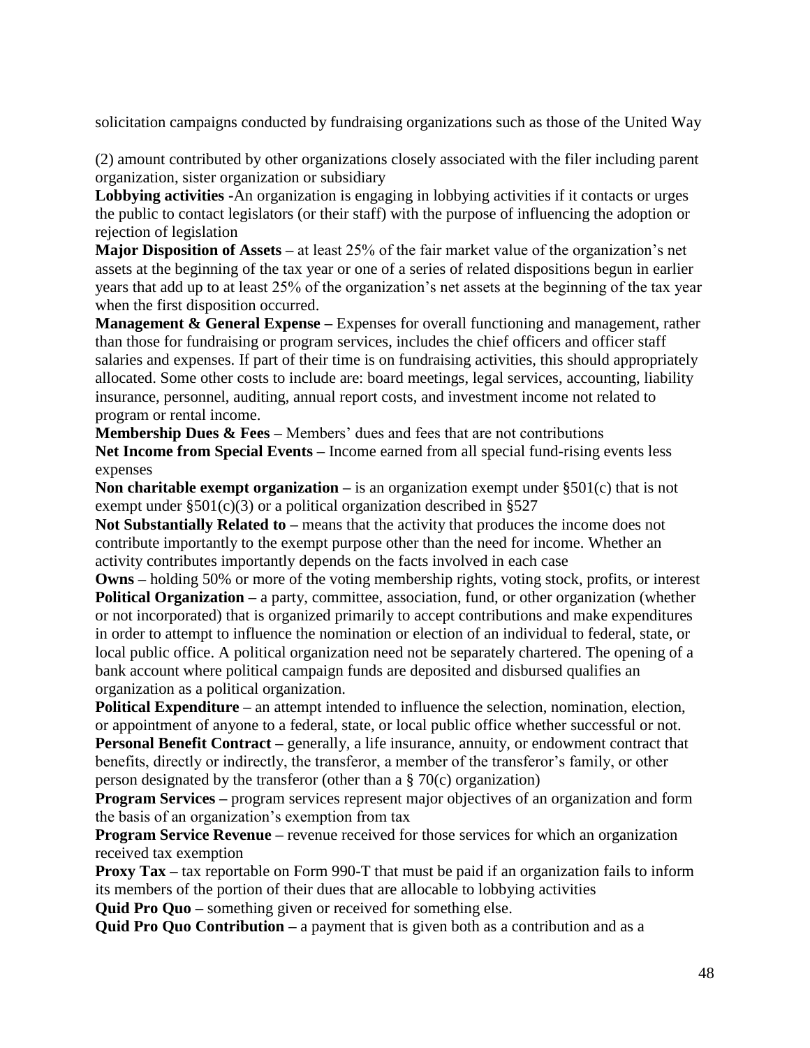solicitation campaigns conducted by fundraising organizations such as those of the United Way

(2) amount contributed by other organizations closely associated with the filer including parent organization, sister organization or subsidiary

**Lobbying activities -**An organization is engaging in lobbying activities if it contacts or urges the public to contact legislators (or their staff) with the purpose of influencing the adoption or rejection of legislation

**Major Disposition of Assets –** at least 25% of the fair market value of the organization's net assets at the beginning of the tax year or one of a series of related dispositions begun in earlier years that add up to at least 25% of the organization's net assets at the beginning of the tax year when the first disposition occurred.

**Management & General Expense –** Expenses for overall functioning and management, rather than those for fundraising or program services, includes the chief officers and officer staff salaries and expenses. If part of their time is on fundraising activities, this should appropriately allocated. Some other costs to include are: board meetings, legal services, accounting, liability insurance, personnel, auditing, annual report costs, and investment income not related to program or rental income.

**Membership Dues & Fees –** Members' dues and fees that are not contributions

**Net Income from Special Events –** Income earned from all special fund-rising events less expenses

**Non charitable exempt organization –** is an organization exempt under §501(c) that is not exempt under §501(c)(3) or a political organization described in §527

**Not Substantially Related to –** means that the activity that produces the income does not contribute importantly to the exempt purpose other than the need for income. Whether an activity contributes importantly depends on the facts involved in each case

**Owns –** holding 50% or more of the voting membership rights, voting stock, profits, or interest

**Political Organization –** a party, committee, association, fund, or other organization (whether or not incorporated) that is organized primarily to accept contributions and make expenditures in order to attempt to influence the nomination or election of an individual to federal, state, or local public office. A political organization need not be separately chartered. The opening of a bank account where political campaign funds are deposited and disbursed qualifies an organization as a political organization.

**Political Expenditure –** an attempt intended to influence the selection, nomination, election, or appointment of anyone to a federal, state, or local public office whether successful or not.

**Personal Benefit Contract –** generally, a life insurance, annuity, or endowment contract that benefits, directly or indirectly, the transferor, a member of the transferor's family, or other person designated by the transferor (other than a § 70(c) organization)

**Program Services –** program services represent major objectives of an organization and form the basis of an organization's exemption from tax

**Program Service Revenue –** revenue received for those services for which an organization received tax exemption

**Proxy Tax –** tax reportable on Form 990-T that must be paid if an organization fails to inform its members of the portion of their dues that are allocable to lobbying activities

**Quid Pro Quo –** something given or received for something else.

**Quid Pro Quo Contribution –** a payment that is given both as a contribution and as a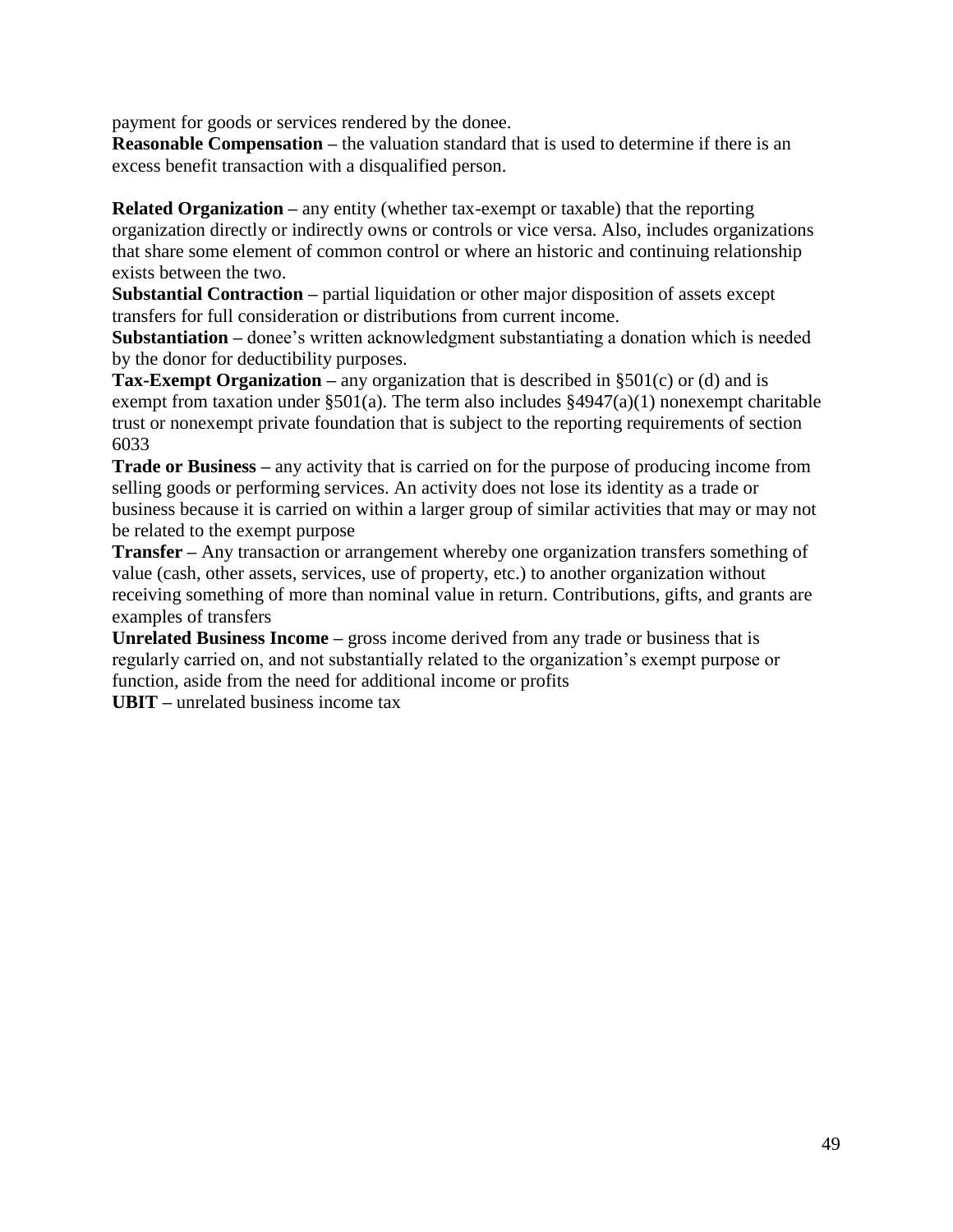payment for goods or services rendered by the donee.

**Reasonable Compensation –** the valuation standard that is used to determine if there is an excess benefit transaction with a disqualified person.

**Related Organization –** any entity (whether tax-exempt or taxable) that the reporting organization directly or indirectly owns or controls or vice versa. Also, includes organizations that share some element of common control or where an historic and continuing relationship exists between the two.

**Substantial Contraction –** partial liquidation or other major disposition of assets except transfers for full consideration or distributions from current income.

**Substantiation –** donee's written acknowledgment substantiating a donation which is needed by the donor for deductibility purposes.

**Tax-Exempt Organization –** any organization that is described in §501(c) or (d) and is exempt from taxation under §501(a). The term also includes §4947(a)(1) nonexempt charitable trust or nonexempt private foundation that is subject to the reporting requirements of section 6033

**Trade or Business –** any activity that is carried on for the purpose of producing income from selling goods or performing services. An activity does not lose its identity as a trade or business because it is carried on within a larger group of similar activities that may or may not be related to the exempt purpose

**Transfer –** Any transaction or arrangement whereby one organization transfers something of value (cash, other assets, services, use of property, etc.) to another organization without receiving something of more than nominal value in return. Contributions, gifts, and grants are examples of transfers

**Unrelated Business Income –** gross income derived from any trade or business that is regularly carried on, and not substantially related to the organization's exempt purpose or function, aside from the need for additional income or profits

**UBIT –** unrelated business income tax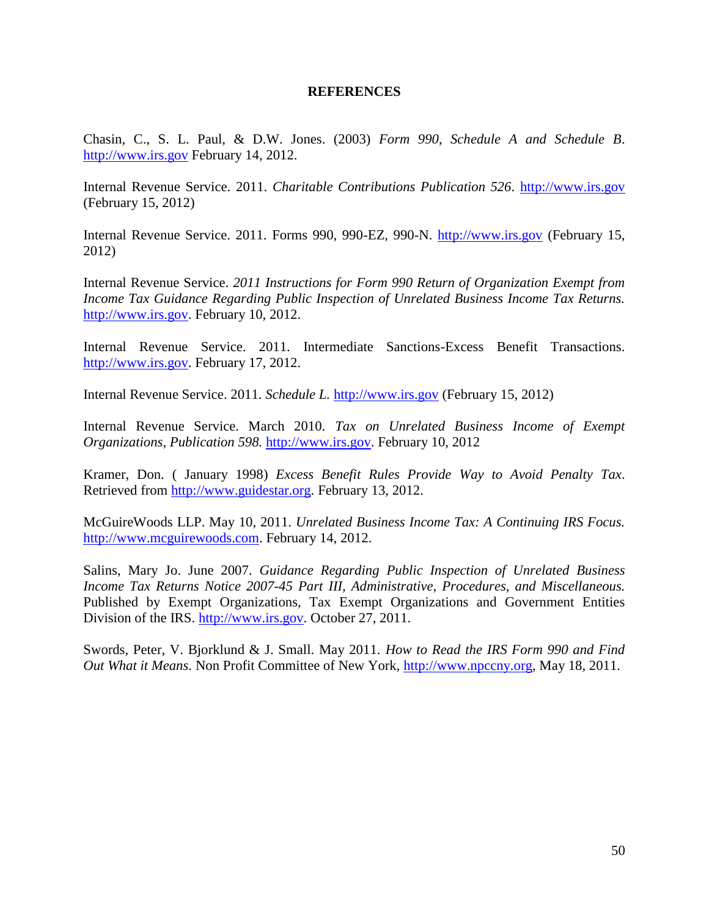# REFERENCES

Chasin, C., S. L. Paul, & D.W. Jones. (2003) *Form 990, Schedule A and Schedule B*. http://www.irs.gov February 14, 2012.

Internal Revenue Service. 2011. *Charitable Contributions Publication 526*. http://www.irs.gov (February 15, 2012)

Internal Revenue Service. 2011. Forms 990, 990-EZ, 990-N. http://www.irs.gov (February 15, 2012)

Internal Revenue Service. *2011 Instructions for Form 990 Return of Organization Exempt from Income Tax Guidance Regarding Public Inspection of Unrelated Business Income Tax Returns.* http://www.irs.gov. February 10, 2012.

Internal Revenue Service. 2011. Intermediate Sanctions-Excess Benefit Transactions. http://www.irs.gov. February 17, 2012.

Internal Revenue Service. 2011. *Schedule L*. http://www.irs.gov (February 15, 2012)

Internal Revenue Service. March 2010. *Tax on Unrelated Business Income of Exempt Organizations, Publication 598.* http://www.irs.gov. February 10, 2012

Kramer, Don. ( January 1998) *Excess Benefit Rules Provide Way to Avoid Penalty Tax*. Retrieved from http://www.guidestar.org. February 13, 2012.

McGuireWoods LLP. May 10, 2011. *Unrelated Business Income Tax: A Continuing IRS Focus.* http://www.mcguirewoods.com. February 14, 2012.

Salins, Mary Jo. June 2007. *Guidance Regarding Public Inspection of Unrelated Business Income Tax Returns Notice 2007-45 Part III, Administrative, Procedures, and Miscellaneous.* Published by Exempt Organizations, Tax Exempt Organizations and Government Entities Division of the IRS. http://www.irs.gov. October 27, 2011.

Swords, Peter, V. Bjorklund & J. Small. May 2011. *How to Read the IRS Form 990 and Find Out What it Means*. Non Profit Committee of New York, http://www.npccny.org, May 18, 2011.